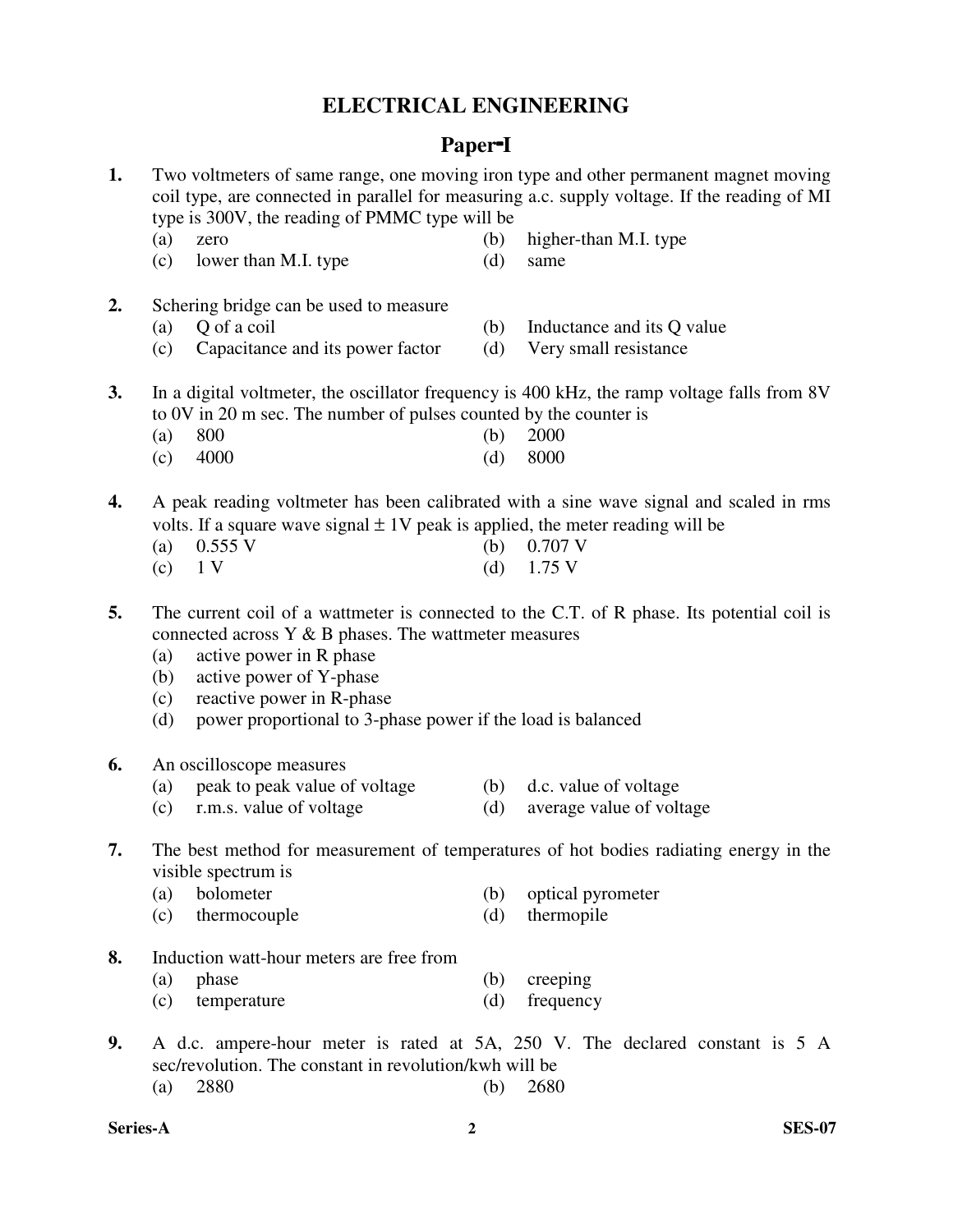# ELECTRICAL ENGINEERING

## Paper-I

**1.** Two voltmeters of same range, one moving iron type and other permanent magnet moving coil type, are connected in parallel for measuring a.c. supply voltage. If the reading of MI type is 300V, the reading of PMMC type will be

(a) zero
(b) higher-than M.I. type
(c) lower than M.I. type
(d) same

**2.** Schering bridge can be used to measure

(a) Q of a coil
(b) Inductance and its Q value
(c) Capacitance and its power factor
(d) Very small resistance

**3.** In a digital voltmeter, the oscillator frequency is 400 kHz, the ramp voltage falls from 8V to 0V in 20 m sec. The number of pulses counted by the counter is

(a) 800
(b) 2000
(c) 4000
(d) 8000

**4.** A peak reading voltmeter has been calibrated with a sine wave signal and scaled in rms volts. If a square wave signal $\pm$ 1V peak is applied, the meter reading will be

(a) 0.555 V
(b) 0.707 V
(c) 1 V
(d) 1.75 V

**5.** The current coil of a wattmeter is connected to the C.T. of R phase. Its potential coil is connected across Y & B phases. The wattmeter measures

(a) active power in R phase
(b) active power of Y-phase
(c) reactive power in R-phase
(d) power proportional to 3-phase power if the load is balanced

**6.** An oscilloscope measures

(a) peak to peak value of voltage
(b) d.c. value of voltage
(c) r.m.s. value of voltage
(d) average value of voltage

**7.** The best method for measurement of temperatures of hot bodies radiating energy in the visible spectrum is

(a) bolometer
(b) optical pyrometer
(c) thermocouple
(d) thermopile

**8.** Induction watt-hour meters are free from

(a) phase
(b) creeping
(c) temperature
(d) frequency

**9.** A d.c. ampere-hour meter is rated at 5A, 250 V. The declared constant is 5 A sec/revolution. The constant in revolution/kwh will be

(a) 2880
(b) 2680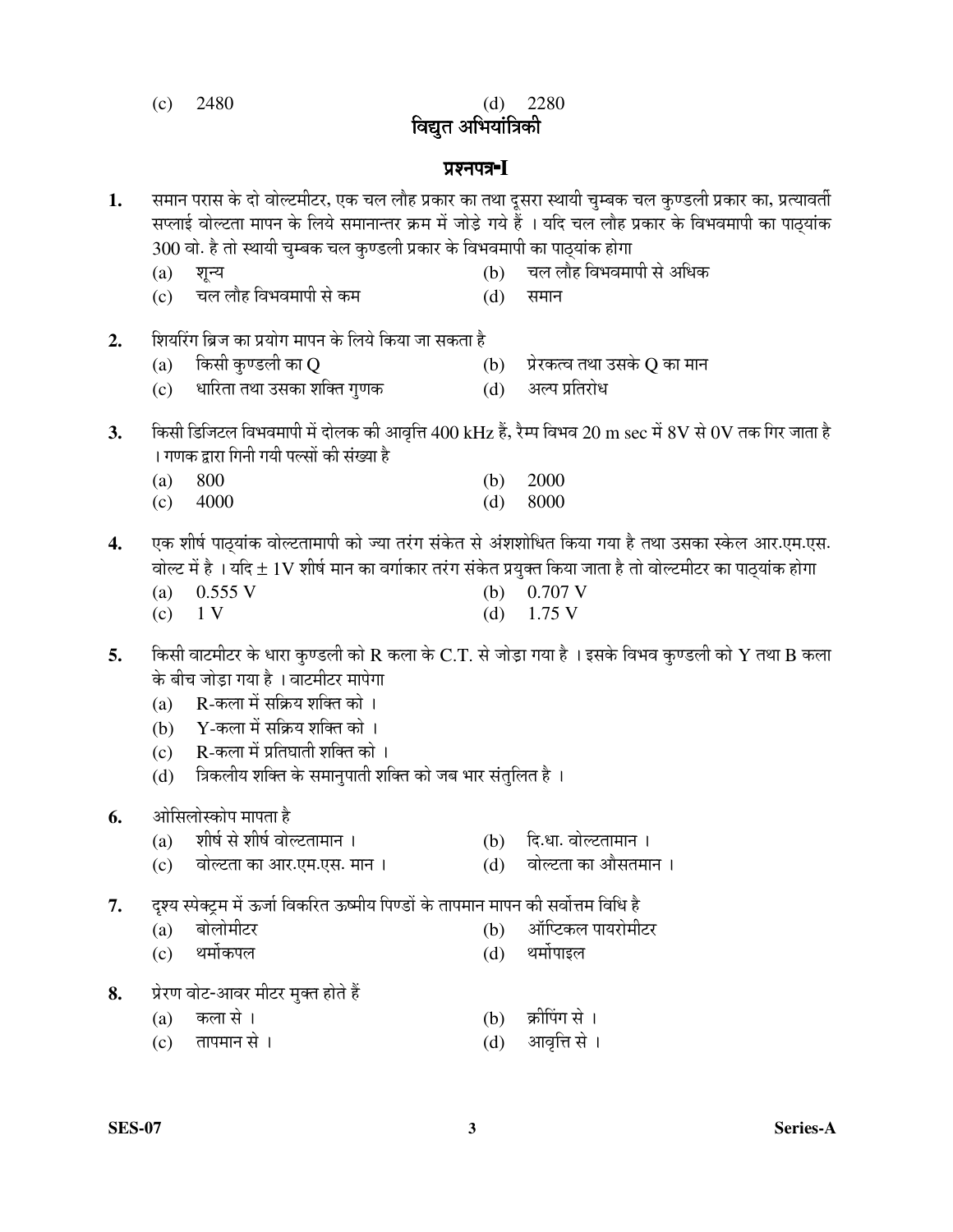(c) 2480 (d) 2280

# विद्युत अभियांत्रिकी

## प्रश्नपत्र-I

**1.** समान परास के दो वोल्टमीटर, एक चल लौह प्रकार का तथा दूसरा स्थायी चुम्बक चल कुण्डली प्रकार का, प्रत्यावर्ती सप्लाई वोल्टता मापन के लिये समानान्तर क्रम में जोड़े गये हैं । यदि चल लौह प्रकार के विभवमापी का पाठ्यांक 300 वो. है तो स्थायी चुम्बक चल कुण्डली प्रकार के विभवमापी का पाठ्यांक होगा

(a) शून्य
(b) चल लौह विभवमापी से अधिक
(c) चल लौह विभवमापी से कम
(d) समान

**2.** शियरिंग ब्रिज का प्रयोग मापन के लिये किया जा सकता है

(a) किसी कुण्डली का Q
(b) प्रेरकत्व तथा उसके Q का मान
(c) धारिता तथा उसका शक्ति गुणक
(d) अल्प प्रतिरोध

**3.** किसी डिजिटल विभवमापी में दोलक की आवृत्ति 400 kHz हैं, रैम्प विभव 20 m sec में 8V से 0V तक गिर जाता है । गणक द्वारा गिनी गयी पल्सों की संख्या है

(a) 800
(b) 2000
(c) 4000
(d) 8000

**4.** एक शीर्ष पाठ्यांक वोल्टतामापी को ज्या तरंग संकेत से अंशशोधित किया गया है तथा उसका स्केल आर.एम.एस. वोल्ट में है । यदि $\pm$ 1V शीर्ष मान का वर्गाकार तरंग संकेत प्रयुक्त किया जाता है तो वोल्टमीटर का पाठ्यांक होगा

(a) 0.555 V
(b) 0.707 V
(c) 1 V
(d) 1.75 V

**5.** किसी वाटमीटर के धारा कुण्डली को R कला के C.T. से जोड़ा गया है । इसके विभव कुण्डली को Y तथा B कला के बीच जोड़ा गया है । वाटमीटर मापेगा

(a) R-कला में सक्रिय शक्ति को ।
(b) Y-कला में सक्रिय शक्ति को ।
(c) R-कला में प्रतिघाती शक्ति को ।
(d) त्रिकलीय शक्ति के समानुपाती शक्ति को जब भार संतुलित है ।

**6.** ओसिलोस्कोप मापता है

(a) शीर्ष से शीर्ष वोल्टतामान ।
(b) दि.धा. वोल्टतामान ।
(c) वोल्टता का आर.एम.एस. मान ।
(d) वोल्टता का औसतमान ।

**7.** दृश्य स्पेक्ट्रम में ऊर्जा विकरित ऊष्मीय पिण्डों के तापमान मापन की सर्वोत्तम विधि है

(a) बोलोमीटर
(b) ऑप्टिकल पायरोमीटर
(c) थर्मोकपल
(d) थर्मोपाइल

**8.** प्रेरण वोट-आवर मीटर मुक्त होते हैं

(a) कला से ।
(b) क्रीपिंग से ।
(c) तापमान से ।
(d) आवृत्ति से ।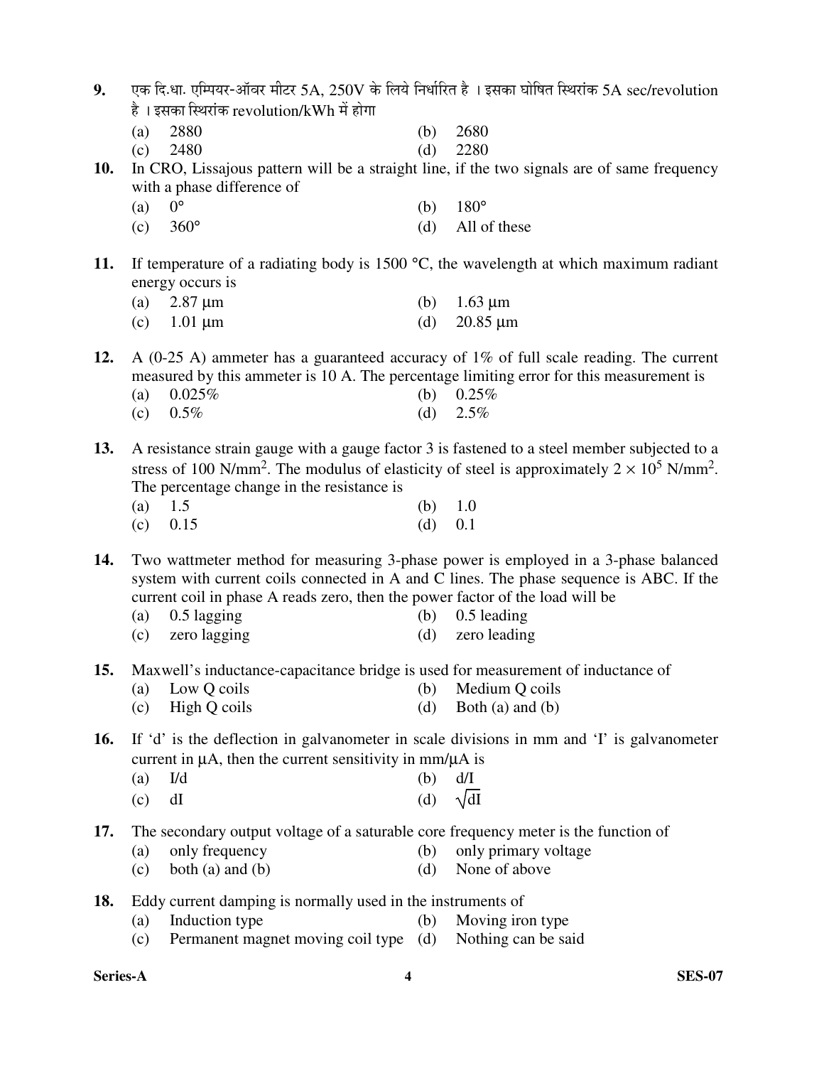**9.** एक दि.धा. एम्पियर-ऑवर मीटर 5A, 250V के लिये निर्धारित है । इसका घोषित स्थिरांक 5A sec/revolution है । इसका स्थिरांक revolution/kWh में होगा

(a) 2880 (b) 2680
(c) 2480 (d) 2280

**10.** In CRO, Lissajous pattern will be a straight line, if the two signals are of same frequency with a phase difference of

(a) 0° (b) 180°
(c) 360° (d) All of these

**11.** If temperature of a radiating body is 1500 °C, the wavelength at which maximum radiant energy occurs is

(a) 2.87 μm (b) 1.63 μm
(c) 1.01 μm (d) 20.85 μm

**12.** A (0-25 A) ammeter has a guaranteed accuracy of 1% of full scale reading. The current measured by this ammeter is 10 A. The percentage limiting error for this measurement is

(a) 0.025% (b) 0.25%
(c) 0.5% (d) 2.5%

**13.** A resistance strain gauge with a gauge factor 3 is fastened to a steel member subjected to a stress of 100 N/mm$^2$. The modulus of elasticity of steel is approximately $2 \times 10^5$ N/mm$^2$. The percentage change in the resistance is

(a) 1.5 (b) 1.0
(c) 0.15 (d) 0.1

**14.** Two wattmeter method for measuring 3-phase power is employed in a 3-phase balanced system with current coils connected in A and C lines. The phase sequence is ABC. If the current coil in phase A reads zero, then the power factor of the load will be

(a) 0.5 lagging (b) 0.5 leading
(c) zero lagging (d) zero leading

**15.** Maxwell's inductance-capacitance bridge is used for measurement of inductance of

(a) Low Q coils (b) Medium Q coils
(c) High Q coils (d) Both (a) and (b)

**16.** If 'd' is the deflection in galvanometer in scale divisions in mm and 'I' is galvanometer current in μA, then the current sensitivity in mm/μA is

(a) I/d (b) d/I
(c) dI (d) $\sqrt{dI}$

**17.** The secondary output voltage of a saturable core frequency meter is the function of

(a) only frequency (b) only primary voltage
(c) both (a) and (b) (d) None of above

**18.** Eddy current damping is normally used in the instruments of

(a) Induction type (b) Moving iron type
(c) Permanent magnet moving coil type (d) Nothing can be said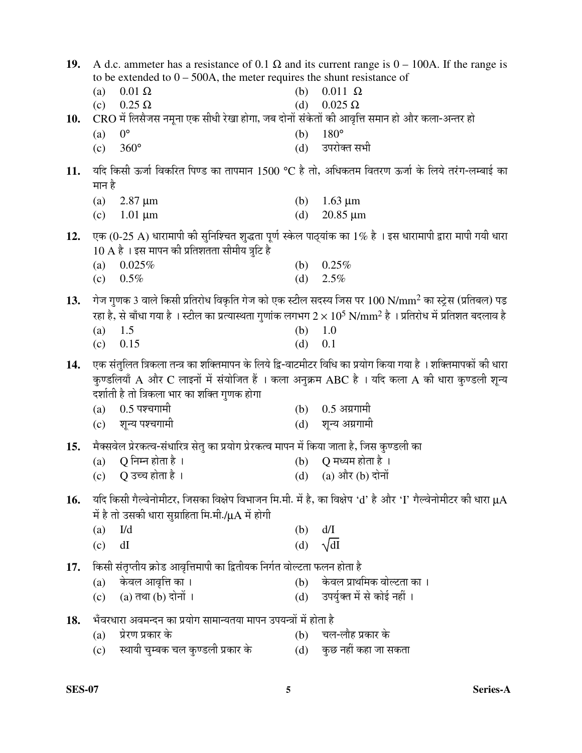**19.** A d.c. ammeter has a resistance of 0.1 Ω and its current range is 0 – 100A. If the range is to be extended to 0 – 500A, the meter requires the shunt resistance of

(a) 0.01 Ω  (b) 0.011 Ω
(c) 0.25 Ω  (d) 0.025 Ω

**10.** CRO में लिसैजस नमूना एक सीधी रेखा होगा, जब दोनों संकेतों की आवृत्ति समान हो और कला-अन्तर हो

(a) 0°  (b) 180°
(c) 360°  (d) उपरोक्त सभी

**11.** यदि किसी ऊर्जा विकरित पिण्ड का तापमान 1500 °C है तो, अधिकतम वितरण ऊर्जा के लिये तरंग-लम्बाई का मान है

(a) 2.87 μm  (b) 1.63 μm
(c) 1.01 μm  (d) 20.85 μm

**12.** एक (0-25 A) धारामापी की सुनिश्चित शुद्धता पूर्ण स्केल पाठ्यांक का 1% है । इस धारामापी द्वारा मापी गयी धारा 10 A है । इस मापन की प्रतिशतता सीमीय त्रुटि है

(a) 0.025%  (b) 0.25%
(c) 0.5%  (d) 2.5%

**13.** गेज गुणक 3 वाले किसी प्रतिरोध विकृति गेज को एक स्टील सदस्य जिस पर 100 $N/mm^2$ का स्ट्रेस (प्रतिबल) पड़ रहा है, से बाँधा गया है । स्टील का प्रत्यास्थता गुणांक लगभग $2 \times 10^5$ $N/mm^2$ है । प्रतिरोध में प्रतिशत बदलाव है

(a) 1.5  (b) 1.0
(c) 0.15  (d) 0.1

**14.** एक संतुलित त्रिकला तन्त्र का शक्तिमापन के लिये द्वि-वाटमीटर विधि का प्रयोग किया गया है । शक्तिमापकों की धारा कुण्डलियाँ A और C लाइनों में संयोजित हैं । कला अनुक्रम ABC है । यदि कला A की धारा कुण्डली शून्य दर्शाती है तो त्रिकला भार का शक्ति गुणक होगा

(a) 0.5 पश्चगामी  (b) 0.5 अग्रगामी
(c) शून्य पश्चगामी  (d) शून्य अग्रगामी

**15.** मैक्सवेल प्रेरकत्व-संधारित्र सेतु का प्रयोग प्रेरकत्व मापन में किया जाता है, जिस कुण्डली का

(a) Q निम्न होता है ।  (b) Q मध्यम होता है ।
(c) Q उच्च होता है ।  (d) (a) और (b) दोनों

**16.** यदि किसी गैल्वेनोमीटर, जिसका विक्षेप विभाजन मि.मी. में है, का विक्षेप 'd' है और 'I' गैल्वेनोमीटर की धारा μA में है तो उसकी धारा सुग्राहिता मि.मी./μA में होगी

(a) I/d  (b) d/I
(c) dI  (d) $\sqrt{dI}$

**17.** किसी संतृप्तीय क्रोड आवृत्तिमापी का द्वितीयक निर्गत वोल्टता फलन होता है

(a) केवल आवृत्ति का ।  (b) केवल प्राथमिक वोल्टता का ।
(c) (a) तथा (b) दोनों ।  (d) उपर्युक्त में से कोई नहीं ।

**18.** भँवरधारा अवमन्दन का प्रयोग सामान्यतया मापन उपयन्त्रों में होता है

(a) प्रेरण प्रकार के  (b) चल-लौह प्रकार के
(c) स्थायी चुम्बक चल कुण्डली प्रकार के  (d) कुछ नहीं कहा जा सकता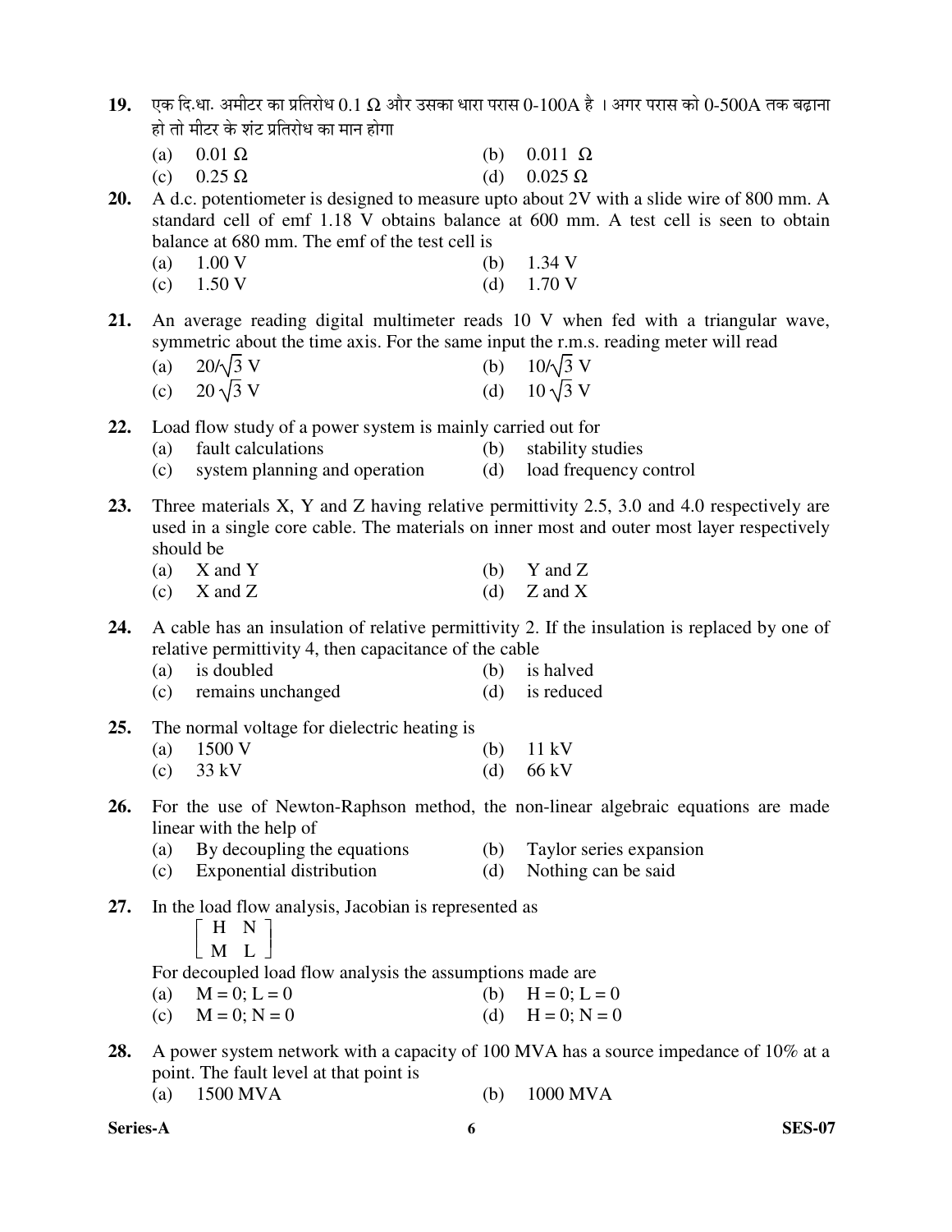**19.** एक दि.धा. अमीटर का प्रतिरोध 0.1 Ω और उसका धारा परास 0-100A है । अगर परास को 0-500A तक बढ़ाना हो तो मीटर के शंट प्रतिरोध का मान होगा

(a) 0.01 Ω  (b) 0.011 Ω
(c) 0.25 Ω  (d) 0.025 Ω

**20.** A d.c. potentiometer is designed to measure upto about 2V with a slide wire of 800 mm. A standard cell of emf 1.18 V obtains balance at 600 mm. A test cell is seen to obtain balance at 680 mm. The emf of the test cell is

(a) 1.00 V  (b) 1.34 V
(c) 1.50 V  (d) 1.70 V

**21.** An average reading digital multimeter reads 10 V when fed with a triangular wave, symmetric about the time axis. For the same input the r.m.s. reading meter will read

(a) $20/\sqrt{3}$ V  (b) $10/\sqrt{3}$ V
(c) $20\sqrt{3}$ V  (d) $10\sqrt{3}$ V

**22.** Load flow study of a power system is mainly carried out for

(a) fault calculations  (b) stability studies
(c) system planning and operation  (d) load frequency control

**23.** Three materials X, Y and Z having relative permittivity 2.5, 3.0 and 4.0 respectively are used in a single core cable. The materials on inner most and outer most layer respectively should be

(a) X and Y  (b) Y and Z
(c) X and Z  (d) Z and X

**24.** A cable has an insulation of relative permittivity 2. If the insulation is replaced by one of relative permittivity 4, then capacitance of the cable

(a) is doubled  (b) is halved
(c) remains unchanged  (d) is reduced

**25.** The normal voltage for dielectric heating is

(a) 1500 V  (b) 11 kV
(c) 33 kV  (d) 66 kV

**26.** For the use of Newton-Raphson method, the non-linear algebraic equations are made linear with the help of

(a) By decoupling the equations  (b) Taylor series expansion
(c) Exponential distribution  (d) Nothing can be said

**27.** In the load flow analysis, Jacobian is represented as

$$\begin{bmatrix} H & N \\ M & L \end{bmatrix}$$

For decoupled load flow analysis the assumptions made are

(a) M = 0; L = 0  (b) H = 0; L = 0
(c) M = 0; N = 0  (d) H = 0; N = 0

**28.** A power system network with a capacity of 100 MVA has a source impedance of 10% at a point. The fault level at that point is

(a) 1500 MVA  (b) 1000 MVA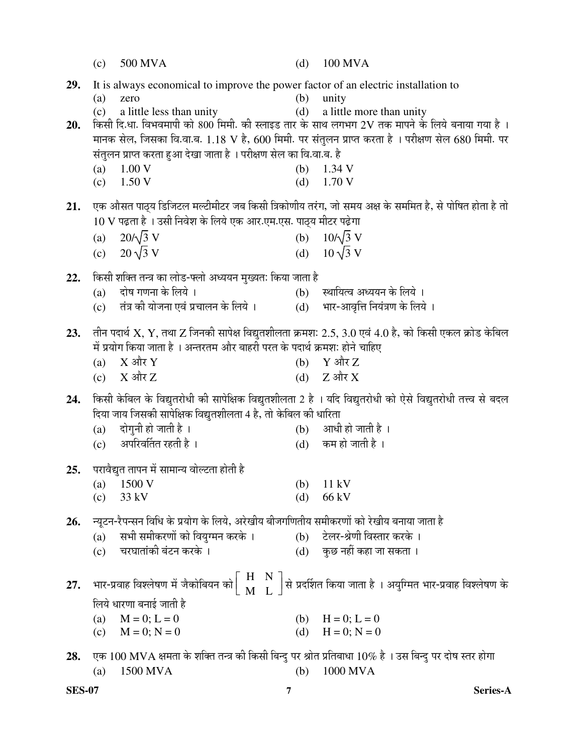(c) 500 MVA (d) 100 MVA

**29.** It is always economical to improve the power factor of an electric installation to

(a) zero (b) unity

(c) a little less than unity (d) a little more than unity

**20.** किसी दि.धा. विभवमापी को 800 मिमी. की स्लाइड तार के साथ लगभग 2V तक मापने के लिये बनाया गया है । मानक सेल, जिसका वि.वा.ब. 1.18 V है, 600 मिमी. पर संतुलन प्राप्त करता है । परीक्षण सेल 680 मिमी. पर संतुलन प्राप्त करता हुआ देखा जाता है । परीक्षण सेल का वि.वा.ब. है

(a) 1.00 V (b) 1.34 V

(c) 1.50 V (d) 1.70 V

**21.** एक औसत पाठ्य डिजिटल मल्टीमीटर जब किसी त्रिकोणीय तरंग, जो समय अक्ष के सममित है, से पोषित होता है तो 10 V पढ़ता है । उसी निवेश के लिये एक आर.एम.एस. पाठ्य मीटर पढ़ेगा

(a) $20/\sqrt{3}$ V (b) $10/\sqrt{3}$ V

(c) $20\sqrt{3}$ V (d) $10\sqrt{3}$ V

**22.** किसी शक्ति तन्त्र का लोड-फ्लो अध्ययन मुख्यतः किया जाता है

(a) दोष गणना के लिये । (b) स्थायित्व अध्ययन के लिये ।

(c) तंत्र की योजना एवं प्रचालन के लिये । (d) भार-आवृत्ति नियंत्रण के लिये ।

**23.** तीन पदार्थ X, Y, तथा Z जिनकी सापेक्ष विद्युतशीलता क्रमशः 2.5, 3.0 एवं 4.0 है, को किसी एकल क्रोड केबिल में प्रयोग किया जाता है । अन्तरतम और बाहरी परत के पदार्थ क्रमशः होने चाहिए

(a) X और Y (b) Y और Z

(c) X और Z (d) Z और X

**24.** किसी केबिल के विद्युतरोधी की सापेक्षिक विद्युतशीलता 2 है । यदि विद्युतरोधी को ऐसे विद्युतरोधी तत्त्व से बदल दिया जाय जिसकी सापेक्षिक विद्युतशीलता 4 है, तो केबिल की धारिता

(a) दोगुनी हो जाती है । (b) आधी हो जाती है ।

(c) अपरिवर्तित रहती है । (d) कम हो जाती है ।

**25.** परावैद्युत तापन में सामान्य वोल्टता होती है

(a) 1500 V (b) 11 kV

(c) 33 kV (d) 66 kV

**26.** न्यूटन-रैपन्सन विधि के प्रयोग के लिये, अरेखीय बीजगणितीय समीकरणों को रेखीय बनाया जाता है

(a) सभी समीकरणों को वियुग्मन करके । (b) टेलर-श्रेणी विस्तार करके ।

(c) चरघातांकी बंटन करके । (d) कुछ नहीं कहा जा सकता ।

**27.** भार-प्रवाह विश्लेषण में जैकोबियन को $\begin{bmatrix} H & N \\ M & L \end{bmatrix}$ से प्रदर्शित किया जाता है । अयुग्मित भार-प्रवाह विश्लेषण के लिये धारणा बनाई जाती है

(a) $M = 0; L = 0$ (b) $H = 0; L = 0$

(c) $M = 0; N = 0$ (d) $H = 0; N = 0$

**28.** एक 100 MVA क्षमता के शक्ति तन्त्र की किसी बिन्दु पर श्रोत प्रतिबाधा 10% है । उस बिन्दु पर दोष स्तर होगा

(a) 1500 MVA (b) 1000 MVA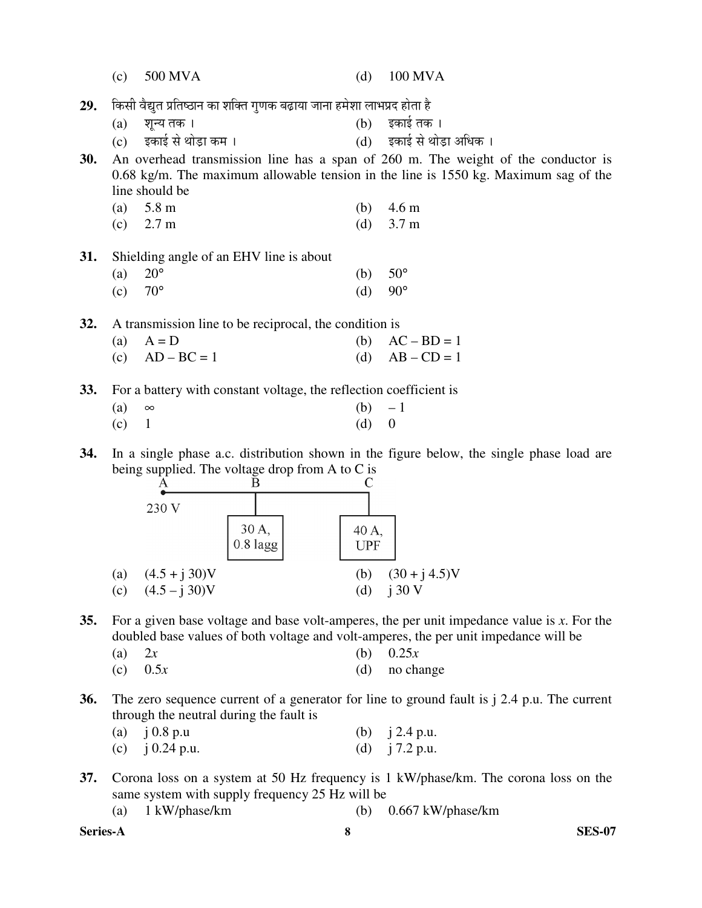(c) 500 MVA (d) 100 MVA

**29.** किसी वैद्युत प्रतिष्ठान का शक्ति गुणक बढ़ाया जाना हमेशा लाभप्रद होता है

(a) शून्य तक । (b) इकाई तक ।

(c) इकाई से थोड़ा कम । (d) इकाई से थोड़ा अधिक ।

**30.** An overhead transmission line has a span of 260 m. The weight of the conductor is 0.68 kg/m. The maximum allowable tension in the line is 1550 kg. Maximum sag of the line should be

(a) 5.8 m (b) 4.6 m

(c) 2.7 m (d) 3.7 m

**31.** Shielding angle of an EHV line is about

(a) 20° (b) 50°

(c) 70° (d) 90°

**32.** A transmission line to be reciprocal, the condition is

(a) A = D (b) AC – BD = 1

(c) AD – BC = 1 (d) AB – CD = 1

**33.** For a battery with constant voltage, the reflection coefficient is

(a) $\infty$ (b) – 1

(c) 1 (d) 0

**34.** In a single phase a.c. distribution shown in the figure below, the single phase load are being supplied. The voltage drop from A to C is

A (230 V) —— B (30 A, 0.8 lagg) —— C (40 A, UPF)

(a) (4.5 + j 30)V (b) (30 + j 4.5)V

(c) (4.5 – j 30)V (d) j 30 V

**35.** For a given base voltage and base volt-amperes, the per unit impedance value is *x*. For the doubled base values of both voltage and volt-amperes, the per unit impedance will be

(a) 2*x* (b) 0.25*x*

(c) 0.5*x* (d) no change

**36.** The zero sequence current of a generator for line to ground fault is j 2.4 p.u. The current through the neutral during the fault is

(a) j 0.8 p.u (b) j 2.4 p.u.

(c) j 0.24 p.u. (d) j 7.2 p.u.

**37.** Corona loss on a system at 50 Hz frequency is 1 kW/phase/km. The corona loss on the same system with supply frequency 25 Hz will be

(a) 1 kW/phase/km (b) 0.667 kW/phase/km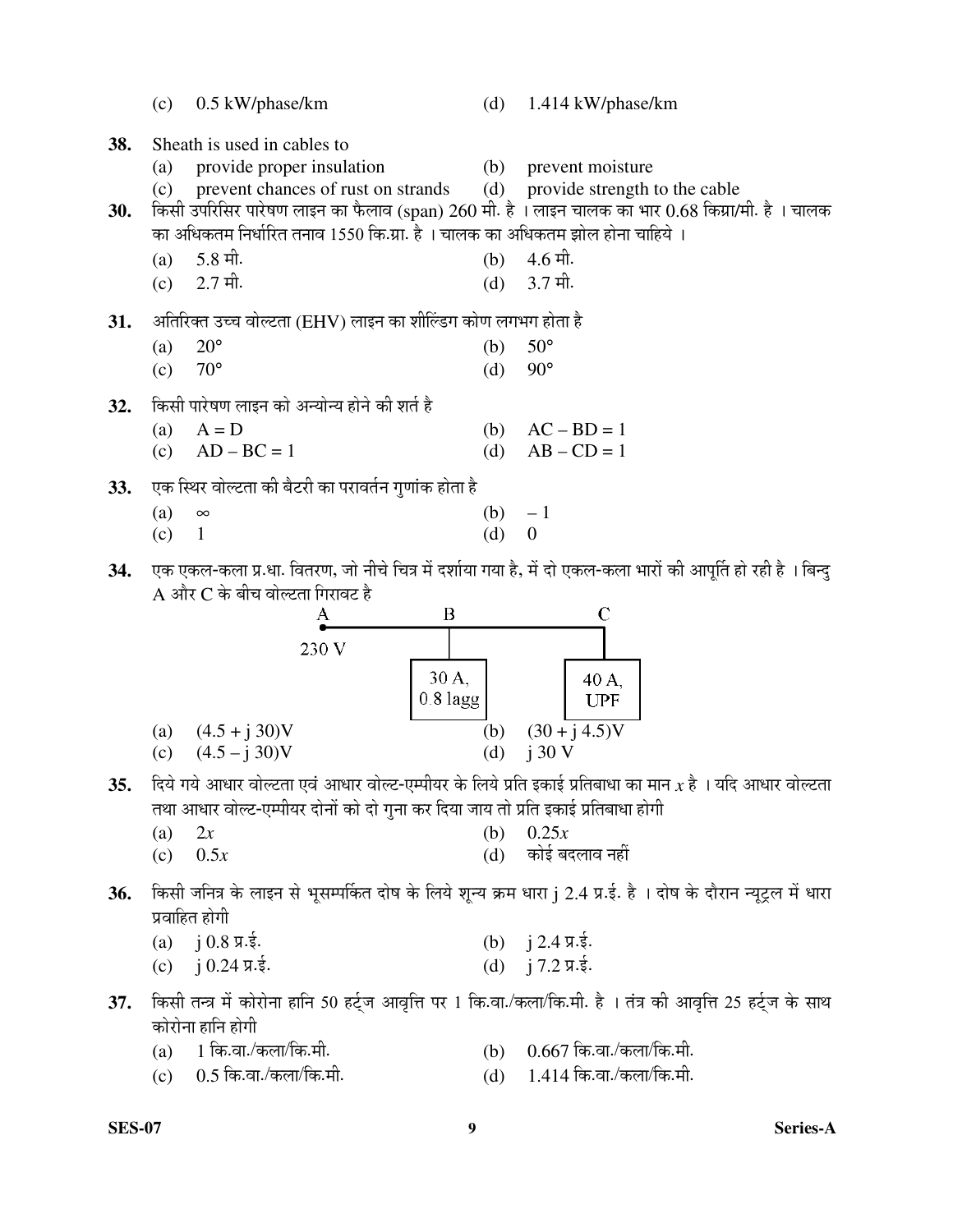(c) 0.5 kW/phase/km (d) 1.414 kW/phase/km

**38.** Sheath is used in cables to

(a) provide proper insulation (b) prevent moisture

(c) prevent chances of rust on strands (d) provide strength to the cable

**30.** किसी उपरिसिर पारेषण लाइन का फैलाव (span) 260 मी. है । लाइन चालक का भार 0.68 किग्रा/मी. है । चालक का अधिकतम निर्धारित तनाव 1550 कि.ग्रा. है । चालक का अधिकतम झोल होना चाहिये ।

(a) 5.8 मी. (b) 4.6 मी.

(c) 2.7 मी. (d) 3.7 मी.

**31.** अतिरिक्त उच्च वोल्टता (EHV) लाइन का शील्डिंग कोण लगभग होता है

(a) 20° (b) 50°

(c) 70° (d) 90°

**32.** किसी पारेषण लाइन को अन्योन्य होने की शर्त है

(a) A = D (b) AC – BD = 1

(c) AD – BC = 1 (d) AB – CD = 1

**33.** एक स्थिर वोल्टता की बैटरी का परावर्तन गुणांक होता है

(a) ∞ (b) – 1

(c) 1 (d) 0

**34.** एक एकल-कला प्र.धा. वितरण, जो नीचे चित्र में दर्शाया गया है, में दो एकल-कला भारों की आपूर्ति हो रही है । बिन्दु A और C के बीच वोल्टता गिरावट है

A (230 V) —— B (30 A, 0.8 lagg) —— C (40 A, UPF)

(a) (4.5 + j 30)V (b) (30 + j 4.5)V

(c) (4.5 – j 30)V (d) j 30 V

**35.** दिये गये आधार वोल्टता एवं आधार वोल्ट-एम्पीयर के लिये प्रति इकाई प्रतिबाधा का मान $x$ है । यदि आधार वोल्टता तथा आधार वोल्ट-एम्पीयर दोनों को दो गुना कर दिया जाय तो प्रति इकाई प्रतिबाधा होगी

(a) $2x$ (b) $0.25x$

(c) $0.5x$ (d) कोई बदलाव नहीं

**36.** किसी जनित्र के लाइन से भूसम्पर्कित दोष के लिये शून्य क्रम धारा j 2.4 प्र.ई. है । दोष के दौरान न्यूट्रल में धारा प्रवाहित होगी

(a) j 0.8 प्र.ई. (b) j 2.4 प्र.ई.

(c) j 0.24 प्र.ई. (d) j 7.2 प्र.ई.

**37.** किसी तन्त्र में कोरोना हानि 50 हर्ट्ज आवृत्ति पर 1 कि.वा./कला/कि.मी. है । तंत्र की आवृत्ति 25 हर्ट्ज के साथ कोरोना हानि होगी

(a) 1 कि.वा./कला/कि.मी. (b) 0.667 कि.वा./कला/कि.मी.

(c) 0.5 कि.वा./कला/कि.मी. (d) 1.414 कि.वा./कला/कि.मी.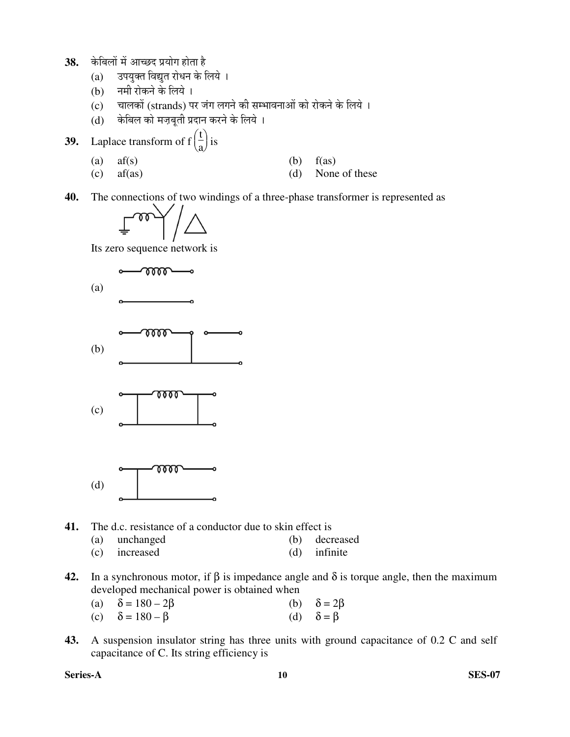**38.** केबिलों में आच्छद प्रयोग होता है

(a) उपयुक्त विद्युत रोधन के लिये ।

(b) नमी रोकने के लिये ।

(c) चालकों (strands) पर जंग लगने की सम्भावनाओं को रोकने के लिये ।

(d) केबिल को मज़बूती प्रदान करने के लिये ।

**39.** Laplace transform of $f\left(\frac{t}{a}\right)$ is

(a) af(s)

(b) f(as)

(c) af(as)

(d) None of these

**40.** The connections of two windings of a three-phase transformer is represented as

Its zero sequence network is

(a)

(b)

(c)

(d)

**41.** The d.c. resistance of a conductor due to skin effect is

(a) unchanged

(b) decreased

(c) increased

(d) infinite

**42.** In a synchronous motor, if $\beta$ is impedance angle and $\delta$ is torque angle, then the maximum developed mechanical power is obtained when

(a) $\delta = 180 - 2\beta$

(b) $\delta = 2\beta$

(c) $\delta = 180 - \beta$

(d) $\delta = \beta$

**43.** A suspension insulator string has three units with ground capacitance of 0.2 C and self capacitance of C. Its string efficiency is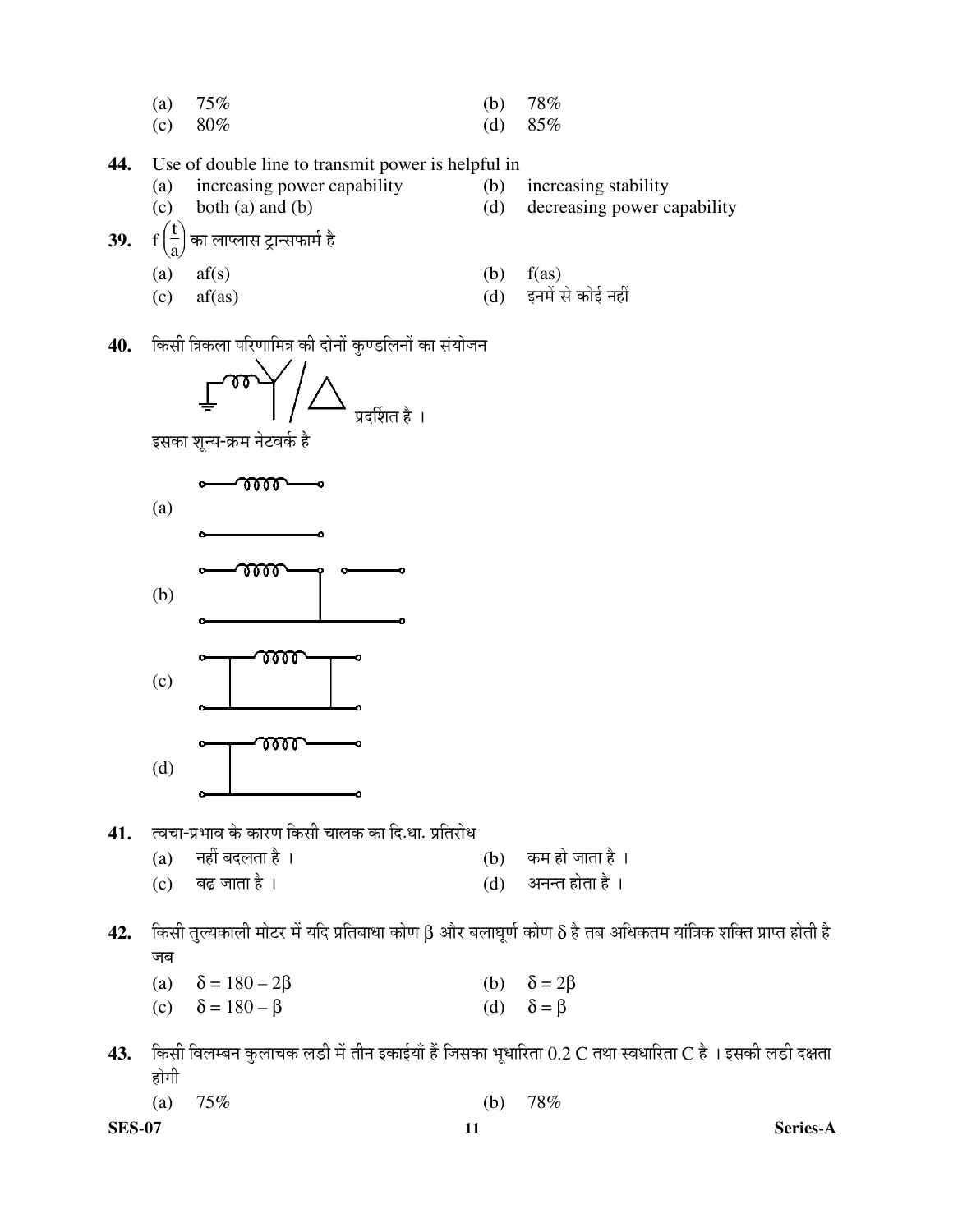(a) 75% (b) 78%
(c) 80% (d) 85%

**44.** Use of double line to transmit power is helpful in

(a) increasing power capability (b) increasing stability
(c) both (a) and (b) (d) decreasing power capability

**39.** $f\left(\frac{t}{a}\right)$ का लाप्लास ट्रान्सफार्म है

(a) $af(s)$ (b) $f(as)$
(c) $af(as)$ (d) इनमें से कोई नहीं

**40.** किसी त्रिकला परिणामित्र की दोनों कुण्डलिनों का संयोजन प्रदर्शित है ।

इसका शून्य-क्रम नेटवर्क है

(a)

(b)

(c)

(d)

**41.** त्वचा-प्रभाव के कारण किसी चालक का दि.धा. प्रतिरोध

(a) नहीं बदलता है । (b) कम हो जाता है ।
(c) बढ़ जाता है । (d) अनन्त होता है ।

**42.** किसी तुल्यकाली मोटर में यदि प्रतिबाधा कोण β और बलाघूर्ण कोण δ है तब अधिकतम यांत्रिक शक्ति प्राप्त होती है जब

(a) $\delta = 180 - 2\beta$ (b) $\delta = 2\beta$
(c) $\delta = 180 - \beta$ (d) $\delta = \beta$

**43.** किसी विलम्बन कुलाचक लड़ी में तीन इकाईयाँ हैं जिसका भूधारिता 0.2 C तथा स्वधारिता C है । इसकी लड़ी दक्षता होगी

(a) 75% (b) 78%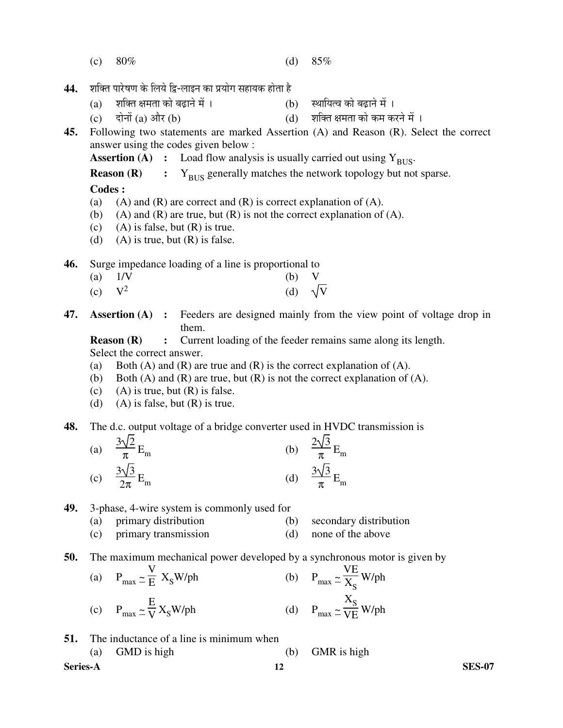(c) 80% (d) 85%

**44.** शक्ति पारेषण के लिये द्वि-लाइन का प्रयोग सहायक होता है

(a) शक्ति क्षमता को बढ़ाने में । (b) स्थायित्व को बढ़ाने में ।

(c) दोनों (a) और (b) (d) शक्ति क्षमता को कम करने में ।

**45.** Following two statements are marked Assertion (A) and Reason (R). Select the correct answer using the codes given below :

**Assertion (A) :** Load flow analysis is usually carried out using $Y_{BUS}$.

**Reason (R) :** $Y_{BUS}$ generally matches the network topology but not sparse.

**Codes :**

(a) (A) and (R) are correct and (R) is correct explanation of (A).

(b) (A) and (R) are true, but (R) is not the correct explanation of (A).

(c) (A) is false, but (R) is true.

(d) (A) is true, but (R) is false.

**46.** Surge impedance loading of a line is proportional to

(a) $1/V$ (b) $V$

(c) $V^2$ (d) $\sqrt{V}$

**47.** **Assertion (A) :** Feeders are designed mainly from the view point of voltage drop in them.

**Reason (R) :** Current loading of the feeder remains same along its length.

Select the correct answer.

(a) Both (A) and (R) are true and (R) is the correct explanation of (A).

(b) Both (A) and (R) are true, but (R) is not the correct explanation of (A).

(c) (A) is true, but (R) is false.

(d) (A) is false, but (R) is true.

**48.** The d.c. output voltage of a bridge converter used in HVDC transmission is

(a) $\frac{3\sqrt{2}}{\pi} E_m$ (b) $\frac{2\sqrt{3}}{\pi} E_m$

(c) $\frac{3\sqrt{3}}{2\pi} E_m$ (d) $\frac{3\sqrt{3}}{\pi} E_m$

**49.** 3-phase, 4-wire system is commonly used for

(a) primary distribution (b) secondary distribution

(c) primary transmission (d) none of the above

**50.** The maximum mechanical power developed by a synchronous motor is given by

(a) $P_{max} \simeq \frac{V}{E} X_S$ W/ph (b) $P_{max} \simeq \frac{VE}{X_S}$ W/ph

(c) $P_{max} \simeq \frac{E}{V} X_S$ W/ph (d) $P_{max} \simeq \frac{X_S}{VE}$ W/ph

**51.** The inductance of a line is minimum when

(a) GMD is high (b) GMR is high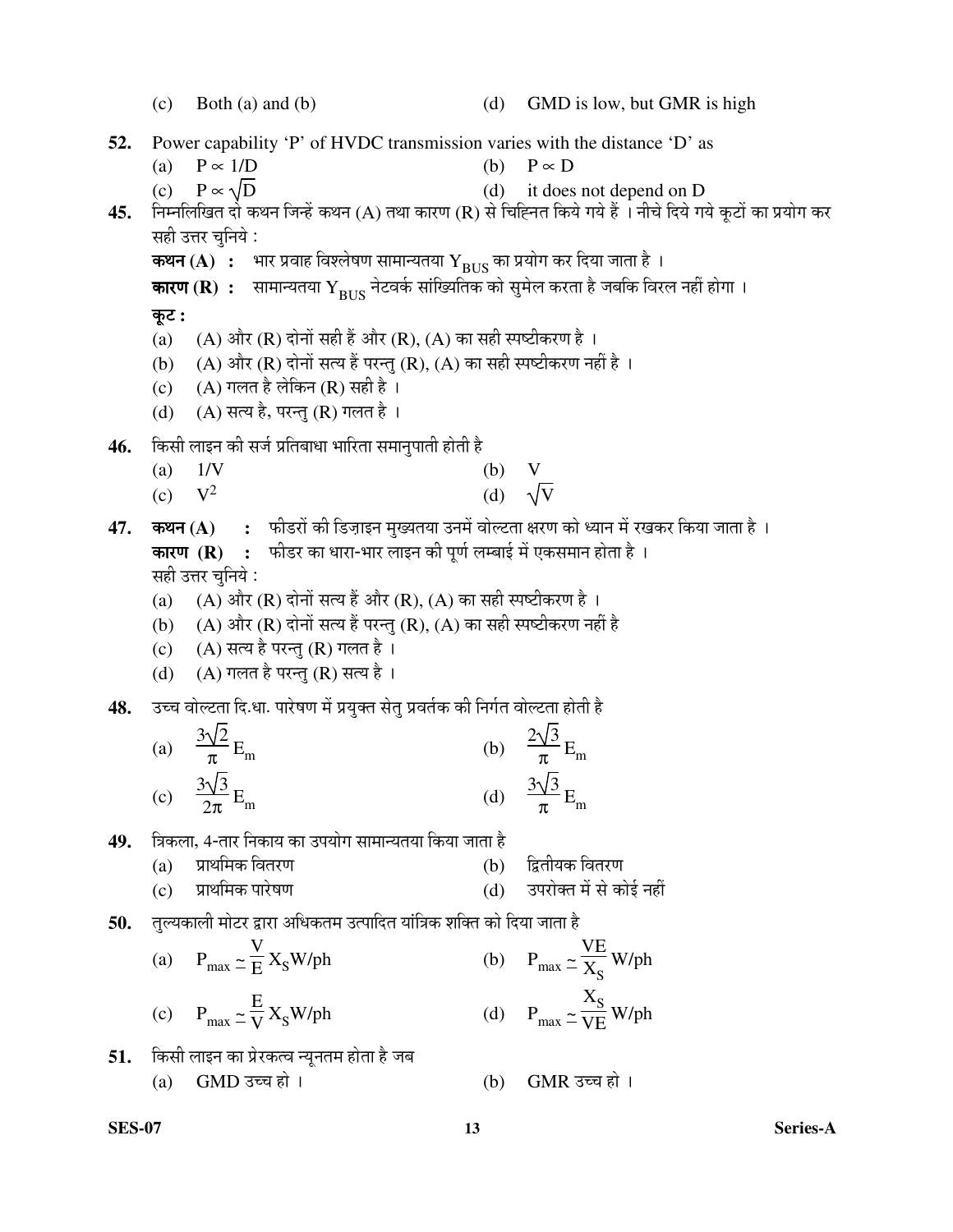(c) Both (a) and (b) (d) GMD is low, but GMR is high

**52.** Power capability 'P' of HVDC transmission varies with the distance 'D' as

(a) $P \propto 1/D$ (b) $P \propto D$

(c) $P \propto \sqrt{D}$ (d) it does not depend on D

**45.** निम्नलिखित दो कथन जिन्हें कथन (A) तथा कारण (R) से चिह्नित किये गये हैं । नीचे दिये गये कूटों का प्रयोग कर सही उत्तर चुनिये :

**कथन (A) :** भार प्रवाह विश्लेषण सामान्यतया $Y_{BUS}$ का प्रयोग कर दिया जाता है ।

**कारण (R) :** सामान्यतया $Y_{BUS}$ नेटवर्क सांख्यितिक को सुमेल करता है जबकि विरल नहीं होगा ।

**कूट :**

(a) (A) और (R) दोनों सही हैं और (R), (A) का सही स्पष्टीकरण है ।

(b) (A) और (R) दोनों सत्य हैं परन्तु (R), (A) का सही स्पष्टीकरण नहीं है ।

(c) (A) गलत है लेकिन (R) सही है ।

(d) (A) सत्य है, परन्तु (R) गलत है ।

**46.** किसी लाइन की सर्ज प्रतिबाधा भारिता समानुपाती होती है

(a) $1/V$ (b) $V$

(c) $V^2$ (d) $\sqrt{V}$

**47.** **कथन (A) :** फीडरों की डिज़ाइन मुख्यतया उनमें वोल्टता क्षरण को ध्यान में रखकर किया जाता है ।

**कारण (R) :** फीडर का धारा-भार लाइन की पूर्ण लम्बाई में एकसमान होता है ।

सही उत्तर चुनिये :

(a) (A) और (R) दोनों सत्य हैं और (R), (A) का सही स्पष्टीकरण है ।

(b) (A) और (R) दोनों सत्य हैं परन्तु (R), (A) का सही स्पष्टीकरण नहीं है

(c) (A) सत्य है परन्तु (R) गलत है ।

(d) (A) गलत है परन्तु (R) सत्य है ।

**48.** उच्च वोल्टता दि.धा. पारेषण में प्रयुक्त सेतु प्रवर्तक की निर्गत वोल्टता होती है

(a) $\frac{3\sqrt{2}}{\pi} E_m$ (b) $\frac{2\sqrt{3}}{\pi} E_m$

(c) $\frac{3\sqrt{3}}{2\pi} E_m$ (d) $\frac{3\sqrt{3}}{\pi} E_m$

**49.** त्रिकला, 4-तार निकाय का उपयोग सामान्यतया किया जाता है

(a) प्राथमिक वितरण (b) द्वितीयक वितरण

(c) प्राथमिक पारेषण (d) उपरोक्त में से कोई नहीं

**50.** तुल्यकाली मोटर द्वारा अधिकतम उत्पादित यांत्रिक शक्ति को दिया जाता है

(a) $P_{max} \simeq \frac{V}{E} X_S W/ph$ (b) $P_{max} \simeq \frac{VE}{X_S} W/ph$

(c) $P_{max} \simeq \frac{E}{V} X_S W/ph$ (d) $P_{max} \simeq \frac{X_S}{VE} W/ph$

**51.** किसी लाइन का प्रेरकत्व न्यूनतम होता है जब

(a) GMD उच्च हो । (b) GMR उच्च हो ।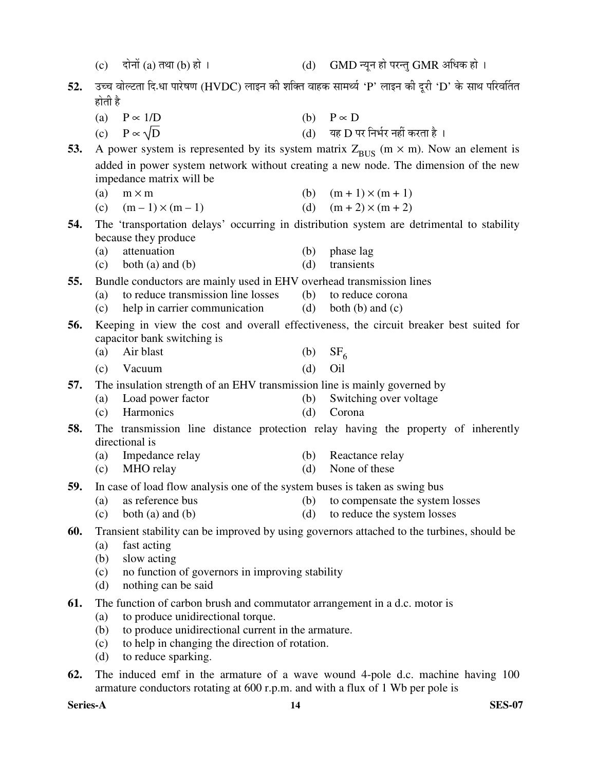(c) दोनों (a) तथा (b) हो ।  (d) GMD न्यून हो परन्तु GMR अधिक हो ।

**52.** उच्च वोल्टता दि.धा पारेषण (HVDC) लाइन की शक्ति वाहक सामर्थ्य 'P' लाइन की दूरी 'D' के साथ परिवर्तित होती है

(a) $P \propto 1/D$  (b) $P \propto D$

(c) $P \propto \sqrt{D}$  (d) यह D पर निर्भर नहीं करता है ।

**53.** A power system is represented by its system matrix $Z_{BUS}$ ($m \times m$). Now an element is added in power system network without creating a new node. The dimension of the new impedance matrix will be

(a) $m \times m$  (b) $(m + 1) \times (m + 1)$

(c) $(m - 1) \times (m - 1)$  (d) $(m + 2) \times (m + 2)$

**54.** The 'transportation delays' occurring in distribution system are detrimental to stability because they produce

(a) attenuation  (b) phase lag

(c) both (a) and (b)  (d) transients

**55.** Bundle conductors are mainly used in EHV overhead transmission lines

(a) to reduce transmission line losses  (b) to reduce corona

(c) help in carrier communication  (d) both (b) and (c)

**56.** Keeping in view the cost and overall effectiveness, the circuit breaker best suited for capacitor bank switching is

(a) Air blast  (b) $SF_6$

(c) Vacuum  (d) Oil

**57.** The insulation strength of an EHV transmission line is mainly governed by

(a) Load power factor  (b) Switching over voltage

(c) Harmonics  (d) Corona

**58.** The transmission line distance protection relay having the property of inherently directional is

(a) Impedance relay  (b) Reactance relay

(c) MHO relay  (d) None of these

**59.** In case of load flow analysis one of the system buses is taken as swing bus

(a) as reference bus  (b) to compensate the system losses

(c) both (a) and (b)  (d) to reduce the system losses

**60.** Transient stability can be improved by using governors attached to the turbines, should be

(a) fast acting

(b) slow acting

(c) no function of governors in improving stability

(d) nothing can be said

**61.** The function of carbon brush and commutator arrangement in a d.c. motor is

(a) to produce unidirectional torque.

(b) to produce unidirectional current in the armature.

(c) to help in changing the direction of rotation.

(d) to reduce sparking.

**62.** The induced emf in the armature of a wave wound 4-pole d.c. machine having 100 armature conductors rotating at 600 r.p.m. and with a flux of 1 Wb per pole is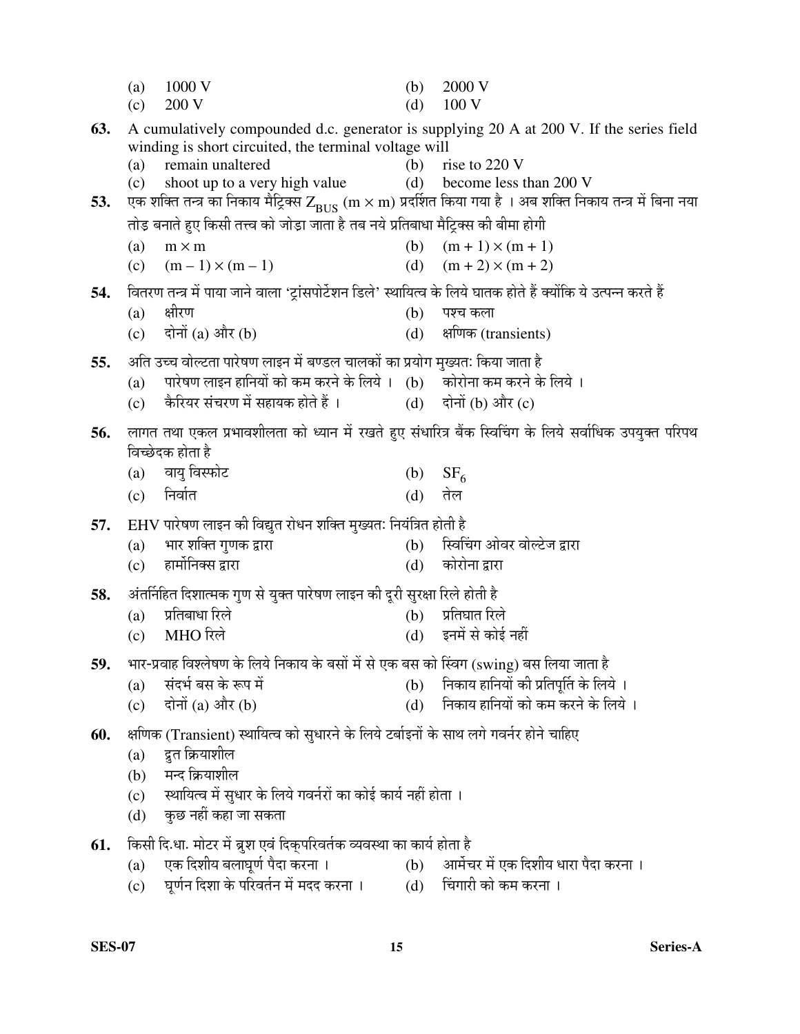(a) 1000 V (b) 2000 V
(c) 200 V (d) 100 V

**63.** A cumulatively compounded d.c. generator is supplying 20 A at 200 V. If the series field winding is short circuited, the terminal voltage will
(a) remain unaltered (b) rise to 220 V
(c) shoot up to a very high value (d) become less than 200 V

**53.** एक शक्ति तन्त्र का निकाय मैट्रिक्स $Z_{BUS}$ $(m \times m)$ प्रदर्शित किया गया है । अब शक्ति निकाय तन्त्र में बिना नया तोड़ बनाते हुए किसी तत्त्व को जोड़ा जाता है तब नये प्रतिबाधा मैट्रिक्स की बीमा होगी
(a) $m \times m$ (b) $(m + 1) \times (m + 1)$
(c) $(m - 1) \times (m - 1)$ (d) $(m + 2) \times (m + 2)$

**54.** वितरण तन्त्र में पाया जाने वाला 'ट्रांसपोर्टेशन डिले' स्थायित्व के लिये घातक होते हैं क्योंकि ये उत्पन्न करते हैं
(a) क्षीरण (b) पश्च कला
(c) दोनों (a) और (b) (d) क्षणिक (transients)

**55.** अति उच्च वोल्टता पारेषण लाइन में बण्डल चालकों का प्रयोग मुख्यतः किया जाता है
(a) पारेषण लाइन हानियों को कम करने के लिये । (b) कोरोना कम करने के लिये ।
(c) कैरियर संचरण में सहायक होते हैं । (d) दोनों (b) और (c)

**56.** लागत तथा एकल प्रभावशीलता को ध्यान में रखते हुए संधारित्र बैंक स्विचिंग के लिये सर्वाधिक उपयुक्त परिपथ विच्छेदक होता है
(a) वायु विस्फोट (b) $SF_6$
(c) निर्वात (d) तेल

**57.** EHV पारेषण लाइन की विद्युत रोधन शक्ति मुख्यतः नियंत्रित होती है
(a) भार शक्ति गुणक द्वारा (b) स्विचिंग ओवर वोल्टेज द्वारा
(c) हार्मोनिक्स द्वारा (d) कोरोना द्वारा

**58.** अंतर्निहित दिशात्मक गुण से युक्त पारेषण लाइन की दूरी सुरक्षा रिले होती है
(a) प्रतिबाधा रिले (b) प्रतिघात रिले
(c) MHO रिले (d) इनमें से कोई नहीं

**59.** भार-प्रवाह विश्लेषण के लिये निकाय के बसों में से एक बस को स्विंग (swing) बस लिया जाता है
(a) संदर्भ बस के रूप में (b) निकाय हानियों की प्रतिपूर्ति के लिये ।
(c) दोनों (a) और (b) (d) निकाय हानियों को कम करने के लिये ।

**60.** क्षणिक (Transient) स्थायित्व को सुधारने के लिये टर्बाइनों के साथ लगे गवर्नर होने चाहिए
(a) द्रुत क्रियाशील
(b) मन्द क्रियाशील
(c) स्थायित्व में सुधार के लिये गवर्नरों का कोई कार्य नहीं होता ।
(d) कुछ नहीं कहा जा सकता

**61.** किसी दि.धा. मोटर में ब्रुश एवं दिक्परिवर्तक व्यवस्था का कार्य होता है
(a) एक दिशीय बलाघूर्ण पैदा करना । (b) आर्मेचर में एक दिशीय धारा पैदा करना ।
(c) घूर्णन दिशा के परिवर्तन में मदद करना । (d) चिंगारी को कम करना ।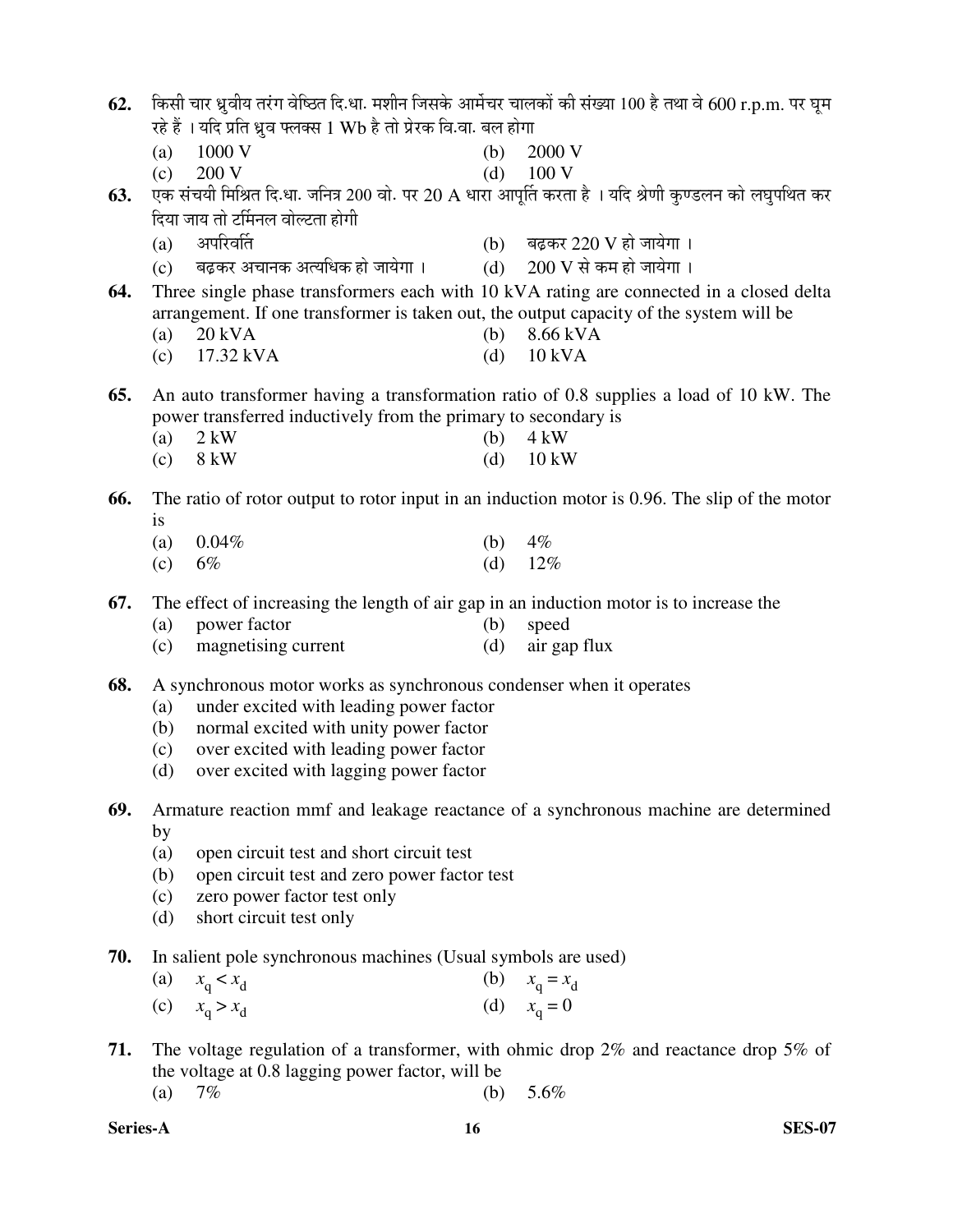**62.** किसी चार ध्रुवीय तरंग वेष्ठित दि.धा. मशीन जिसके आर्मेचर चालकों की संख्या 100 है तथा वे 600 r.p.m. पर घूम रहे हैं । यदि प्रति ध्रुव फ्लक्स 1 Wb है तो प्रेरक वि.वा. बल होगा

(a) 1000 V
(b) 2000 V
(c) 200 V
(d) 100 V

**63.** एक संचयी मिश्रित दि.धा. जनित्र 200 वो. पर 20 A धारा आपूर्ति करता है । यदि श्रेणी कुण्डलन को लघुपथित कर दिया जाय तो टर्मिनल वोल्टता होगी

(a) अपरिवर्ति
(b) बढ़कर 220 V हो जायेगा ।
(c) बढ़कर अचानक अत्यधिक हो जायेगा ।
(d) 200 V से कम हो जायेगा ।

**64.** Three single phase transformers each with 10 kVA rating are connected in a closed delta arrangement. If one transformer is taken out, the output capacity of the system will be

(a) 20 kVA
(b) 8.66 kVA
(c) 17.32 kVA
(d) 10 kVA

**65.** An auto transformer having a transformation ratio of 0.8 supplies a load of 10 kW. The power transferred inductively from the primary to secondary is

(a) 2 kW
(b) 4 kW
(c) 8 kW
(d) 10 kW

**66.** The ratio of rotor output to rotor input in an induction motor is 0.96. The slip of the motor is

(a) 0.04%
(b) 4%
(c) 6%
(d) 12%

**67.** The effect of increasing the length of air gap in an induction motor is to increase the

(a) power factor
(b) speed
(c) magnetising current
(d) air gap flux

**68.** A synchronous motor works as synchronous condenser when it operates

(a) under excited with leading power factor
(b) normal excited with unity power factor
(c) over excited with leading power factor
(d) over excited with lagging power factor

**69.** Armature reaction mmf and leakage reactance of a synchronous machine are determined by

(a) open circuit test and short circuit test
(b) open circuit test and zero power factor test
(c) zero power factor test only
(d) short circuit test only

**70.** In salient pole synchronous machines (Usual symbols are used)

(a) $x_q < x_d$
(b) $x_q = x_d$
(c) $x_q > x_d$
(d) $x_q = 0$

**71.** The voltage regulation of a transformer, with ohmic drop 2% and reactance drop 5% of the voltage at 0.8 lagging power factor, will be

(a) 7%
(b) 5.6%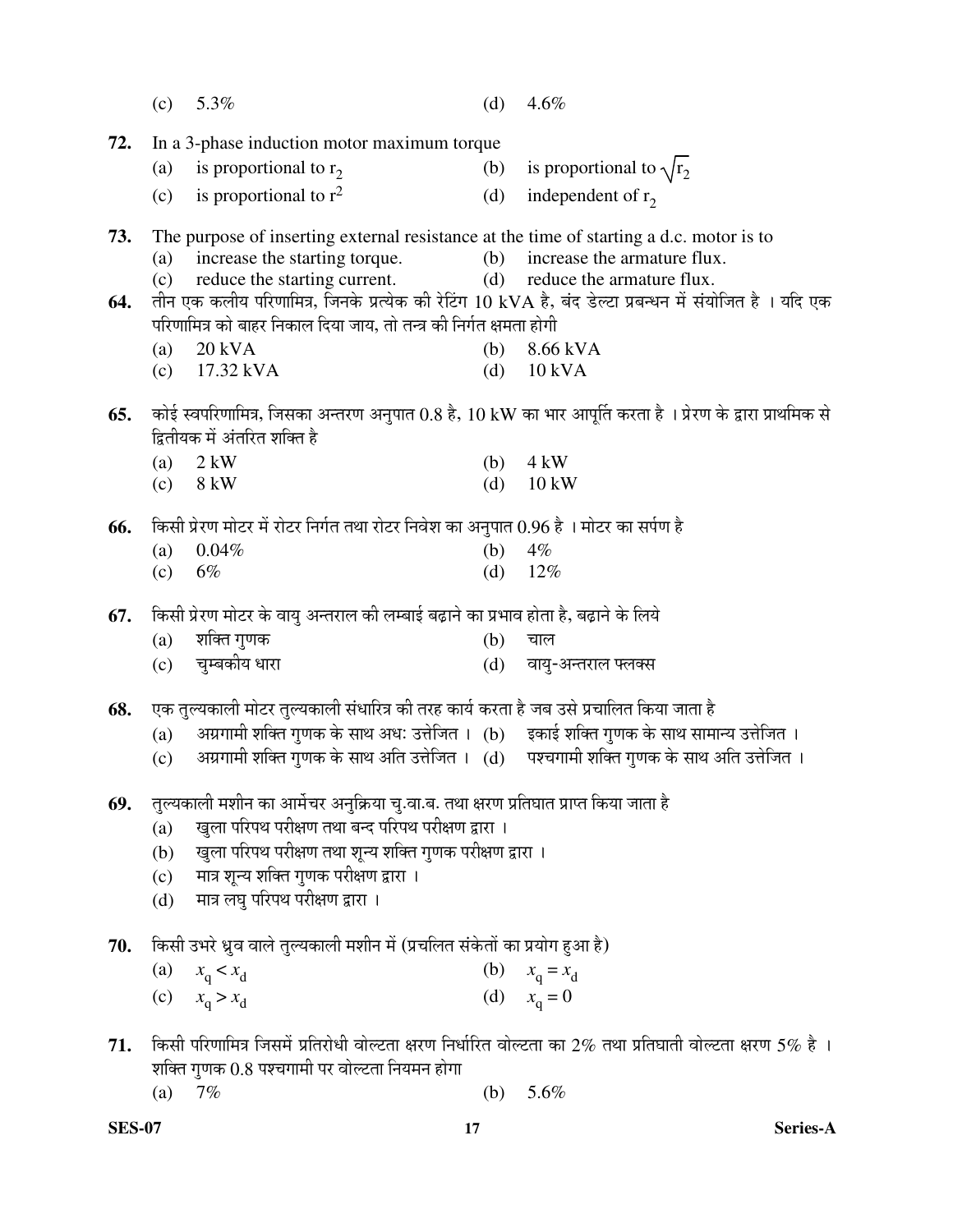(c) 5.3% (d) 4.6%

**72.** In a 3-phase induction motor maximum torque

(a) is proportional to $r_2$ (b) is proportional to $\sqrt{r_2}$

(c) is proportional to $r^2$ (d) independent of $r_2$

**73.** The purpose of inserting external resistance at the time of starting a d.c. motor is to

(a) increase the starting torque. (b) increase the armature flux.

(c) reduce the starting current. (d) reduce the armature flux.

**64.** तीन एक कलीय परिणामित्र, जिनके प्रत्येक की रेटिंग 10 kVA है, बंद डेल्टा प्रबन्धन में संयोजित है । यदि एक परिणामित्र को बाहर निकाल दिया जाय, तो तन्त्र की निर्गत क्षमता होगी

(a) 20 kVA (b) 8.66 kVA

(c) 17.32 kVA (d) 10 kVA

**65.** कोई स्वपरिणामित्र, जिसका अन्तरण अनुपात 0.8 है, 10 kW का भार आपूर्ति करता है । प्रेरण के द्वारा प्राथमिक से द्वितीयक में अंतरित शक्ति है

(a) 2 kW (b) 4 kW

(c) 8 kW (d) 10 kW

**66.** किसी प्रेरण मोटर में रोटर निर्गत तथा रोटर निवेश का अनुपात 0.96 है । मोटर का सर्पण है

(a) 0.04% (b) 4%

(c) 6% (d) 12%

**67.** किसी प्रेरण मोटर के वायु अन्तराल की लम्बाई बढ़ाने का प्रभाव होता है, बढ़ाने के लिये

(a) शक्ति गुणक (b) चाल

(c) चुम्बकीय धारा (d) वायु-अन्तराल फ्लक्स

**68.** एक तुल्यकाली मोटर तुल्यकाली संधारित्र की तरह कार्य करता है जब उसे प्रचालित किया जाता है

(a) अग्रगामी शक्ति गुणक के साथ अधः उत्तेजित । (b) इकाई शक्ति गुणक के साथ सामान्य उत्तेजित ।

(c) अग्रगामी शक्ति गुणक के साथ अति उत्तेजित । (d) पश्चगामी शक्ति गुणक के साथ अति उत्तेजित ।

**69.** तुल्यकाली मशीन का आर्मेचर अनुक्रिया चु.वा.ब. तथा क्षरण प्रतिघात प्राप्त किया जाता है

(a) खुला परिपथ परीक्षण तथा बन्द परिपथ परीक्षण द्वारा ।

(b) खुला परिपथ परीक्षण तथा शून्य शक्ति गुणक परीक्षण द्वारा ।

(c) मात्र शून्य शक्ति गुणक परीक्षण द्वारा ।

(d) मात्र लघु परिपथ परीक्षण द्वारा ।

**70.** किसी उभरे ध्रुव वाले तुल्यकाली मशीन में (प्रचलित संकेतों का प्रयोग हुआ है)

(a) $x_q < x_d$ (b) $x_q = x_d$

(c) $x_q > x_d$ (d) $x_q = 0$

**71.** किसी परिणामित्र जिसमें प्रतिरोधी वोल्टता क्षरण निर्धारित वोल्टता का 2% तथा प्रतिघाती वोल्टता क्षरण 5% है । शक्ति गुणक 0.8 पश्चगामी पर वोल्टता नियमन होगा

(a) 7% (b) 5.6%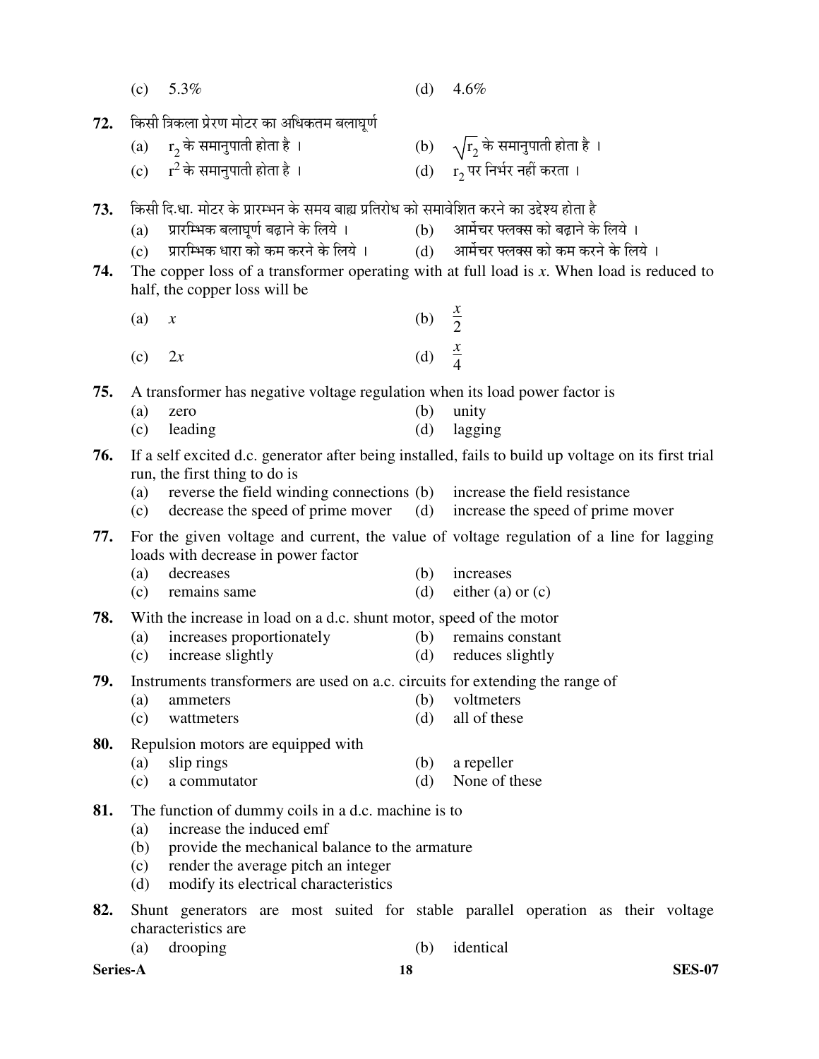(c) 5.3% (d) 4.6%

**72.** किसी त्रिकला प्रेरण मोटर का अधिकतम बलाघूर्ण

(a) $r_2$ के समानुपाती होता है । (b) $\sqrt{r_2}$ के समानुपाती होता है ।

(c) $r^2$ के समानुपाती होता है । (d) $r_2$ पर निर्भर नहीं करता ।

**73.** किसी दि.धा. मोटर के प्रारम्भन के समय बाह्य प्रतिरोध को समावेशित करने का उद्देश्य होता है

(a) प्रारम्भिक बलाघूर्ण बढ़ाने के लिये । (b) आर्मेचर फ्लक्स को बढ़ाने के लिये ।

(c) प्रारम्भिक धारा को कम करने के लिये । (d) आर्मेचर फ्लक्स को कम करने के लिये ।

**74.** The copper loss of a transformer operating with at full load is $x$. When load is reduced to half, the copper loss will be

(a) $x$ (b) $\frac{x}{2}$

(c) $2x$ (d) $\frac{x}{4}$

**75.** A transformer has negative voltage regulation when its load power factor is

(a) zero (b) unity

(c) leading (d) lagging

**76.** If a self excited d.c. generator after being installed, fails to build up voltage on its first trial run, the first thing to do is

(a) reverse the field winding connections (b) increase the field resistance

(c) decrease the speed of prime mover (d) increase the speed of prime mover

**77.** For the given voltage and current, the value of voltage regulation of a line for lagging loads with decrease in power factor

(a) decreases (b) increases

(c) remains same (d) either (a) or (c)

**78.** With the increase in load on a d.c. shunt motor, speed of the motor

(a) increases proportionately (b) remains constant

(c) increase slightly (d) reduces slightly

**79.** Instruments transformers are used on a.c. circuits for extending the range of

(a) ammeters (b) voltmeters

(c) wattmeters (d) all of these

**80.** Repulsion motors are equipped with

(a) slip rings (b) a repeller

(c) a commutator (d) None of these

**81.** The function of dummy coils in a d.c. machine is to

(a) increase the induced emf

(b) provide the mechanical balance to the armature

(c) render the average pitch an integer

(d) modify its electrical characteristics

**82.** Shunt generators are most suited for stable parallel operation as their voltage characteristics are

(a) drooping (b) identical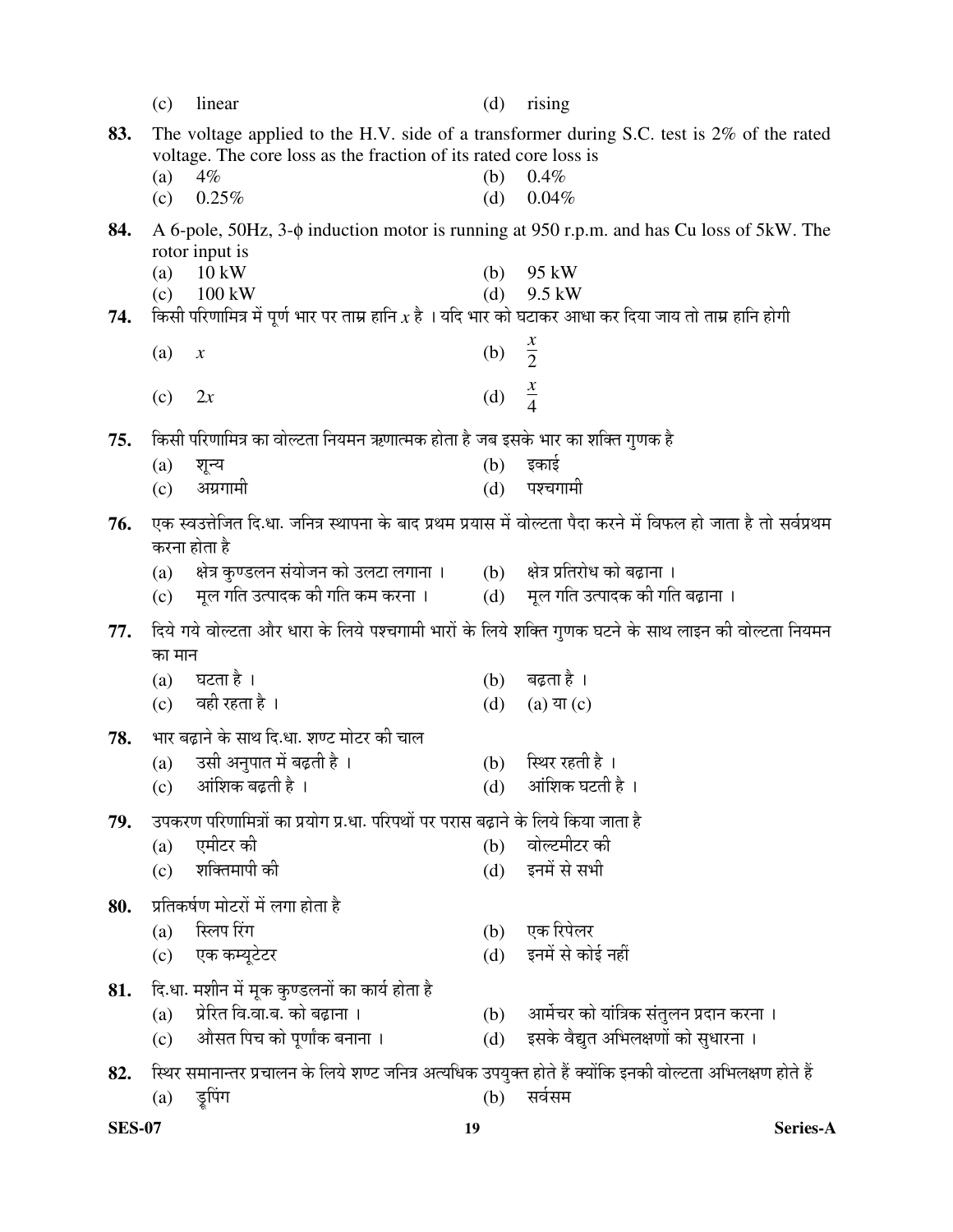(c) linear (d) rising

**83.** The voltage applied to the H.V. side of a transformer during S.C. test is 2% of the rated voltage. The core loss as the fraction of its rated core loss is

(a) 4% (b) 0.4%

(c) 0.25% (d) 0.04%

**84.** A 6-pole, 50Hz, 3-$\phi$ induction motor is running at 950 r.p.m. and has Cu loss of 5kW. The rotor input is

(a) 10 kW (b) 95 kW

(c) 100 kW (d) 9.5 kW

**74.** किसी परिणामित्र में पूर्ण भार पर ताम्र हानि $x$ है । यदि भार को घटाकर आधा कर दिया जाय तो ताम्र हानि होगी

(a) $x$ (b) $\frac{x}{2}$

(c) $2x$ (d) $\frac{x}{4}$

**75.** किसी परिणामित्र का वोल्टता नियमन ऋणात्मक होता है जब इसके भार का शक्ति गुणक है

(a) शून्य (b) इकाई

(c) अग्रगामी (d) पश्चगामी

**76.** एक स्वउत्तेजित दि.धा. जनित्र स्थापना के बाद प्रथम प्रयास में वोल्टता पैदा करने में विफल हो जाता है तो सर्वप्रथम करना होता है

(a) क्षेत्र कुण्डलन संयोजन को उलटा लगाना । (b) क्षेत्र प्रतिरोध को बढ़ाना ।

(c) मूल गति उत्पादक की गति कम करना । (d) मूल गति उत्पादक की गति बढ़ाना ।

**77.** दिये गये वोल्टता और धारा के लिये पश्चगामी भारों के लिये शक्ति गुणक घटने के साथ लाइन की वोल्टता नियमन का मान

(a) घटता है । (b) बढ़ता है ।

(c) वही रहता है । (d) (a) या (c)

**78.** भार बढ़ाने के साथ दि.धा. शण्ट मोटर की चाल

(a) उसी अनुपात में बढ़ती है । (b) स्थिर रहती है ।

(c) आंशिक बढ़ती है । (d) आंशिक घटती है ।

**79.** उपकरण परिणामित्रों का प्रयोग प्र.धा. परिपथों पर परास बढ़ाने के लिये किया जाता है

(a) एमीटर की (b) वोल्टमीटर की

(c) शक्तिमापी की (d) इनमें से सभी

**80.** प्रतिकर्षण मोटरों में लगा होता है

(a) स्लिप रिंग (b) एक रिपेलर

(c) एक कम्यूटेटर (d) इनमें से कोई नहीं

**81.** दि.धा. मशीन में मूक कुण्डलनों का कार्य होता है

(a) प्रेरित वि.वा.ब. को बढ़ाना । (b) आर्मेचर को यांत्रिक संतुलन प्रदान करना ।

(c) औसत पिच को पूर्णांक बनाना । (d) इसके वैद्युत अभिलक्षणों को सुधारना ।

**82.** स्थिर समानान्तर प्रचालन के लिये शण्ट जनित्र अत्यधिक उपयुक्त होते हैं क्योंकि इनकी वोल्टता अभिलक्षण होते हैं

(a) ड्रूपिंग (b) सर्वसम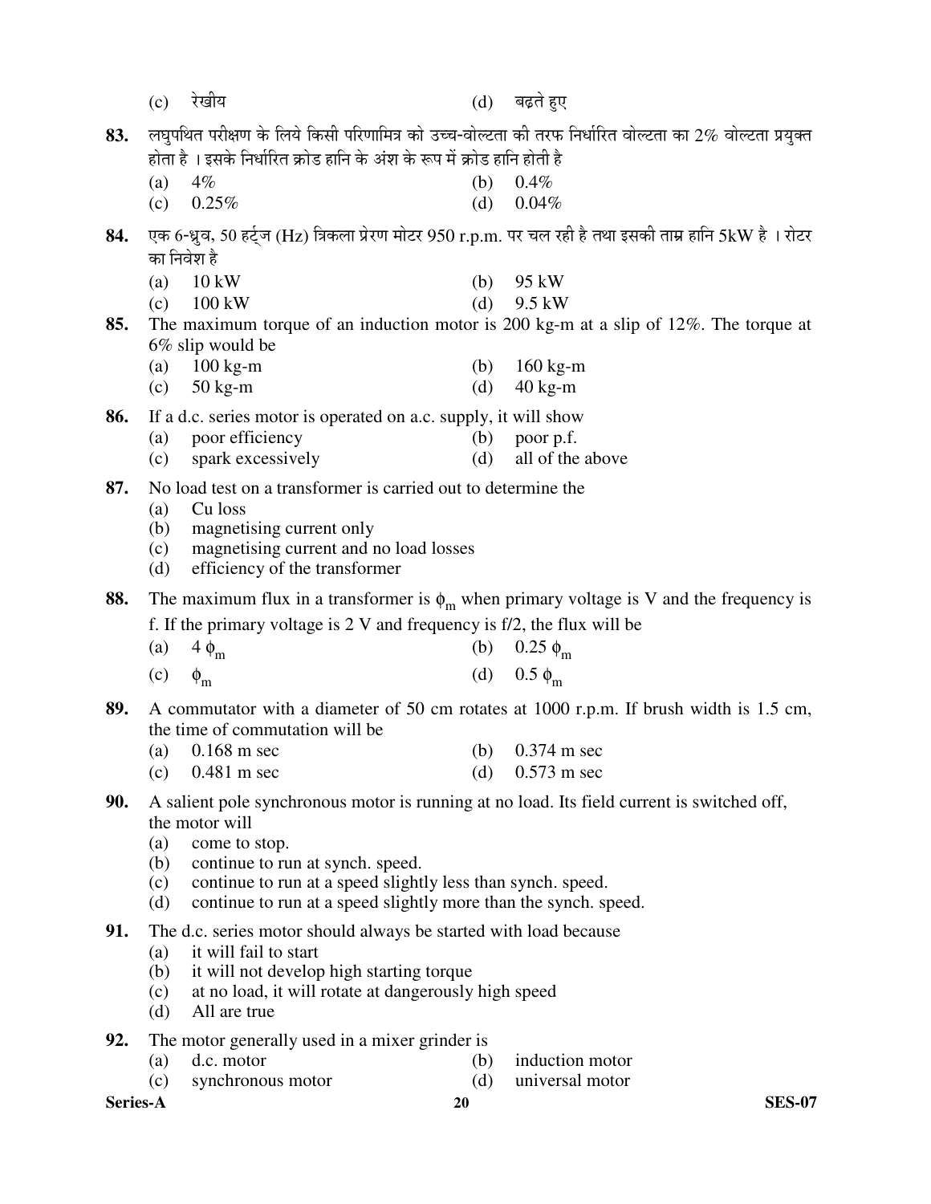(c) रेखीय (d) बढ़ते हुए

**83.** लघुपथित परीक्षण के लिये किसी परिणामित्र को उच्च-वोल्टता की तरफ निर्धारित वोल्टता का 2% वोल्टता प्रयुक्त होता है । इसके निर्धारित क्रोड हानि के अंश के रूप में क्रोड हानि होती है

(a) 4% (b) 0.4%
(c) 0.25% (d) 0.04%

**84.** एक 6-ध्रुव, 50 हर्ट्ज (Hz) त्रिकला प्रेरण मोटर 950 r.p.m. पर चल रही है तथा इसकी ताम्र हानि 5kW है । रोटर का निवेश है

(a) 10 kW (b) 95 kW
(c) 100 kW (d) 9.5 kW

**85.** The maximum torque of an induction motor is 200 kg-m at a slip of 12%. The torque at 6% slip would be

(a) 100 kg-m (b) 160 kg-m
(c) 50 kg-m (d) 40 kg-m

**86.** If a d.c. series motor is operated on a.c. supply, it will show

(a) poor efficiency (b) poor p.f.
(c) spark excessively (d) all of the above

**87.** No load test on a transformer is carried out to determine the

(a) Cu loss
(b) magnetising current only
(c) magnetising current and no load losses
(d) efficiency of the transformer

**88.** The maximum flux in a transformer is $\phi_m$ when primary voltage is V and the frequency is f. If the primary voltage is 2 V and frequency is f/2, the flux will be

(a) $4\ \phi_m$ (b) $0.25\ \phi_m$
(c) $\phi_m$ (d) $0.5\ \phi_m$

**89.** A commutator with a diameter of 50 cm rotates at 1000 r.p.m. If brush width is 1.5 cm, the time of commutation will be

(a) 0.168 m sec (b) 0.374 m sec
(c) 0.481 m sec (d) 0.573 m sec

**90.** A salient pole synchronous motor is running at no load. Its field current is switched off, the motor will

(a) come to stop.
(b) continue to run at synch. speed.
(c) continue to run at a speed slightly less than synch. speed.
(d) continue to run at a speed slightly more than the synch. speed.

**91.** The d.c. series motor should always be started with load because

(a) it will fail to start
(b) it will not develop high starting torque
(c) at no load, it will rotate at dangerously high speed
(d) All are true

**92.** The motor generally used in a mixer grinder is

(a) d.c. motor (b) induction motor
(c) synchronous motor (d) universal motor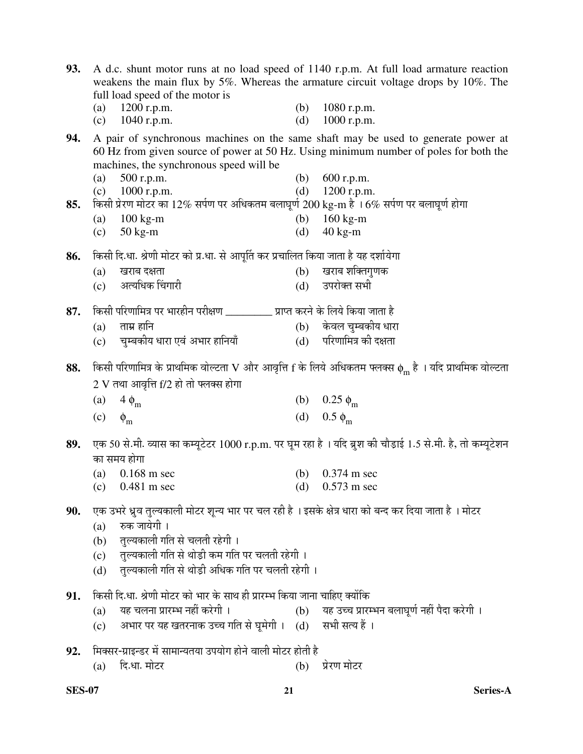**93.** A d.c. shunt motor runs at no load speed of 1140 r.p.m. At full load armature reaction weakens the main flux by 5%. Whereas the armature circuit voltage drops by 10%. The full load speed of the motor is

(a) 1200 r.p.m.
(b) 1080 r.p.m.
(c) 1040 r.p.m.
(d) 1000 r.p.m.

**94.** A pair of synchronous machines on the same shaft may be used to generate power at 60 Hz from given source of power at 50 Hz. Using minimum number of poles for both the machines, the synchronous speed will be

(a) 500 r.p.m.
(b) 600 r.p.m.
(c) 1000 r.p.m.
(d) 1200 r.p.m.

**85.** किसी प्रेरण मोटर का 12% सर्पण पर अधिकतम बलाघूर्ण 200 kg-m है । 6% सर्पण पर बलाघूर्ण होगा

(a) 100 kg-m
(b) 160 kg-m
(c) 50 kg-m
(d) 40 kg-m

**86.** किसी दि.धा. श्रेणी मोटर को प्र.धा. से आपूर्ति कर प्रचालित किया जाता है यह दर्शायेगा

(a) खराब दक्षता
(b) खराब शक्तिगुणक
(c) अत्यधिक चिंगारी
(d) उपरोक्त सभी

**87.** किसी परिणामित्र पर भारहीन परीक्षण _________ प्राप्त करने के लिये किया जाता है

(a) ताम्र हानि
(b) केवल चुम्बकीय धारा
(c) चुम्बकीय धारा एवं अभार हानियाँ
(d) परिणामित्र की दक्षता

**88.** किसी परिणामित्र के प्राथमिक वोल्टता V और आवृत्ति f के लिये अधिकतम फ्लक्स $\phi_m$ है । यदि प्राथमिक वोल्टता 2 V तथा आवृत्ति f/2 हो तो फ्लक्स होगा

(a) $4\ \phi_m$
(b) $0.25\ \phi_m$
(c) $\phi_m$
(d) $0.5\ \phi_m$

**89.** एक 50 से.मी. व्यास का कम्यूटेटर 1000 r.p.m. पर घूम रहा है । यदि ब्रुश की चौड़ाई 1.5 से.मी. है, तो कम्यूटेशन का समय होगा

(a) 0.168 m sec
(b) 0.374 m sec
(c) 0.481 m sec
(d) 0.573 m sec

**90.** एक उभरे ध्रुव तुल्यकाली मोटर शून्य भार पर चल रही है । इसके क्षेत्र धारा को बन्द कर दिया जाता है । मोटर

(a) रुक जायेगी ।
(b) तुल्यकाली गति से चलती रहेगी ।
(c) तुल्यकाली गति से थोड़ी कम गति पर चलती रहेगी ।
(d) तुल्यकाली गति से थोड़ी अधिक गति पर चलती रहेगी ।

**91.** किसी दि.धा. श्रेणी मोटर को भार के साथ ही प्रारम्भ किया जाना चाहिए क्योंकि

(a) यह चलना प्रारम्भ नहीं करेगी ।
(b) यह उच्च प्रारम्भन बलाघूर्ण नहीं पैदा करेगी ।
(c) अभार पर यह खतरनाक उच्च गति से घूमेगी ।
(d) सभी सत्य हैं ।

**92.** मिक्सर-ग्राइन्डर में सामान्यतया उपयोग होने वाली मोटर होती है

(a) दि.धा. मोटर
(b) प्रेरण मोटर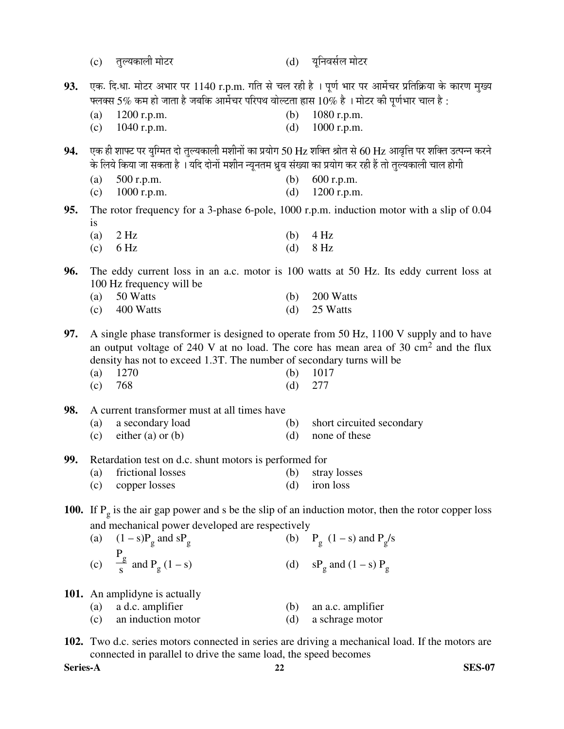(c) तुल्यकाली मोटर (d) यूनिवर्सल मोटर

**93.** एक. दि.धा. मोटर अभार पर 1140 r.p.m. गति से चल रही है । पूर्ण भार पर आर्मेचर प्रतिक्रिया के कारण मुख्य फ्लक्स 5% कम हो जाता है जबकि आर्मेचर परिपथ वोल्टता ह्रास 10% है । मोटर की पूर्णभार चाल है :

(a) 1200 r.p.m. (b) 1080 r.p.m.
(c) 1040 r.p.m. (d) 1000 r.p.m.

**94.** एक ही शाफ्ट पर युग्मित दो तुल्यकाली मशीनों का प्रयोग 50 Hz शक्ति श्रोत से 60 Hz आवृत्ति पर शक्ति उत्पन्न करने के लिये किया जा सकता है । यदि दोनों मशीन न्यूनतम ध्रुव संख्या का प्रयोग कर रही हैं तो तुल्यकाली चाल होगी

(a) 500 r.p.m. (b) 600 r.p.m.
(c) 1000 r.p.m. (d) 1200 r.p.m.

**95.** The rotor frequency for a 3-phase 6-pole, 1000 r.p.m. induction motor with a slip of 0.04 is

(a) 2 Hz (b) 4 Hz
(c) 6 Hz (d) 8 Hz

**96.** The eddy current loss in an a.c. motor is 100 watts at 50 Hz. Its eddy current loss at 100 Hz frequency will be

(a) 50 Watts (b) 200 Watts
(c) 400 Watts (d) 25 Watts

**97.** A single phase transformer is designed to operate from 50 Hz, 1100 V supply and to have an output voltage of 240 V at no load. The core has mean area of 30 cm$^2$ and the flux density has not to exceed 1.3T. The number of secondary turns will be

(a) 1270 (b) 1017
(c) 768 (d) 277

**98.** A current transformer must at all times have

(a) a secondary load (b) short circuited secondary
(c) either (a) or (b) (d) none of these

**99.** Retardation test on d.c. shunt motors is performed for

(a) frictional losses (b) stray losses
(c) copper losses (d) iron loss

**100.** If $P_g$ is the air gap power and s be the slip of an induction motor, then the rotor copper loss and mechanical power developed are respectively

(a) $(1 - s)P_g$ and $sP_g$ (b) $P_g\ (1 - s)$ and $P_g/s$
(c) $\frac{P_g}{s}$ and $P_g\ (1 - s)$ (d) $sP_g$ and $(1 - s)\ P_g$

**101.** An amplidyne is actually

(a) a d.c. amplifier (b) an a.c. amplifier
(c) an induction motor (d) a schrage motor

**102.** Two d.c. series motors connected in series are driving a mechanical load. If the motors are connected in parallel to drive the same load, the speed becomes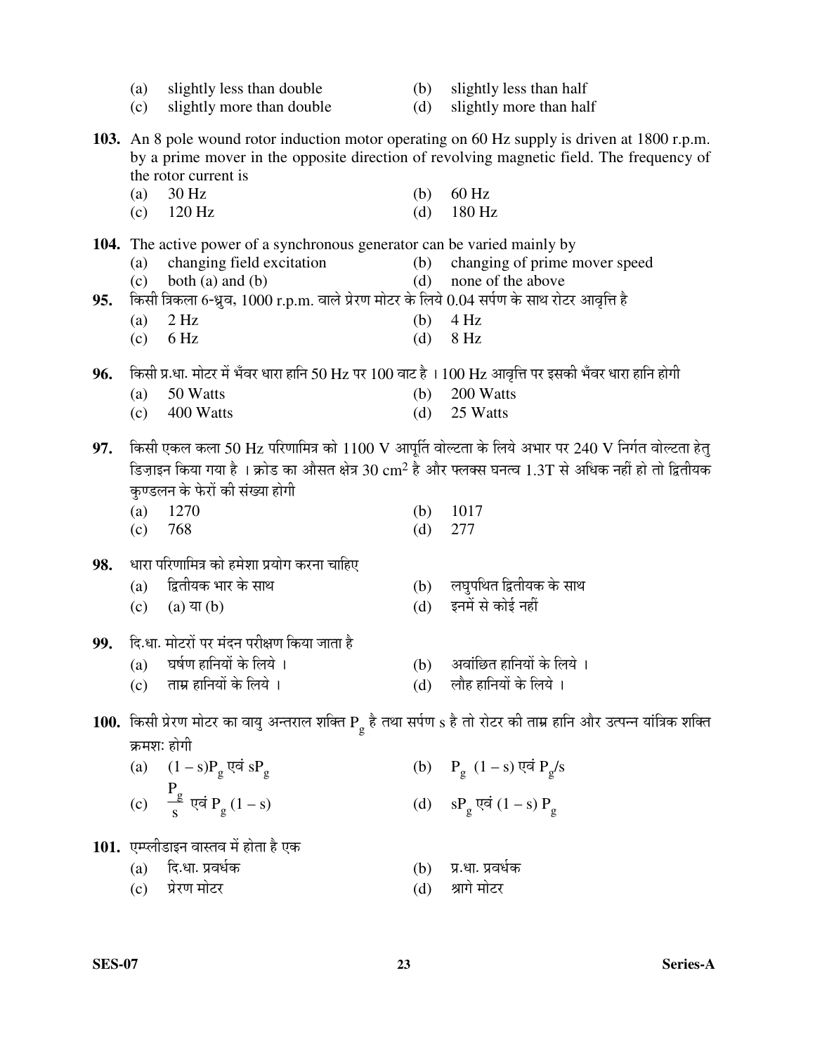(a) slightly less than double (b) slightly less than half
(c) slightly more than double (d) slightly more than half

**103.** An 8 pole wound rotor induction motor operating on 60 Hz supply is driven at 1800 r.p.m. by a prime mover in the opposite direction of revolving magnetic field. The frequency of the rotor current is

(a) 30 Hz (b) 60 Hz
(c) 120 Hz (d) 180 Hz

**104.** The active power of a synchronous generator can be varied mainly by

(a) changing field excitation (b) changing of prime mover speed
(c) both (a) and (b) (d) none of the above

**95.** किसी त्रिकला 6-ध्रुव, 1000 r.p.m. वाले प्रेरण मोटर के लिये 0.04 सर्पण के साथ रोटर आवृत्ति है

(a) 2 Hz (b) 4 Hz
(c) 6 Hz (d) 8 Hz

**96.** किसी प्र.धा. मोटर में भँवर धारा हानि 50 Hz पर 100 वाट है । 100 Hz आवृत्ति पर इसकी भँवर धारा हानि होगी

(a) 50 Watts (b) 200 Watts
(c) 400 Watts (d) 25 Watts

**97.** किसी एकल कला 50 Hz परिणामित्र को 1100 V आपूर्ति वोल्टता के लिये अभार पर 240 V निर्गत वोल्टता हेतु डिज़ाइन किया गया है । क्रोड का औसत क्षेत्र 30 $cm^2$ है और फ्लक्स घनत्व 1.3T से अधिक नहीं हो तो द्वितीयक कुण्डलन के फेरों की संख्या होगी

(a) 1270 (b) 1017
(c) 768 (d) 277

**98.** धारा परिणामित्र को हमेशा प्रयोग करना चाहिए

(a) द्वितीयक भार के साथ (b) लघुपथित द्वितीयक के साथ
(c) (a) या (b) (d) इनमें से कोई नहीं

**99.** दि.धा. मोटरों पर मंदन परीक्षण किया जाता है

(a) घर्षण हानियों के लिये । (b) अवांछित हानियों के लिये ।
(c) ताम्र हानियों के लिये । (d) लौह हानियों के लिये ।

**100.** किसी प्रेरण मोटर का वायु अन्तराल शक्ति $P_g$ है तथा सर्पण s है तो रोटर की ताम्र हानि और उत्पन्न यांत्रिक शक्ति क्रमशः होगी

(a) $(1 - s)P_g$ एवं $sP_g$ (b) $P_g\ (1 - s)$ एवं $P_g/s$
(c) $\frac{P_g}{s}$ एवं $P_g\ (1 - s)$ (d) $sP_g$ एवं $(1 - s)\ P_g$

**101.** एम्प्लीडाइन वास्तव में होता है एक

(a) दि.धा. प्रवर्धक (b) प्र.धा. प्रवर्धक
(c) प्रेरण मोटर (d) श्रागे मोटर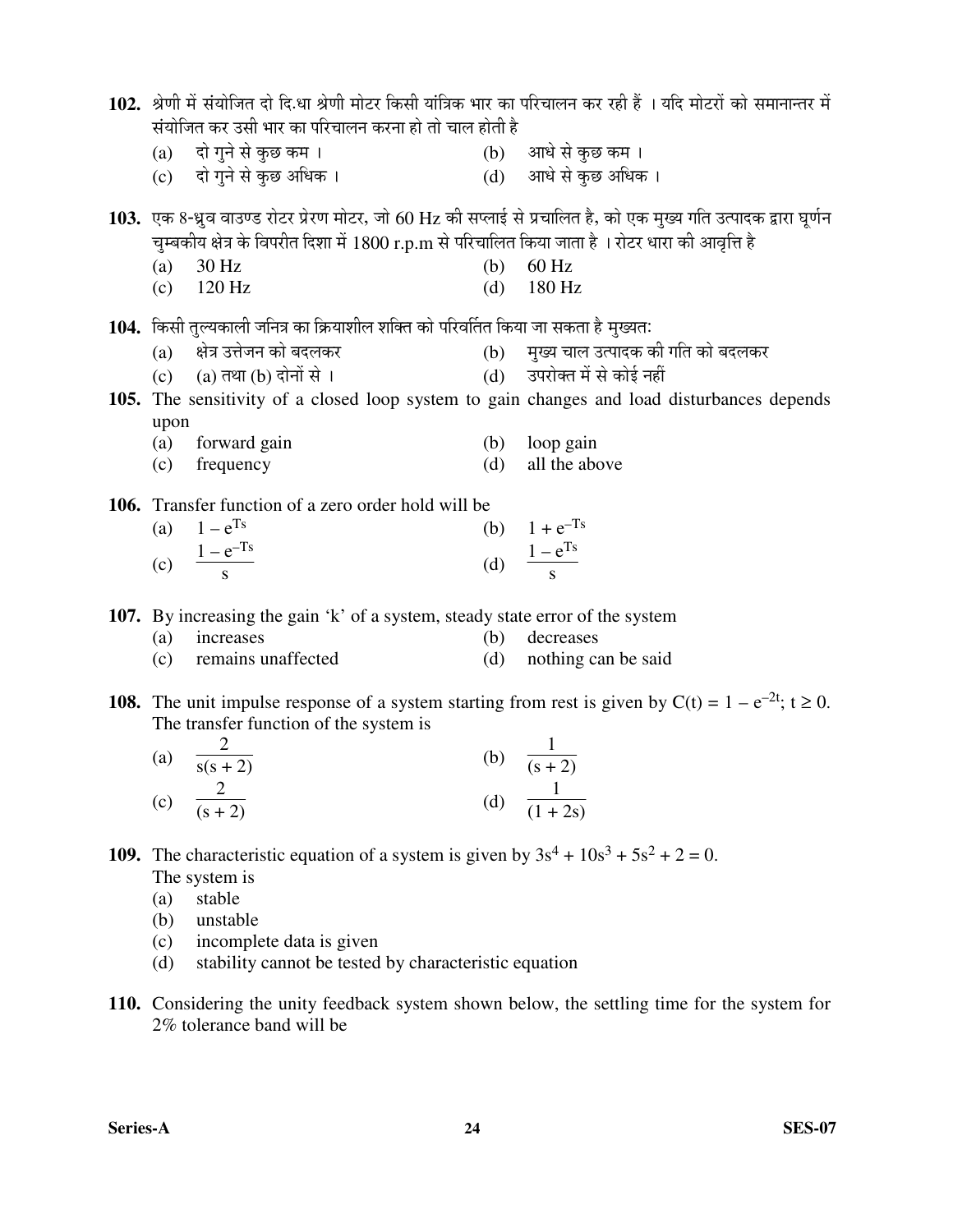**102.** श्रेणी में संयोजित दो दि.धा श्रेणी मोटर किसी यांत्रिक भार का परिचालन कर रही हैं । यदि मोटरों को समानान्तर में संयोजित कर उसी भार का परिचालन करना हो तो चाल होती है

(a) दो गुने से कुछ कम ।
(b) आधे से कुछ कम ।
(c) दो गुने से कुछ अधिक ।
(d) आधे से कुछ अधिक ।

**103.** एक 8-ध्रुव वाउण्ड रोटर प्रेरण मोटर, जो 60 Hz की सप्लाई से प्रचालित है, को एक मुख्य गति उत्पादक द्वारा घूर्णन चुम्बकीय क्षेत्र के विपरीत दिशा में 1800 r.p.m से परिचालित किया जाता है । रोटर धारा की आवृत्ति है

(a) 30 Hz
(b) 60 Hz
(c) 120 Hz
(d) 180 Hz

**104.** किसी तुल्यकाली जनित्र का क्रियाशील शक्ति को परिवर्तित किया जा सकता है मुख्यतः

(a) क्षेत्र उत्तेजन को बदलकर
(b) मुख्य चाल उत्पादक की गति को बदलकर
(c) (a) तथा (b) दोनों से ।
(d) उपरोक्त में से कोई नहीं

**105.** The sensitivity of a closed loop system to gain changes and load disturbances depends upon

(a) forward gain
(b) loop gain
(c) frequency
(d) all the above

**106.** Transfer function of a zero order hold will be

(a) $1 - e^{Ts}$
(b) $1 + e^{-Ts}$
(c) $\frac{1 - e^{-Ts}}{s}$
(d) $\frac{1 - e^{Ts}}{s}$

**107.** By increasing the gain 'k' of a system, steady state error of the system

(a) increases
(b) decreases
(c) remains unaffected
(d) nothing can be said

**108.** The unit impulse response of a system starting from rest is given by $C(t) = 1 - e^{-2t}$; $t \geq 0$. The transfer function of the system is

(a) $\frac{2}{s(s+2)}$
(b) $\frac{1}{(s+2)}$
(c) $\frac{2}{(s+2)}$
(d) $\frac{1}{(1+2s)}$

**109.** The characteristic equation of a system is given by $3s^4 + 10s^3 + 5s^2 + 2 = 0$. The system is

(a) stable
(b) unstable
(c) incomplete data is given
(d) stability cannot be tested by characteristic equation

**110.** Considering the unity feedback system shown below, the settling time for the system for 2% tolerance band will be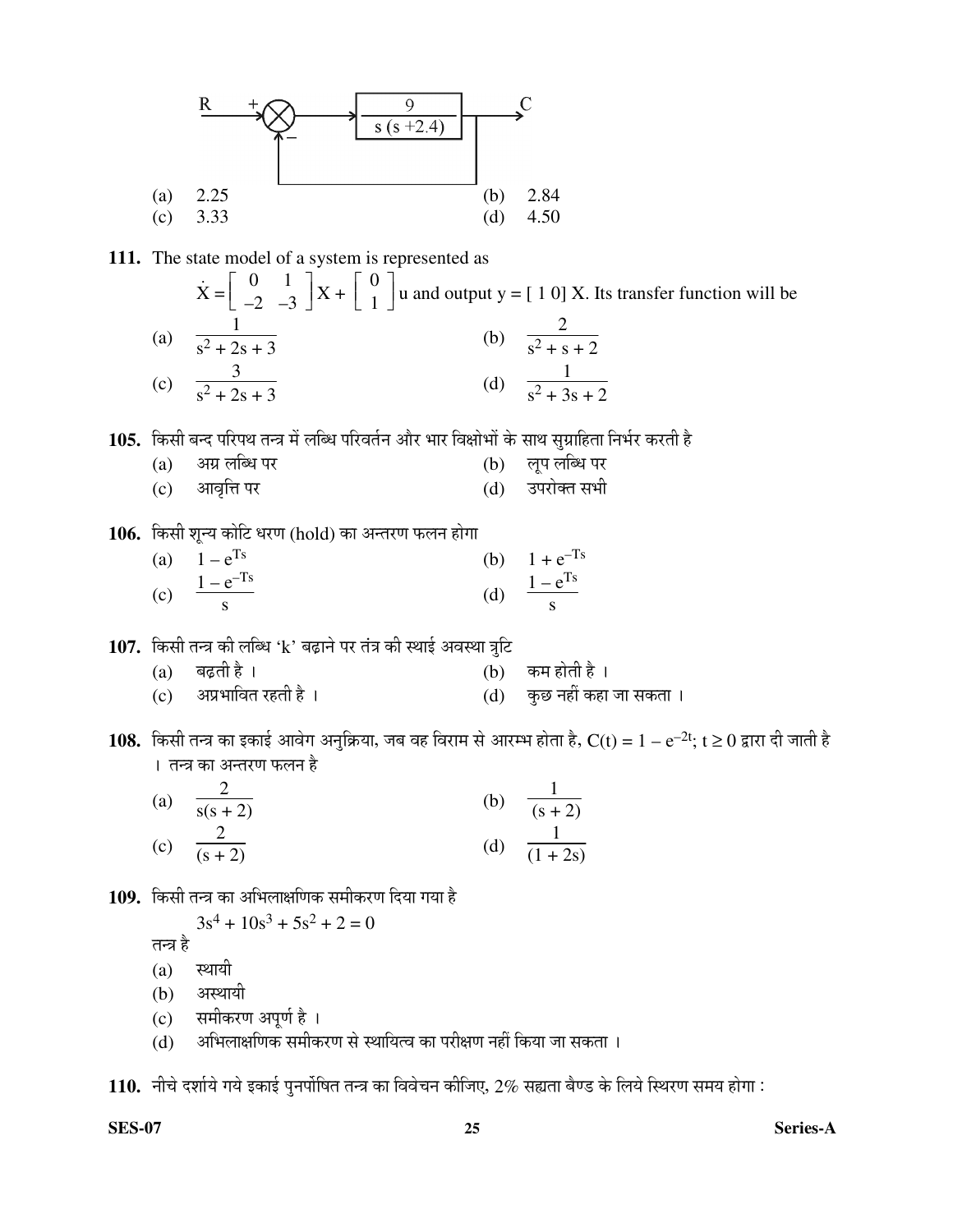R → (+/−) → $\frac{9}{s(s+2.4)}$ → C (unity feedback)

(a) 2.25 (b) 2.84

(c) 3.33 (d) 4.50

**111.** The state model of a system is represented as

$\dot{X} = \begin{bmatrix} 0 & 1 \\ -2 & -3 \end{bmatrix} X + \begin{bmatrix} 0 \\ 1 \end{bmatrix} u$ and output $y = [\,1\ 0\,]\, X$. Its transfer function will be

(a) $\frac{1}{s^2 + 2s + 3}$ (b) $\frac{2}{s^2 + s + 2}$

(c) $\frac{3}{s^2 + 2s + 3}$ (d) $\frac{1}{s^2 + 3s + 2}$

**105.** किसी बन्द परिपथ तन्त्र में लब्धि परिवर्तन और भार विक्षोभों के साथ सुग्राहिता निर्भर करती है

(a) अग्र लब्धि पर (b) लूप लब्धि पर

(c) आवृत्ति पर (d) उपरोक्त सभी

**106.** किसी शून्य कोटि धरण (hold) का अन्तरण फलन होगा

(a) $1 - e^{Ts}$ (b) $1 + e^{-Ts}$

(c) $\frac{1 - e^{-Ts}}{s}$ (d) $\frac{1 - e^{Ts}}{s}$

**107.** किसी तन्त्र की लब्धि 'k' बढ़ाने पर तंत्र की स्थाई अवस्था त्रुटि

(a) बढ़ती है । (b) कम होती है ।

(c) अप्रभावित रहती है । (d) कुछ नहीं कहा जा सकता ।

**108.** किसी तन्त्र का इकाई आवेग अनुक्रिया, जब वह विराम से आरम्भ होता है, $C(t) = 1 - e^{-2t};\ t \geq 0$ द्वारा दी जाती है । तन्त्र का अन्तरण फलन है

(a) $\frac{2}{s(s + 2)}$ (b) $\frac{1}{(s + 2)}$

(c) $\frac{2}{(s + 2)}$ (d) $\frac{1}{(1 + 2s)}$

**109.** किसी तन्त्र का अभिलाक्षणिक समीकरण दिया गया है

$$3s^4 + 10s^3 + 5s^2 + 2 = 0$$

तन्त्र है

(a) स्थायी

(b) अस्थायी

(c) समीकरण अपूर्ण है ।

(d) अभिलाक्षणिक समीकरण से स्थायित्व का परीक्षण नहीं किया जा सकता ।

**110.** नीचे दर्शाये गये इकाई पुनर्पोषित तन्त्र का विवेचन कीजिए, 2% सह्यता बैण्ड के लिये स्थिरण समय होगा :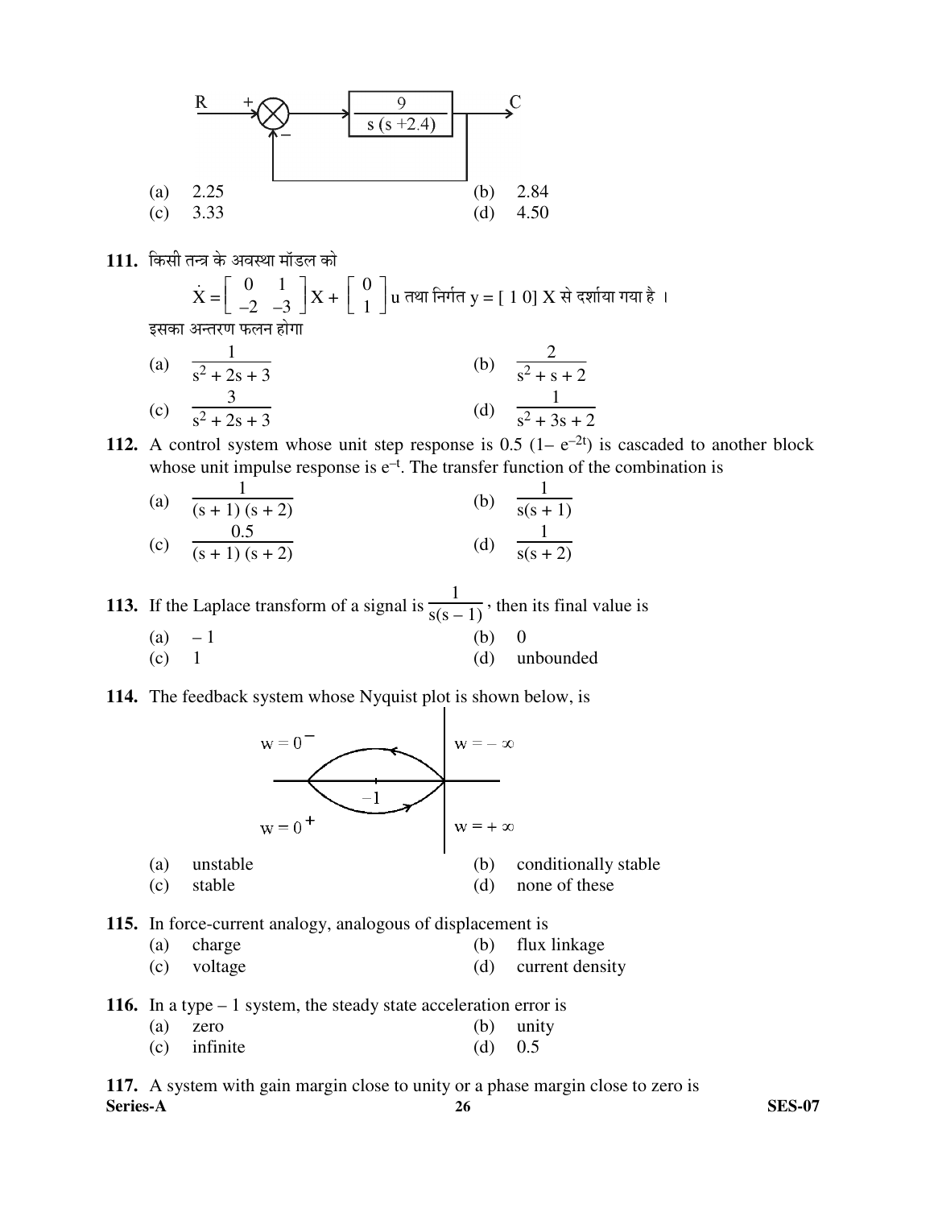R → (+) ⊗ (−) → $\frac{9}{s(s+2.4)}$ → C (unity feedback)

(a) 2.25 (b) 2.84
(c) 3.33 (d) 4.50

**111.** किसी तन्त्र के अवस्था मॉडल को

$$\dot{X} = \begin{bmatrix} 0 & 1 \\ -2 & -3 \end{bmatrix} X + \begin{bmatrix} 0 \\ 1 \end{bmatrix} u$$ तथा निर्गत $y = [\,1\ 0\,]\ X$ से दर्शाया गया है ।

इसका अन्तरण फलन होगा

(a) $\dfrac{1}{s^2 + 2s + 3}$ (b) $\dfrac{2}{s^2 + s + 2}$

(c) $\dfrac{3}{s^2 + 2s + 3}$ (d) $\dfrac{1}{s^2 + 3s + 2}$

**112.** A control system whose unit step response is $0.5\,(1 - e^{-2t})$ is cascaded to another block whose unit impulse response is $e^{-t}$. The transfer function of the combination is

(a) $\dfrac{1}{(s+1)(s+2)}$ (b) $\dfrac{1}{s(s+1)}$

(c) $\dfrac{0.5}{(s+1)(s+2)}$ (d) $\dfrac{1}{s(s+2)}$

**113.** If the Laplace transform of a signal is $\dfrac{1}{s(s-1)}$, then its final value is

(a) – 1 (b) 0
(c) 1 (d) unbounded

**114.** The feedback system whose Nyquist plot is shown below, is

(Nyquist plot: closed contour encircling −1, labels $w = 0^-$, $w = 0^+$, $w = -\infty$, $w = +\infty$)

(a) unstable (b) conditionally stable
(c) stable (d) none of these

**115.** In force-current analogy, analogous of displacement is

(a) charge (b) flux linkage
(c) voltage (d) current density

**116.** In a type – 1 system, the steady state acceleration error is

(a) zero (b) unity
(c) infinite (d) 0.5

**117.** A system with gain margin close to unity or a phase margin close to zero is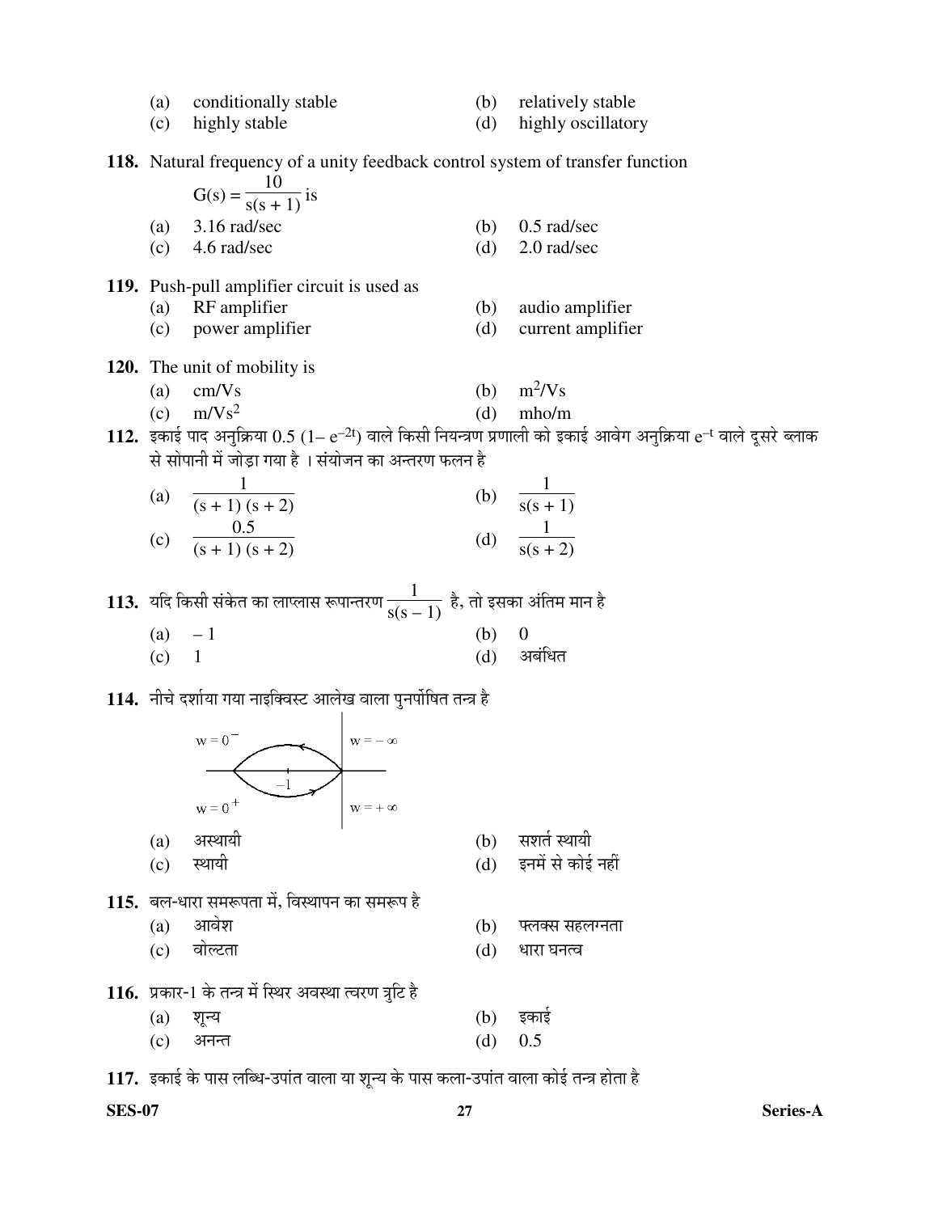(a) conditionally stable
(b) relatively stable
(c) highly stable
(d) highly oscillatory

**118.** Natural frequency of a unity feedback control system of transfer function

$$G(s) = \frac{10}{s(s+1)} \text{ is}$$

(a) 3.16 rad/sec
(b) 0.5 rad/sec
(c) 4.6 rad/sec
(d) 2.0 rad/sec

**119.** Push-pull amplifier circuit is used as

(a) RF amplifier
(b) audio amplifier
(c) power amplifier
(d) current amplifier

**120.** The unit of mobility is

(a) cm/Vs
(b) $m^2/Vs$
(c) $m/Vs^2$
(d) mho/m

**112.** इकाई पाद अनुक्रिया $0.5\,(1-e^{-2t})$ वाले किसी नियन्त्रण प्रणाली को इकाई आवेग अनुक्रिया $e^{-t}$ वाले दूसरे ब्लाक से सोपानी में जोड़ा गया है । संयोजन का अन्तरण फलन है

(a) $\dfrac{1}{(s+1)(s+2)}$
(b) $\dfrac{1}{s(s+1)}$
(c) $\dfrac{0.5}{(s+1)(s+2)}$
(d) $\dfrac{1}{s(s+2)}$

**113.** यदि किसी संकेत का लाप्लास रूपान्तरण $\dfrac{1}{s(s-1)}$ है, तो इसका अंतिम मान है

(a) $-1$
(b) 0
(c) 1
(d) अबंधित

**114.** नीचे दर्शाया गया नाइक्विस्ट आलेख वाला पुनर्पोषित तन्त्र है

(a) अस्थायी
(b) सशर्त स्थायी
(c) स्थायी
(d) इनमें से कोई नहीं

**115.** बल-धारा समरूपता में, विस्थापन का समरूप है

(a) आवेश
(b) फ्लक्स सहलग्नता
(c) वोल्टता
(d) धारा घनत्व

**116.** प्रकार-1 के तन्त्र में स्थिर अवस्था त्वरण त्रुटि है

(a) शून्य
(b) इकाई
(c) अनन्त
(d) 0.5

**117.** इकाई के पास लब्धि-उपांत वाला या शून्य के पास कला-उपांत वाला कोई तन्त्र होता है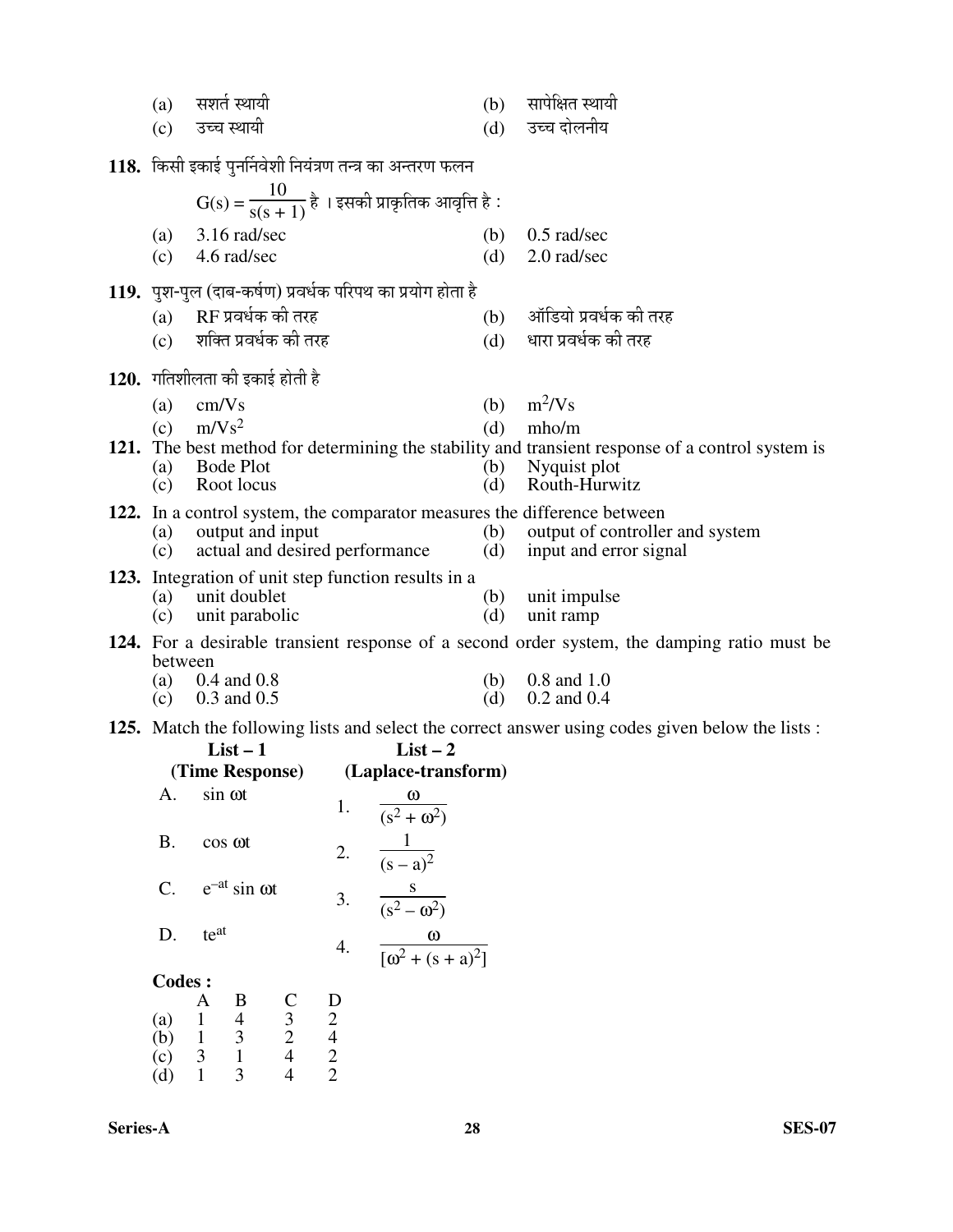(a) सशर्त स्थायी (b) सापेक्षित स्थायी
(c) उच्च स्थायी (d) उच्च दोलनीय

**118.** किसी इकाई पुनर्निवेशी नियंत्रण तन्त्र का अन्तरण फलन

$$G(s) = \frac{10}{s(s+1)}$$ है । इसकी प्राकृतिक आवृत्ति है :

(a) 3.16 rad/sec (b) 0.5 rad/sec
(c) 4.6 rad/sec (d) 2.0 rad/sec

**119.** पुश-पुल (दाब-कर्षण) प्रवर्धक परिपथ का प्रयोग होता है

(a) RF प्रवर्धक की तरह (b) ऑडियो प्रवर्धक की तरह
(c) शक्ति प्रवर्धक की तरह (d) धारा प्रवर्धक की तरह

**120.** गतिशीलता की इकाई होती है

(a) cm/Vs (b) $m^2$/Vs
(c) $m/Vs^2$ (d) mho/m

**121.** The best method for determining the stability and transient response of a control system is

(a) Bode Plot (b) Nyquist plot
(c) Root locus (d) Routh-Hurwitz

**122.** In a control system, the comparator measures the difference between

(a) output and input (b) output of controller and system
(c) actual and desired performance (d) input and error signal

**123.** Integration of unit step function results in a

(a) unit doublet (b) unit impulse
(c) unit parabolic (d) unit ramp

**124.** For a desirable transient response of a second order system, the damping ratio must be between

(a) 0.4 and 0.8 (b) 0.8 and 1.0
(c) 0.3 and 0.5 (d) 0.2 and 0.4

**125.** Match the following lists and select the correct answer using codes given below the lists :

| | List – 1 (Time Response) | | List – 2 (Laplace-transform) |
|---|---|---|---|
| A. | $\sin \omega t$ | 1. | $\frac{\omega}{(s^2+\omega^2)}$ |
| B. | $\cos \omega t$ | 2. | $\frac{1}{(s-a)^2}$ |
| C. | $e^{-at} \sin \omega t$ | 3. | $\frac{s}{(s^2-\omega^2)}$ |
| D. | $te^{at}$ | 4. | $\frac{\omega}{[\omega^2+(s+a)^2]}$ |

**Codes :**

| | A | B | C | D |
|---|---|---|---|---|
| (a) | 1 | 4 | 3 | 2 |
| (b) | 1 | 3 | 2 | 4 |
| (c) | 3 | 1 | 4 | 2 |
| (d) | 1 | 3 | 4 | 2 |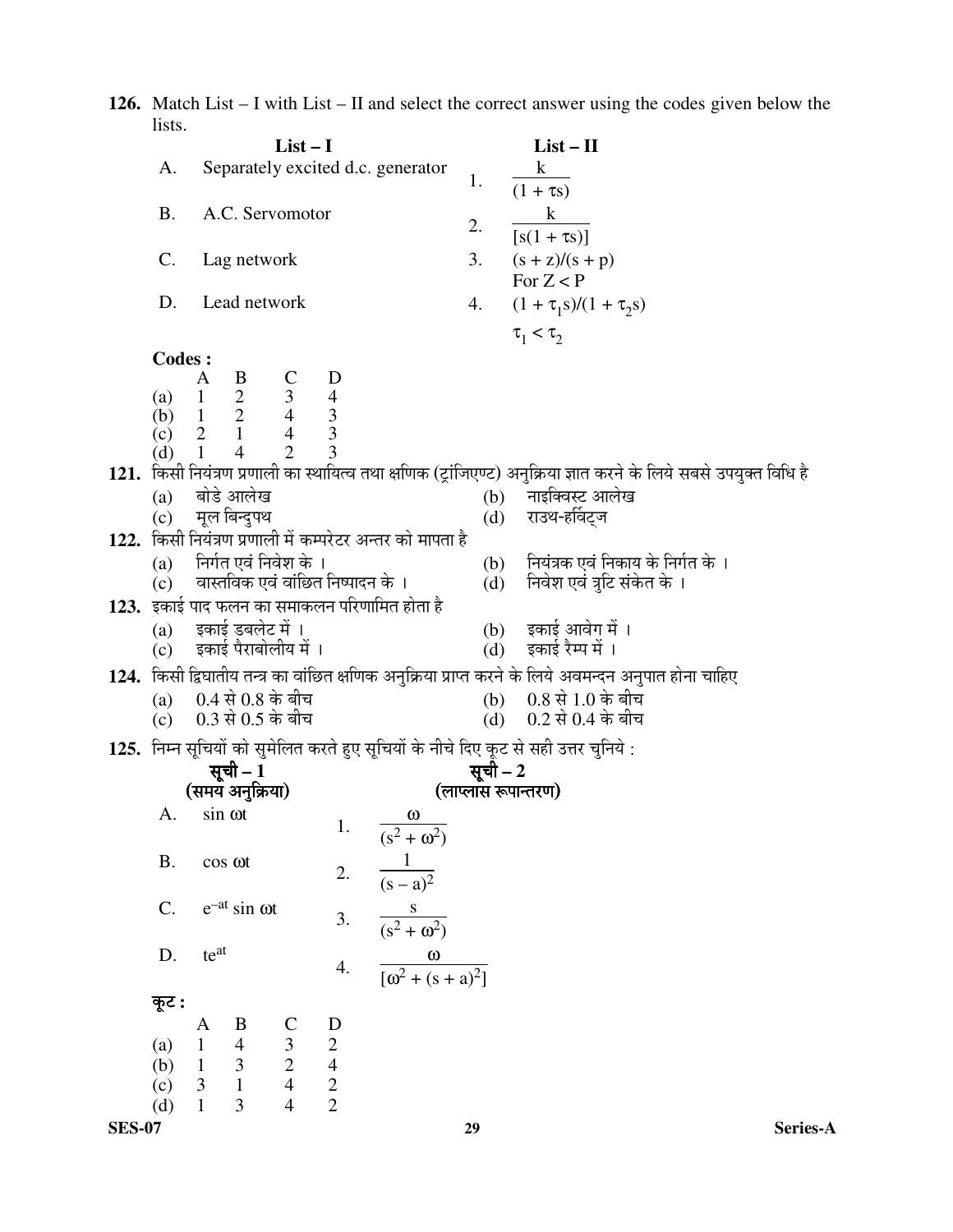**126.** Match List – I with List – II and select the correct answer using the codes given below the lists.

| | List – I | | List – II |
|---|---|---|---|
| A. | Separately excited d.c. generator | 1. | $\frac{k}{(1 + \tau s)}$ |
| B. | A.C. Servomotor | 2. | $\frac{k}{[s(1 + \tau s)]}$ |
| C. | Lag network | 3. | $(s + z)/(s + p)$ For $Z < P$ |
| D. | Lead network | 4. | $(1 + \tau_1 s)/(1 + \tau_2 s)$ $\tau_1 < \tau_2$ |

**Codes :**

| | A | B | C | D |
|---|---|---|---|---|
| (a) | 1 | 2 | 3 | 4 |
| (b) | 1 | 2 | 4 | 3 |
| (c) | 2 | 1 | 4 | 3 |
| (d) | 1 | 4 | 2 | 3 |

**121.** किसी नियंत्रण प्रणाली का स्थायित्व तथा क्षणिक (ट्रांजिएण्ट) अनुक्रिया ज्ञात करने के लिये सबसे उपयुक्त विधि है

(a) बोडे आलेख
(b) नाइक्विस्ट आलेख
(c) मूल बिन्दुपथ
(d) राउथ-हर्विट्ज

**122.** किसी नियंत्रण प्रणाली में कम्परेटर अन्तर को मापता है

(a) निर्गत एवं निवेश के ।
(b) नियंत्रक एवं निकाय के निर्गत के ।
(c) वास्तविक एवं वांछित निष्पादन के ।
(d) निवेश एवं त्रुटि संकेत के ।

**123.** इकाई पाद फलन का समाकलन परिणमित होता है

(a) इकाई डबलेट में ।
(b) इकाई आवेग में ।
(c) इकाई पैराबोलीय में ।
(d) इकाई रैम्प में ।

**124.** किसी द्विघातीय तन्त्र का वांछित क्षणिक अनुक्रिया प्राप्त करने के लिये अवमन्दन अनुपात होना चाहिए

(a) 0.4 से 0.8 के बीच
(b) 0.8 से 1.0 के बीच
(c) 0.3 से 0.5 के बीच
(d) 0.2 से 0.4 के बीच

**125.** निम्न सूचियों को सुमेलित करते हुए सूचियों के नीचे दिए कूट से सही उत्तर चुनिये :

| | सूची – 1 (समय अनुक्रिया) | | सूची – 2 (लाप्लास रूपान्तरण) |
|---|---|---|---|
| A. | $\sin \omega t$ | 1. | $\frac{\omega}{(s^2 + \omega^2)}$ |
| B. | $\cos \omega t$ | 2. | $\frac{1}{(s - a)^2}$ |
| C. | $e^{-at} \sin \omega t$ | 3. | $\frac{s}{(s^2 + \omega^2)}$ |
| D. | $te^{at}$ | 4. | $\frac{\omega}{[\omega^2 + (s + a)^2]}$ |

**कूट :**

| | A | B | C | D |
|---|---|---|---|---|
| (a) | 1 | 4 | 3 | 2 |
| (b) | 1 | 3 | 2 | 4 |
| (c) | 3 | 1 | 4 | 2 |
| (d) | 1 | 3 | 4 | 2 |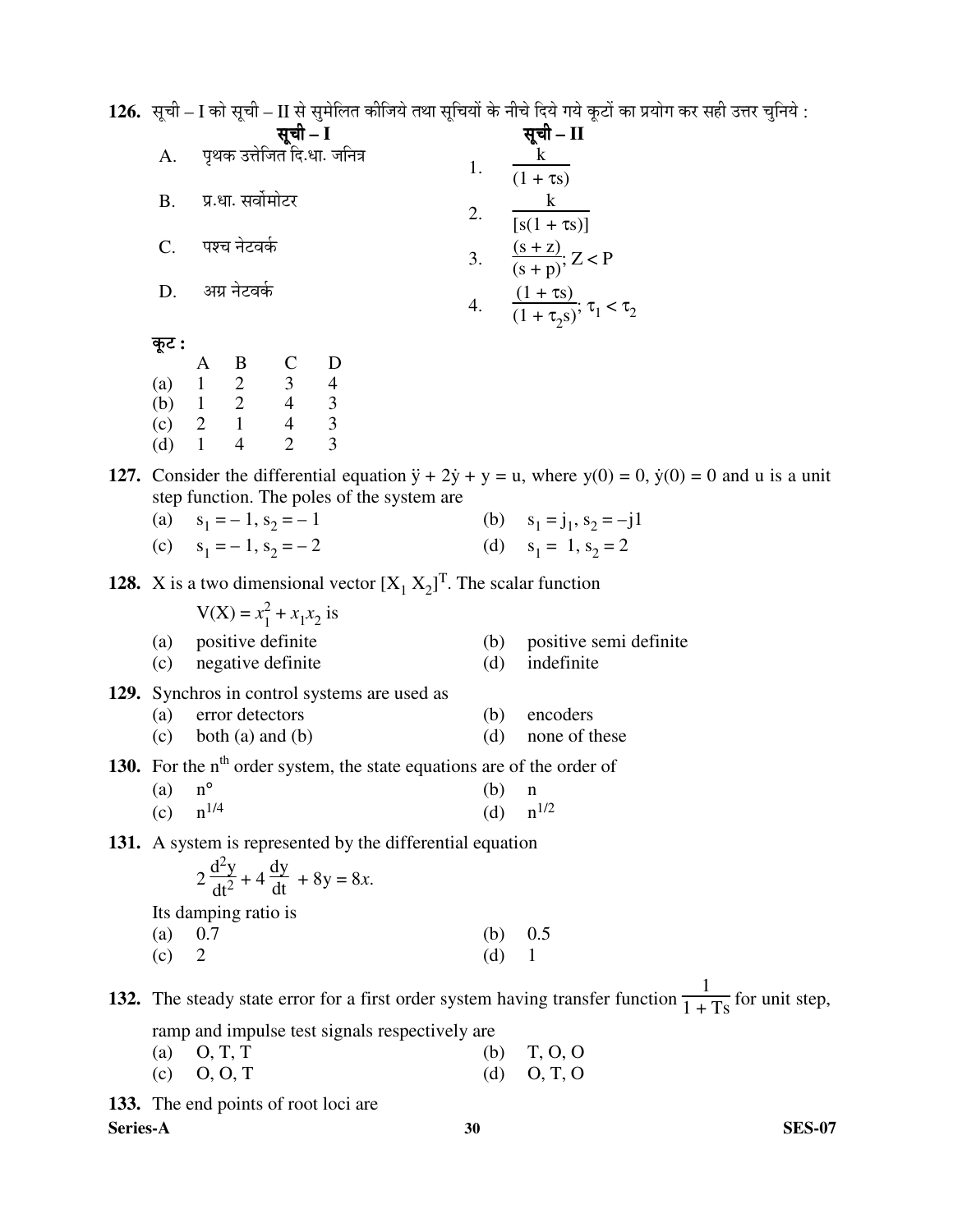**126.** सूची – I को सूची – II से सुमेलित कीजिये तथा सूचियों के नीचे दिये गये कूटों का प्रयोग कर सही उत्तर चुनिये :

| | सूची – I | | सूची – II |
|---|---|---|---|
| A. | पृथक उत्तेजित दि.धा. जनित्र | 1. | $\frac{k}{(1 + \tau s)}$ |
| B. | प्र.धा. सर्वोमोटर | 2. | $\frac{k}{[s(1 + \tau s)]}$ |
| C. | पश्च नेटवर्क | 3. | $\frac{(s + z)}{(s + p)}$; $Z < P$ |
| D. | अग्र नेटवर्क | 4. | $\frac{(1 + \tau s)}{(1 + \tau_2 s)}$; $\tau_1 < \tau_2$ |

**कूट :**

| | A | B | C | D |
|---|---|---|---|---|
| (a) | 1 | 2 | 3 | 4 |
| (b) | 1 | 2 | 4 | 3 |
| (c) | 2 | 1 | 4 | 3 |
| (d) | 1 | 4 | 2 | 3 |

**127.** Consider the differential equation $\ddot{y} + 2\dot{y} + y = u$, where $y(0) = 0$, $\dot{y}(0) = 0$ and u is a unit step function. The poles of the system are

(a) $s_1 = -1, s_2 = -1$  (b) $s_1 = j_1, s_2 = -j1$
(c) $s_1 = -1, s_2 = -2$  (d) $s_1 = 1, s_2 = 2$

**128.** X is a two dimensional vector $[X_1\ X_2]^T$. The scalar function

$V(X) = x_1^2 + x_1x_2$ is

(a) positive definite  (b) positive semi definite
(c) negative definite  (d) indefinite

**129.** Synchros in control systems are used as

(a) error detectors  (b) encoders
(c) both (a) and (b)  (d) none of these

**130.** For the $n^{th}$ order system, the state equations are of the order of

(a) $n^{\circ}$  (b) n
(c) $n^{1/4}$  (d) $n^{1/2}$

**131.** A system is represented by the differential equation

$$2\frac{d^2y}{dt^2} + 4\frac{dy}{dt} + 8y = 8x.$$

Its damping ratio is

(a) 0.7  (b) 0.5
(c) 2  (d) 1

**132.** The steady state error for a first order system having transfer function $\frac{1}{1 + Ts}$ for unit step, ramp and impulse test signals respectively are

(a) O, T, T  (b) T, O, O
(c) O, O, T  (d) O, T, O

**133.** The end points of root loci are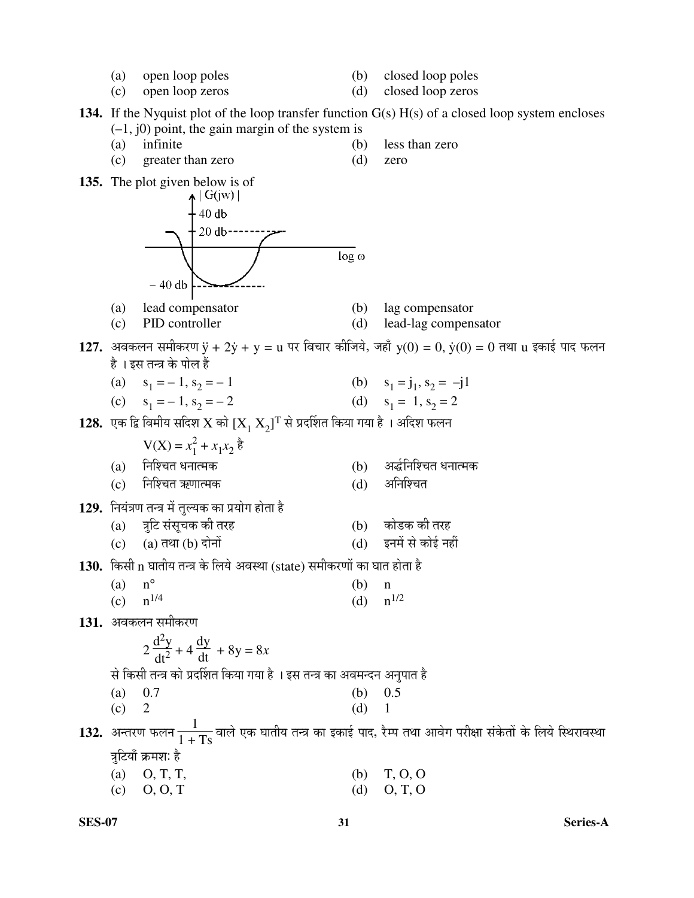(a) open loop poles (b) closed loop poles
(c) open loop zeros (d) closed loop zeros

**134.** If the Nyquist plot of the loop transfer function G(s) H(s) of a closed loop system encloses (–1, j0) point, the gain margin of the system is

(a) infinite (b) less than zero
(c) greater than zero (d) zero

**135.** The plot given below is of

(a) lead compensator (b) lag compensator
(c) PID controller (d) lead-lag compensator

**127.** अवकलन समीकरण $\ddot{y} + 2\dot{y} + y = u$ पर विचार कीजिये, जहाँ $y(0) = 0$, $\dot{y}(0) = 0$ तथा u इकाई पाद फलन है । इस तन्त्र के पोल हैं

(a) $s_1 = -1, s_2 = -1$ (b) $s_1 = j_1, s_2 = -j1$
(c) $s_1 = -1, s_2 = -2$ (d) $s_1 = 1, s_2 = 2$

**128.** एक द्वि विमीय सदिश X को $[X_1\ X_2]^T$ से प्रदर्शित किया गया है । अदिश फलन

$V(X) = x_1^2 + x_1x_2$ है

(a) निश्चित धनात्मक (b) अर्द्धनिश्चित धनात्मक
(c) निश्चित ऋणात्मक (d) अनिश्चित

**129.** नियंत्रण तन्त्र में तुल्यक का प्रयोग होता है

(a) त्रुटि संसूचक की तरह (b) कोडक की तरह
(c) (a) तथा (b) दोनों (d) इनमें से कोई नहीं

**130.** किसी n घातीय तन्त्र के लिये अवस्था (state) समीकरणों का घात होता है

(a) $n^\circ$ (b) n
(c) $n^{1/4}$ (d) $n^{1/2}$

**131.** अवकलन समीकरण

$$2\frac{d^2y}{dt^2} + 4\frac{dy}{dt} + 8y = 8x$$

से किसी तन्त्र को प्रदर्शित किया गया है । इस तन्त्र का अवमन्दन अनुपात है

(a) 0.7 (b) 0.5
(c) 2 (d) 1

**132.** अन्तरण फलन $\frac{1}{1 + Ts}$ वाले एक घातीय तन्त्र का इकाई पाद, रैम्प तथा आवेग परीक्षा संकेतों के लिये स्थिरावस्था त्रुटियाँ क्रमशः है

(a) O, T, T, (b) T, O, O
(c) O, O, T (d) O, T, O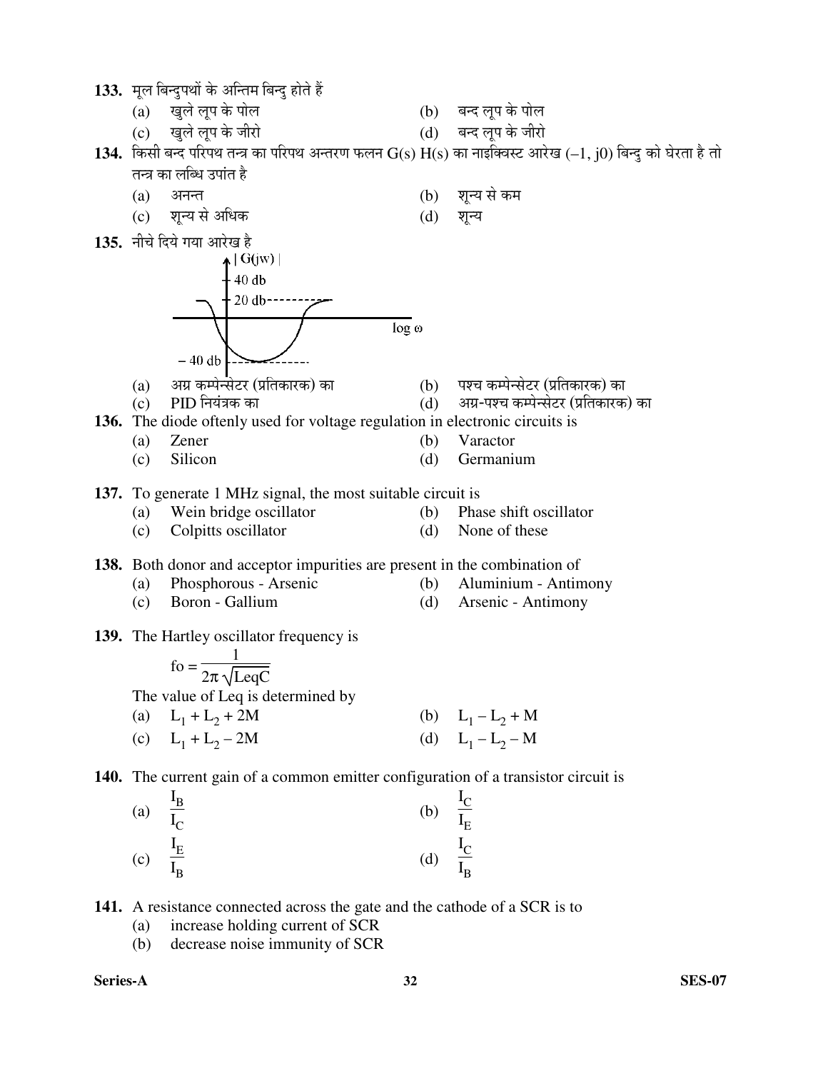**133.** मूल बिन्दुपथों के अन्तिम बिन्दु होते हैं

(a) खुले लूप के पोल
(b) बन्द लूप के पोल
(c) खुले लूप के जीरो
(d) बन्द लूप के जीरो

**134.** किसी बन्द परिपथ तन्त्र का परिपथ अन्तरण फलन $G(s)\,H(s)$ का नाइक्विस्ट आरेख $(-1, j0)$ बिन्दु को घेरता है तो तन्त्र का लब्धि उपांत है

(a) अनन्त
(b) शून्य से कम
(c) शून्य से अधिक
(d) शून्य

**135.** नीचे दिये गया आरेख है

(a) अग्र कम्पेन्सेटर (प्रतिकारक) का
(b) पश्च कम्पेन्सेटर (प्रतिकारक) का
(c) PID नियंत्रक का
(d) अग्र-पश्च कम्पेन्सेटर (प्रतिकारक) का

**136.** The diode oftenly used for voltage regulation in electronic circuits is

(a) Zener
(b) Varactor
(c) Silicon
(d) Germanium

**137.** To generate 1 MHz signal, the most suitable circuit is

(a) Wein bridge oscillator
(b) Phase shift oscillator
(c) Colpitts oscillator
(d) None of these

**138.** Both donor and acceptor impurities are present in the combination of

(a) Phosphorous - Arsenic
(b) Aluminium - Antimony
(c) Boron - Gallium
(d) Arsenic - Antimony

**139.** The Hartley oscillator frequency is

$$fo = \frac{1}{2\pi\sqrt{LeqC}}$$

The value of Leq is determined by

(a) $L_1 + L_2 + 2M$
(b) $L_1 - L_2 + M$
(c) $L_1 + L_2 - 2M$
(d) $L_1 - L_2 - M$

**140.** The current gain of a common emitter configuration of a transistor circuit is

(a) $\dfrac{I_B}{I_C}$
(b) $\dfrac{I_C}{I_E}$
(c) $\dfrac{I_E}{I_B}$
(d) $\dfrac{I_C}{I_B}$

**141.** A resistance connected across the gate and the cathode of a SCR is to

(a) increase holding current of SCR
(b) decrease noise immunity of SCR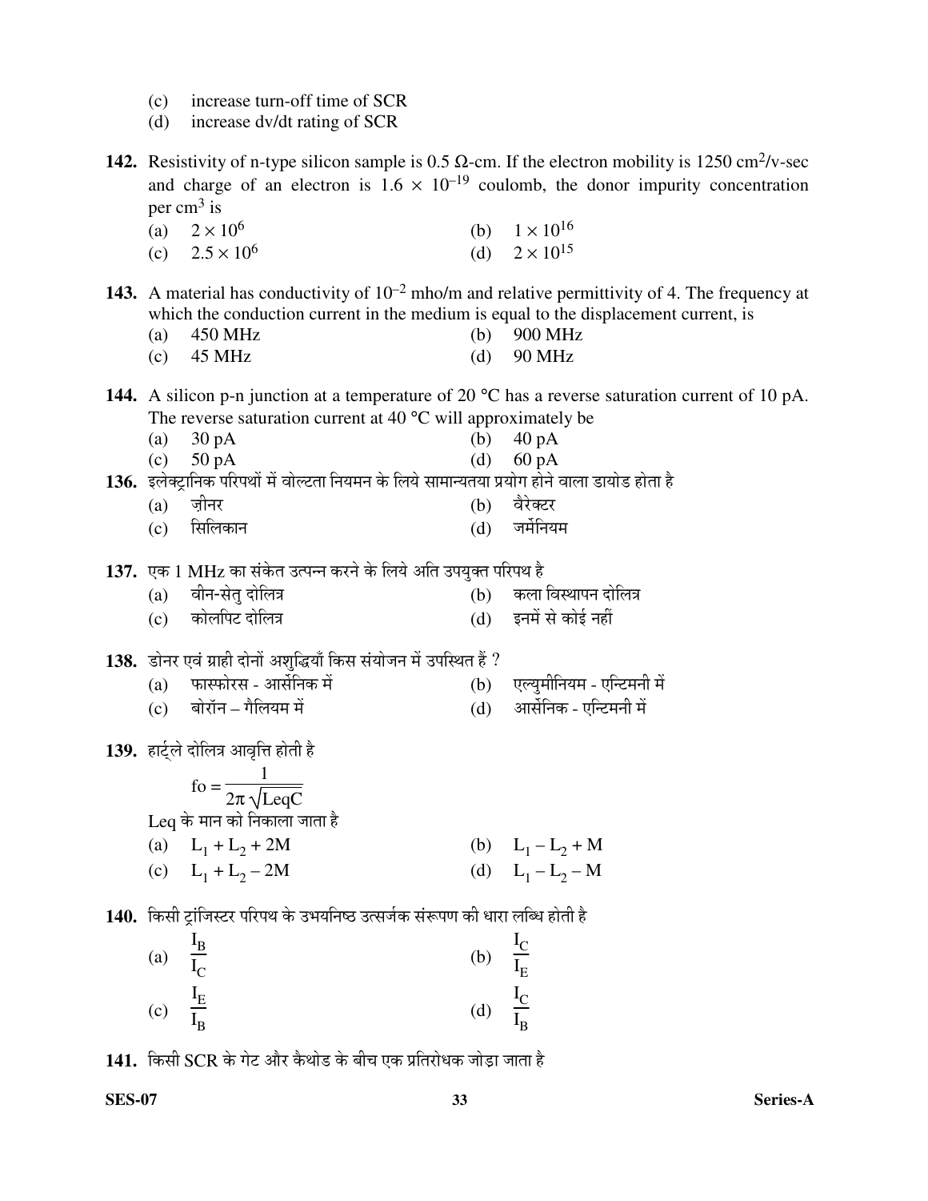(c) increase turn-off time of SCR
(d) increase dv/dt rating of SCR

**142.** Resistivity of n-type silicon sample is 0.5 Ω-cm. If the electron mobility is 1250 $cm^2$/v-sec and charge of an electron is $1.6 \times 10^{-19}$ coulomb, the donor impurity concentration per $cm^3$ is

(a) $2 \times 10^6$  (b) $1 \times 10^{16}$
(c) $2.5 \times 10^6$  (d) $2 \times 10^{15}$

**143.** A material has conductivity of $10^{-2}$ mho/m and relative permittivity of 4. The frequency at which the conduction current in the medium is equal to the displacement current, is

(a) 450 MHz  (b) 900 MHz
(c) 45 MHz  (d) 90 MHz

**144.** A silicon p-n junction at a temperature of 20 °C has a reverse saturation current of 10 pA. The reverse saturation current at 40 °C will approximately be

(a) 30 pA  (b) 40 pA
(c) 50 pA  (d) 60 pA

**136.** इलेक्ट्रानिक परिपथों में वोल्टता नियमन के लिये सामान्यतया प्रयोग होने वाला डायोड होता है

(a) ज़ीनर  (b) वैरेक्टर
(c) सिलिकान  (d) जर्मेनियम

**137.** एक 1 MHz का संकेत उत्पन्न करने के लिये अति उपयुक्त परिपथ है

(a) वीन-सेतु दोलित्र  (b) कला विस्थापन दोलित्र
(c) कोलपिट दोलित्र  (d) इनमें से कोई नहीं

**138.** डोनर एवं ग्राही दोनों अशुद्धियाँ किस संयोजन में उपस्थित हैं ?

(a) फास्फोरस - आर्सेनिक में  (b) एल्युमीनियम - एन्टिमनी में
(c) बोरॉन – गैलियम में  (d) आर्सेनिक - एन्टिमनी में

**139.** हार्ट्ले दोलित्र आवृत्ति होती है

$$fo = \frac{1}{2\pi\sqrt{LeqC}}$$

Leq के मान को निकाला जाता है

(a) $L_1 + L_2 + 2M$  (b) $L_1 - L_2 + M$
(c) $L_1 + L_2 - 2M$  (d) $L_1 - L_2 - M$

**140.** किसी ट्रांजिस्टर परिपथ के उभयनिष्ठ उत्सर्जक संरूपण की धारा लब्धि होती है

(a) $\frac{I_B}{I_C}$  (b) $\frac{I_C}{I_E}$
(c) $\frac{I_E}{I_B}$  (d) $\frac{I_C}{I_B}$

**141.** किसी SCR के गेट और कैथोड के बीच एक प्रतिरोधक जोड़ा जाता है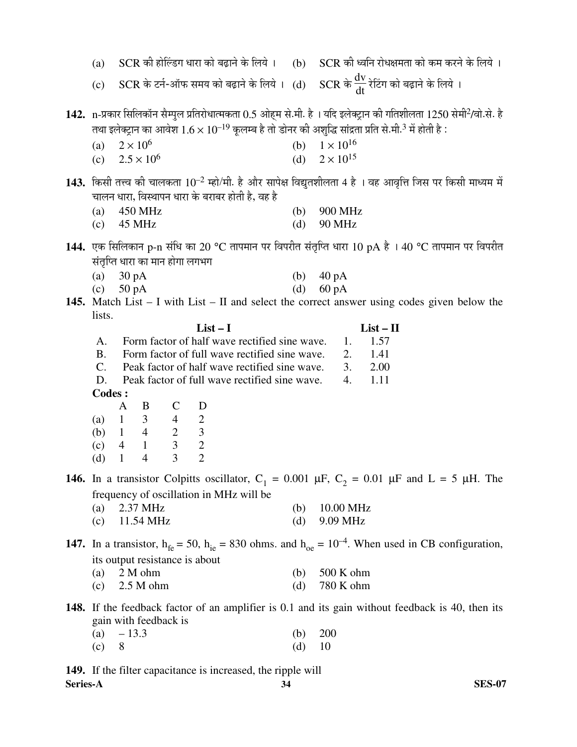(a) SCR की होल्डिंग धारा को बढ़ाने के लिये । (b) SCR की ध्वनि रोधक्षमता को कम करने के लिये ।

(c) SCR के टर्न-ऑफ समय को बढ़ाने के लिये । (d) SCR के $\frac{dv}{dt}$ रेटिंग को बढ़ाने के लिये ।

**142.** n-प्रकार सिलिकॉन सैम्पुल प्रतिरोधात्मकता 0.5 ओह्म से.मी. है । यदि इलेक्ट्रान की गतिशीलता 1250 सेमी²/वो.से. है तथा इलेक्ट्रान का आवेश $1.6 \times 10^{-19}$ कूलम्ब है तो डोनर की अशुद्धि सांद्रता प्रति से.मी.³ में होती है :

(a) $2 \times 10^{6}$ (b) $1 \times 10^{16}$

(c) $2.5 \times 10^{6}$ (d) $2 \times 10^{15}$

**143.** किसी तत्त्व की चालकता $10^{-2}$ म्हो/मी. है और सापेक्ष विद्युतशीलता 4 है । वह आवृत्ति जिस पर किसी माध्यम में चालन धारा, विस्थापन धारा के बराबर होती है, वह है

(a) 450 MHz (b) 900 MHz

(c) 45 MHz (d) 90 MHz

**144.** एक सिलिकान p-n संधि का 20 °C तापमान पर विपरीत संतृप्ति धारा 10 pA है । 40 °C तापमान पर विपरीत संतृप्ति धारा का मान होगा लगभग

(a) 30 pA (b) 40 pA

(c) 50 pA (d) 60 pA

**145.** Match List – I with List – II and select the correct answer using codes given below the lists.

| | List – I | | List – II |
|---|---|---|---|
| A. | Form factor of half wave rectified sine wave. | 1. | 1.57 |
| B. | Form factor of full wave rectified sine wave. | 2. | 1.41 |
| C. | Peak factor of half wave rectified sine wave. | 3. | 2.00 |
| D. | Peak factor of full wave rectified sine wave. | 4. | 1.11 |

**Codes :**

| | A | B | C | D |
|---|---|---|---|---|
| (a) | 1 | 3 | 4 | 2 |
| (b) | 1 | 4 | 2 | 3 |
| (c) | 4 | 1 | 3 | 2 |
| (d) | 1 | 4 | 3 | 2 |

**146.** In a transistor Colpitts oscillator, $C_1$ = 0.001 μF, $C_2$ = 0.01 μF and L = 5 μH. The frequency of oscillation in MHz will be

(a) 2.37 MHz (b) 10.00 MHz

(c) 11.54 MHz (d) 9.09 MHz

**147.** In a transistor, $h_{fe}$ = 50, $h_{ie}$ = 830 ohms. and $h_{oe} = 10^{-4}$. When used in CB configuration, its output resistance is about

(a) 2 M ohm (b) 500 K ohm

(c) 2.5 M ohm (d) 780 K ohm

**148.** If the feedback factor of an amplifier is 0.1 and its gain without feedback is 40, then its gain with feedback is

(a) – 13.3 (b) 200

(c) 8 (d) 10

**149.** If the filter capacitance is increased, the ripple will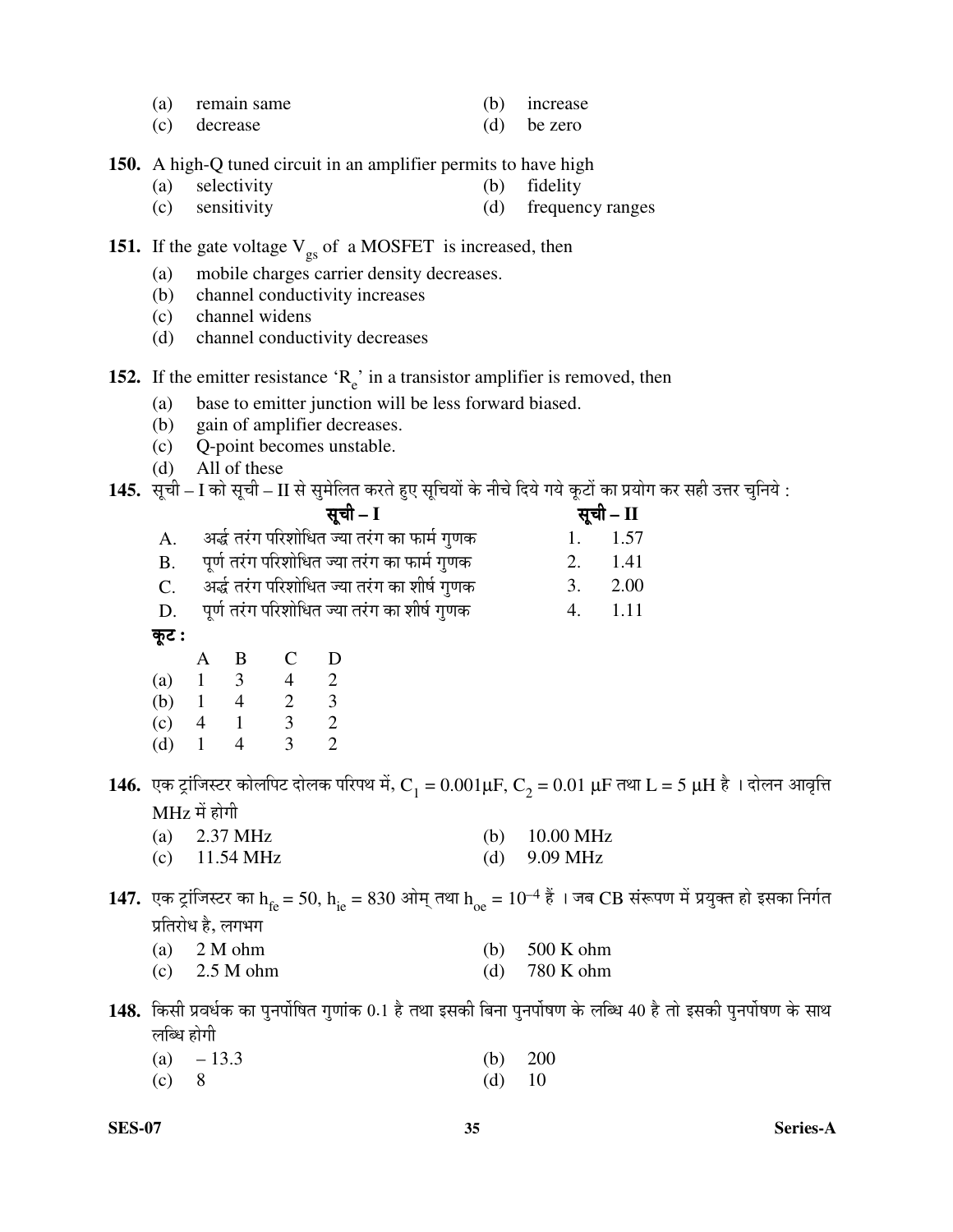(a) remain same (b) increase
(c) decrease (d) be zero

**150.** A high-Q tuned circuit in an amplifier permits to have high
(a) selectivity (b) fidelity
(c) sensitivity (d) frequency ranges

**151.** If the gate voltage $V_{gs}$ of a MOSFET is increased, then
(a) mobile charges carrier density decreases.
(b) channel conductivity increases
(c) channel widens
(d) channel conductivity decreases

**152.** If the emitter resistance '$R_e$' in a transistor amplifier is removed, then
(a) base to emitter junction will be less forward biased.
(b) gain of amplifier decreases.
(c) Q-point becomes unstable.
(d) All of these

**145.** सूची – I को सूची – II से सुमेलित करते हुए सूचियों के नीचे दिये गये कूटों का प्रयोग कर सही उत्तर चुनिये :

| | सूची – I | | सूची – II |
|---|---|---|---|
| A. | अर्द्ध तरंग परिशोधित ज्या तरंग का फार्म गुणक | 1. | 1.57 |
| B. | पूर्ण तरंग परिशोधित ज्या तरंग का फार्म गुणक | 2. | 1.41 |
| C. | अर्द्ध तरंग परिशोधित ज्या तरंग का शीर्ष गुणक | 3. | 2.00 |
| D. | पूर्ण तरंग परिशोधित ज्या तरंग का शीर्ष गुणक | 4. | 1.11 |

**कूट :**

| | A | B | C | D |
|---|---|---|---|---|
| (a) | 1 | 3 | 4 | 2 |
| (b) | 1 | 4 | 2 | 3 |
| (c) | 4 | 1 | 3 | 2 |
| (d) | 1 | 4 | 3 | 2 |

**146.** एक ट्रांजिस्टर कोलपिट दोलक परिपथ में, $C_1 = 0.001\mu F$, $C_2 = 0.01\ \mu F$ तथा $L = 5\ \mu H$ है । दोलन आवृत्ति MHz में होगी
(a) 2.37 MHz (b) 10.00 MHz
(c) 11.54 MHz (d) 9.09 MHz

**147.** एक ट्रांजिस्टर का $h_{fe} = 50$, $h_{ie} = 830$ ओम् तथा $h_{oe} = 10^{-4}$ हैं । जब CB संरूपण में प्रयुक्त हो इसका निर्गत प्रतिरोध है, लगभग
(a) 2 M ohm (b) 500 K ohm
(c) 2.5 M ohm (d) 780 K ohm

**148.** किसी प्रवर्धक का पुनर्पोषित गुणांक 0.1 है तथा इसकी बिना पुनर्पोषण के लब्धि 40 है तो इसकी पुनर्पोषण के साथ लब्धि होगी
(a) – 13.3 (b) 200
(c) 8 (d) 10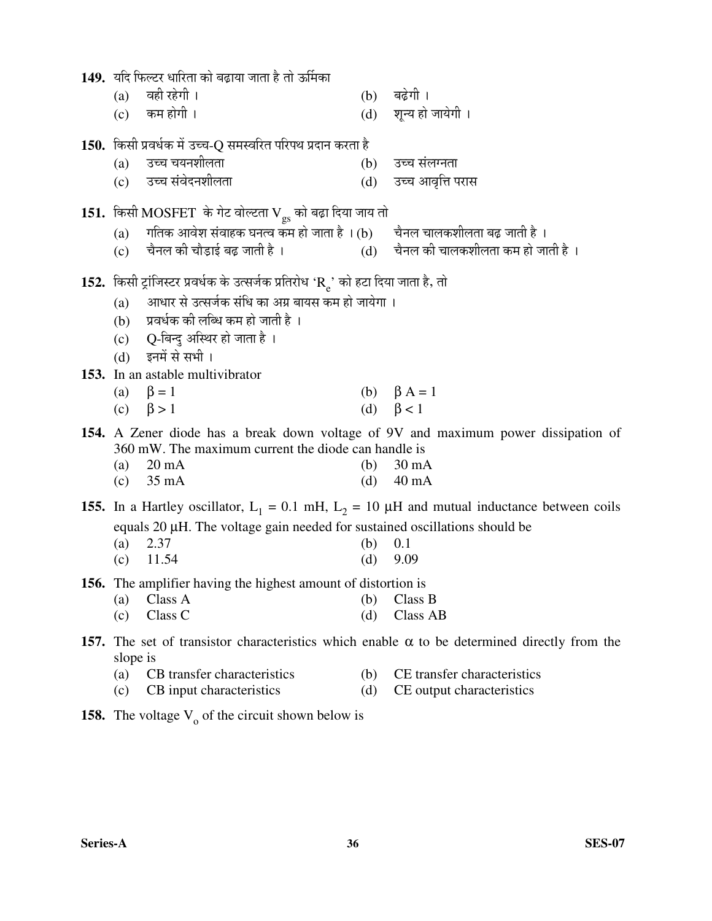**149.** यदि फिल्टर धारिता को बढ़ाया जाता है तो ऊर्मिका

(a) वही रहेगी । (b) बढ़ेगी ।
(c) कम होगी । (d) शून्य हो जायेगी ।

**150.** किसी प्रवर्धक में उच्च-Q समस्वरित परिपथ प्रदान करता है

(a) उच्च चयनशीलता (b) उच्च संलग्नता
(c) उच्च संवेदनशीलता (d) उच्च आवृत्ति परास

**151.** किसी MOSFET के गेट वोल्टता $V_{gs}$ को बढ़ा दिया जाय तो

(a) गतिक आवेश संवाहक घनत्व कम हो जाता है । (b) चैनल चालकशीलता बढ़ जाती है ।
(c) चैनल की चौड़ाई बढ़ जाती है । (d) चैनल की चालकशीलता कम हो जाती है ।

**152.** किसी ट्रांजिस्टर प्रवर्धक के उत्सर्जक प्रतिरोध '$R_e$' को हटा दिया जाता है, तो

(a) आधार से उत्सर्जक संधि का अग्र बायस कम हो जायेगा ।
(b) प्रवर्धक की लब्धि कम हो जाती है ।
(c) Q-बिन्दु अस्थिर हो जाता है ।
(d) इनमें से सभी ।

**153.** In an astable multivibrator

(a) $\beta = 1$ (b) $\beta A = 1$
(c) $\beta > 1$ (d) $\beta < 1$

**154.** A Zener diode has a break down voltage of 9V and maximum power dissipation of 360 mW. The maximum current the diode can handle is

(a) 20 mA (b) 30 mA
(c) 35 mA (d) 40 mA

**155.** In a Hartley oscillator, $L_1$ = 0.1 mH, $L_2$ = 10 μH and mutual inductance between coils equals 20 μH. The voltage gain needed for sustained oscillations should be

(a) 2.37 (b) 0.1
(c) 11.54 (d) 9.09

**156.** The amplifier having the highest amount of distortion is

(a) Class A (b) Class B
(c) Class C (d) Class AB

**157.** The set of transistor characteristics which enable α to be determined directly from the slope is

(a) CB transfer characteristics (b) CE transfer characteristics
(c) CB input characteristics (d) CE output characteristics

**158.** The voltage $V_o$ of the circuit shown below is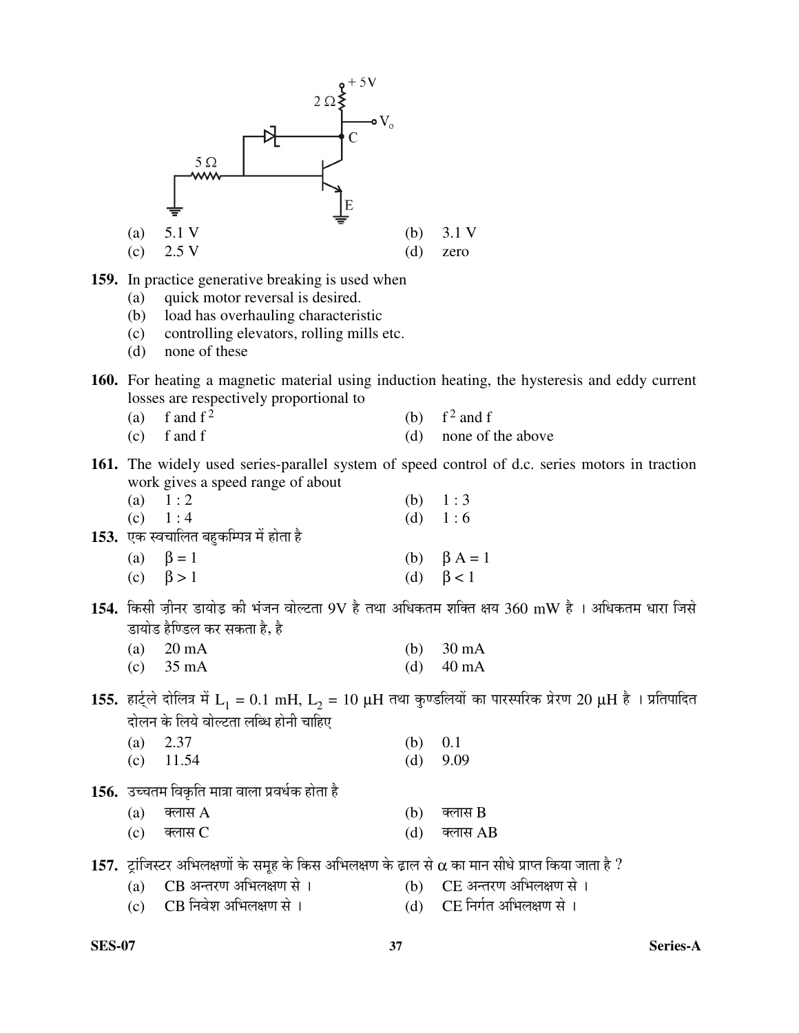(a) 5.1 V
(b) 3.1 V
(c) 2.5 V
(d) zero

**159.** In practice generative breaking is used when

(a) quick motor reversal is desired.
(b) load has overhauling characteristic
(c) controlling elevators, rolling mills etc.
(d) none of these

**160.** For heating a magnetic material using induction heating, the hysteresis and eddy current losses are respectively proportional to

(a) f and $f^2$
(b) $f^2$ and f
(c) f and f
(d) none of the above

**161.** The widely used series-parallel system of speed control of d.c. series motors in traction work gives a speed range of about

(a) 1 : 2
(b) 1 : 3
(c) 1 : 4
(d) 1 : 6

**153.** एक स्वचालित बहुकम्पित्र में होता है

(a) $\beta = 1$
(b) $\beta A = 1$
(c) $\beta > 1$
(d) $\beta < 1$

**154.** किसी ज़ीनर डायोड की भंजन वोल्टता 9V है तथा अधिकतम शक्ति क्षय 360 mW है । अधिकतम धारा जिसे डायोड हैण्डिल कर सकता है, है

(a) 20 mA
(b) 30 mA
(c) 35 mA
(d) 40 mA

**155.** हार्ट्ले दोलित्र में $L_1 = 0.1$ mH, $L_2 = 10$ $\mu$H तथा कुण्डलियों का पारस्परिक प्रेरण 20 $\mu$H है । प्रतिपादित दोलन के लिये वोल्टता लब्धि होनी चाहिए

(a) 2.37
(b) 0.1
(c) 11.54
(d) 9.09

**156.** उच्चतम विकृति मात्रा वाला प्रवर्धक होता है

(a) क्लास A
(b) क्लास B
(c) क्लास C
(d) क्लास AB

**157.** ट्रांजिस्टर अभिलक्षणों के समूह के किस अभिलक्षण के ढाल से $\alpha$ का मान सीधे प्राप्त किया जाता है ?

(a) CB अन्तरण अभिलक्षण से ।
(b) CE अन्तरण अभिलक्षण से ।
(c) CB निवेश अभिलक्षण से ।
(d) CE निर्गत अभिलक्षण से ।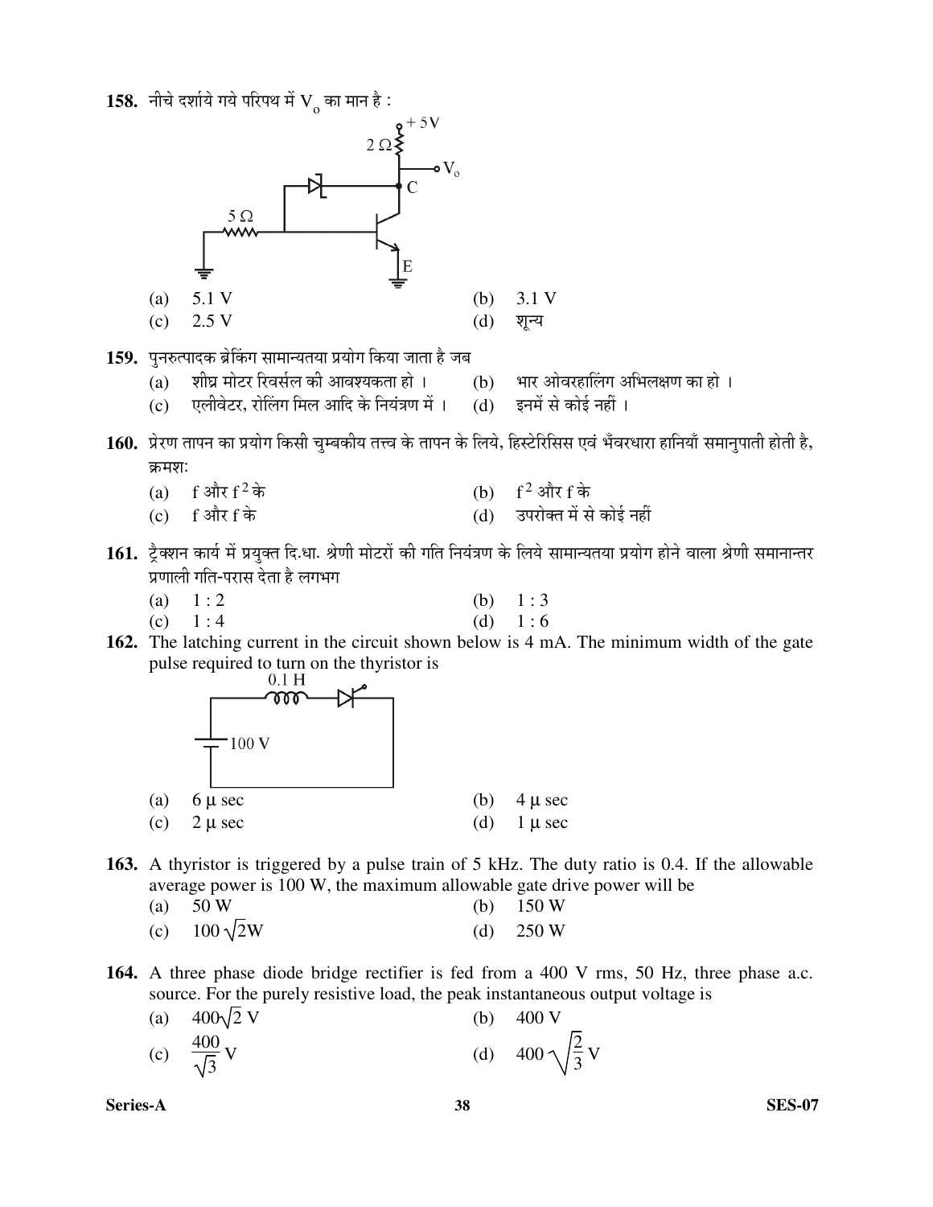**158.** नीचे दर्शाये गये परिपथ में $V_o$ का मान है :

(a) 5.1 V  (b) 3.1 V

(c) 2.5 V  (d) शून्य

**159.** पुनरुत्पादक ब्रेकिंग सामान्यतया प्रयोग किया जाता है जब

(a) शीघ्र मोटर रिवर्सल की आवश्यकता हो ।  (b) भार ओवरहालिंग अभिलक्षण का हो ।

(c) एलीवेटर, रोलिंग मिल आदि के नियंत्रण में ।  (d) इनमें से कोई नहीं ।

**160.** प्रेरण तापन का प्रयोग किसी चुम्बकीय तत्त्व के तापन के लिये, हिस्टेरिसिस एवं भँवरधारा हानियाँ समानुपाती होती है, क्रमश:

(a) $f$ और $f^2$ के  (b) $f^2$ और $f$ के

(c) $f$ और $f$ के  (d) उपरोक्त में से कोई नहीं

**161.** ट्रैक्शन कार्य में प्रयुक्त दि.धा. श्रेणी मोटरों की गति नियंत्रण के लिये सामान्यतया प्रयोग होने वाला श्रेणी समानान्तर प्रणाली गति-परास देता है लगभग

(a) 1 : 2  (b) 1 : 3

(c) 1 : 4  (d) 1 : 6

**162.** The latching current in the circuit shown below is 4 mA. The minimum width of the gate pulse required to turn on the thyristor is

(a) 6 μ sec  (b) 4 μ sec

(c) 2 μ sec  (d) 1 μ sec

**163.** A thyristor is triggered by a pulse train of 5 kHz. The duty ratio is 0.4. If the allowable average power is 100 W, the maximum allowable gate drive power will be

(a) 50 W  (b) 150 W

(c) $100\sqrt{2}$W  (d) 250 W

**164.** A three phase diode bridge rectifier is fed from a 400 V rms, 50 Hz, three phase a.c. source. For the purely resistive load, the peak instantaneous output voltage is

(a) $400\sqrt{2}$ V  (b) 400 V

(c) $\frac{400}{\sqrt{3}}$ V  (d) $400\sqrt{\frac{2}{3}}$ V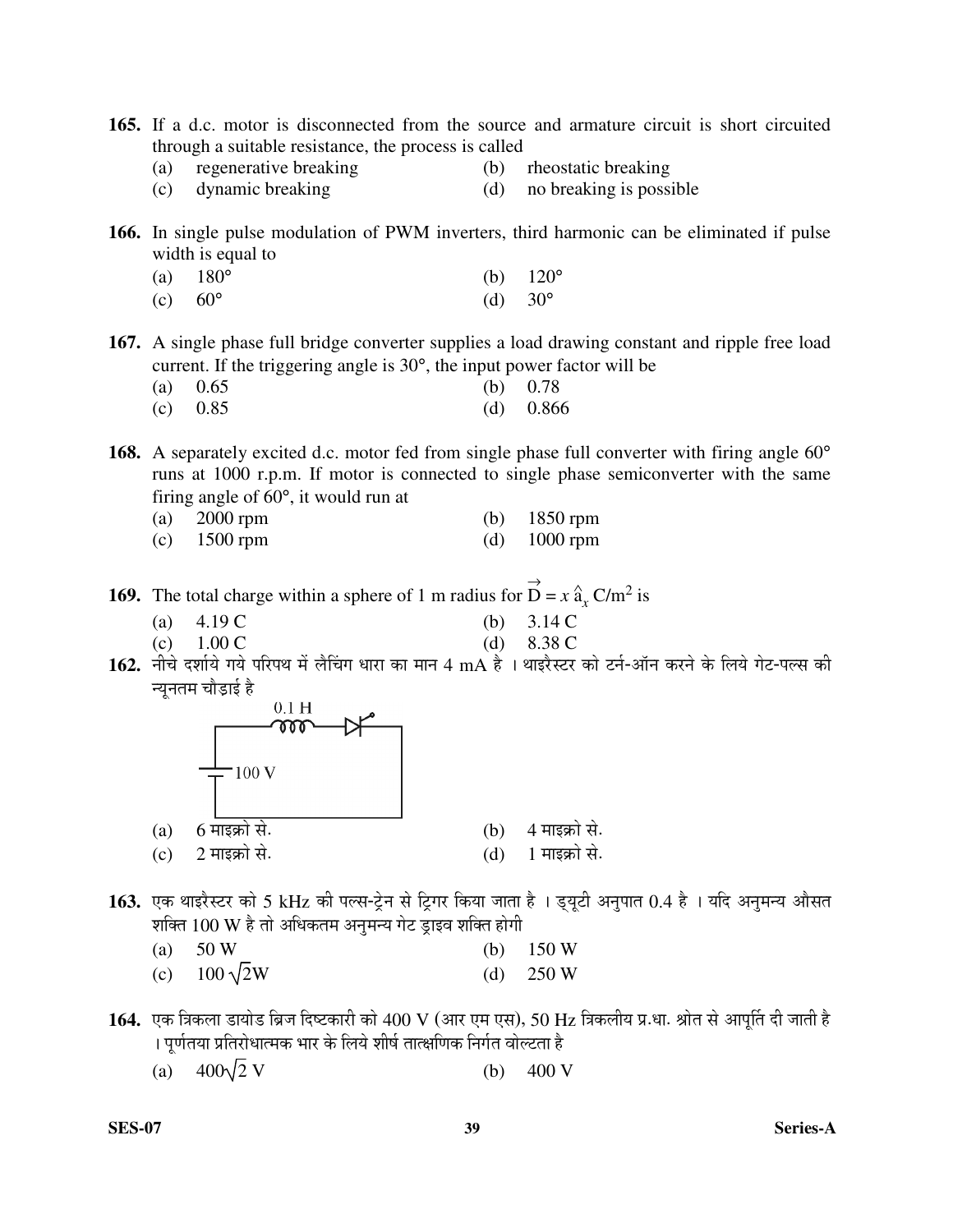**165.** If a d.c. motor is disconnected from the source and armature circuit is short circuited through a suitable resistance, the process is called

(a) regenerative breaking (b) rheostatic breaking

(c) dynamic breaking (d) no breaking is possible

**166.** In single pulse modulation of PWM inverters, third harmonic can be eliminated if pulse width is equal to

(a) 180° (b) 120°

(c) 60° (d) 30°

**167.** A single phase full bridge converter supplies a load drawing constant and ripple free load current. If the triggering angle is 30°, the input power factor will be

(a) 0.65 (b) 0.78

(c) 0.85 (d) 0.866

**168.** A separately excited d.c. motor fed from single phase full converter with firing angle 60° runs at 1000 r.p.m. If motor is connected to single phase semiconverter with the same firing angle of 60°, it would run at

(a) 2000 rpm (b) 1850 rpm

(c) 1500 rpm (d) 1000 rpm

**169.** The total charge within a sphere of 1 m radius for $\vec{D} = x\,\hat{a}_x$ C/m$^2$ is

(a) 4.19 C (b) 3.14 C

(c) 1.00 C (d) 8.38 C

**162.** नीचे दर्शाये गये परिपथ में लैचिंग धारा का मान 4 mA है । थाइरैस्टर को टर्न-ऑन करने के लिये गेट-पल्स की न्यूनतम चौड़ाई है

(a) 6 माइक्रो से. (b) 4 माइक्रो से.

(c) 2 माइक्रो से. (d) 1 माइक्रो से.

**163.** एक थाइरैस्टर को 5 kHz की पल्स-ट्रेन से ट्रिगर किया जाता है । ड्यूटी अनुपात 0.4 है । यदि अनुमन्य औसत शक्ति 100 W है तो अधिकतम अनुमन्य गेट ड्राइव शक्ति होगी

(a) 50 W (b) 150 W

(c) $100\sqrt{2}$W (d) 250 W

**164.** एक त्रिकला डायोड ब्रिज दिष्टकारी को 400 V (आर एम एस), 50 Hz त्रिकलीय प्र.धा. श्रोत से आपूर्ति दी जाती है । पूर्णतया प्रतिरोधात्मक भार के लिये शीर्ष तात्क्षणिक निर्गत वोल्टता है

(a) $400\sqrt{2}$ V (b) 400 V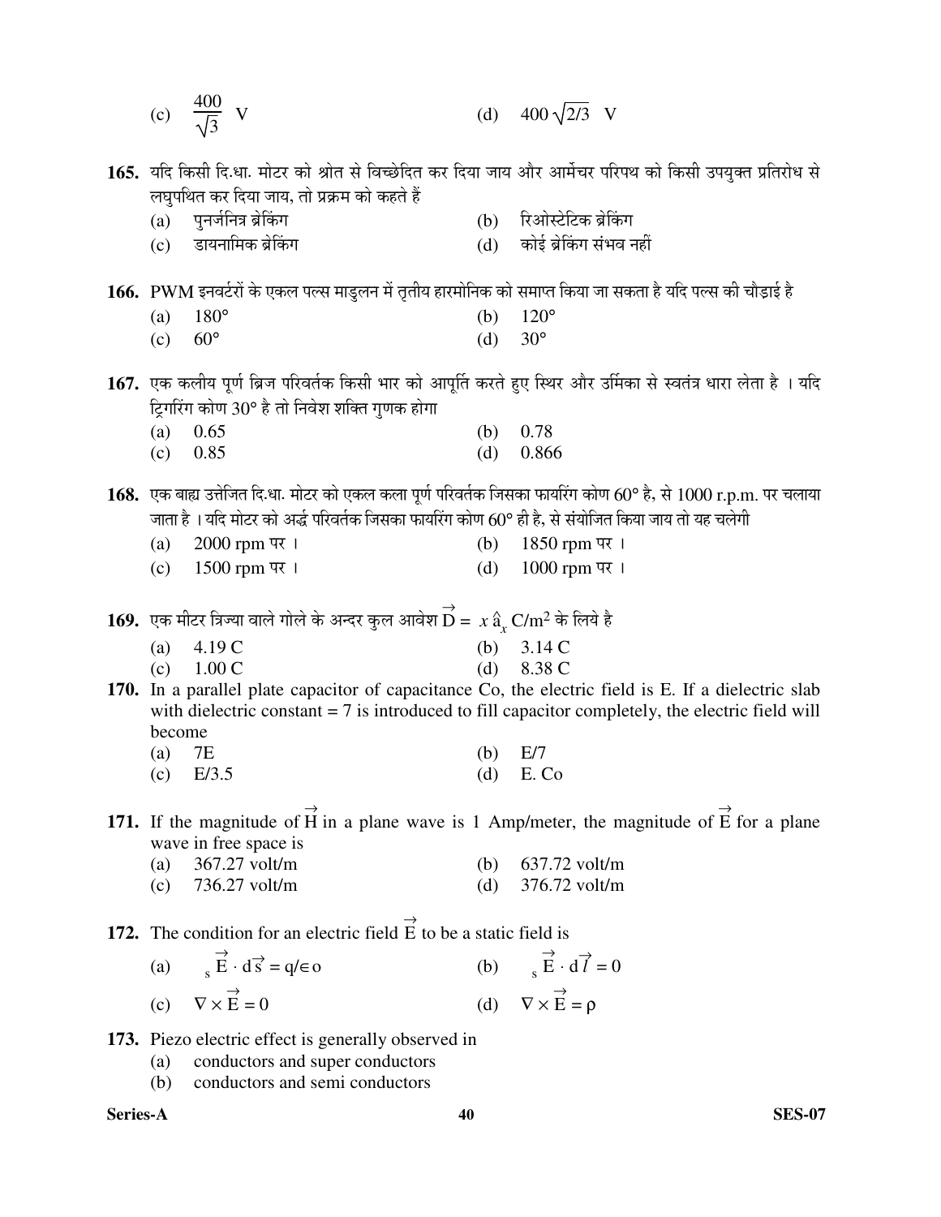(c) $\frac{400}{\sqrt{3}}$ V (d) $400\sqrt{2/3}$ V

**165.** यदि किसी दि.धा. मोटर को श्रोत से विच्छेदित कर दिया जाय और आर्मेचर परिपथ को किसी उपयुक्त प्रतिरोध से लघुपथित कर दिया जाय, तो प्रक्रम को कहते हैं

(a) पुनर्जनित्र ब्रेकिंग (b) रिओस्टेटिक ब्रेकिंग

(c) डायनामिक ब्रेकिंग (d) कोई ब्रेकिंग संभव नहीं

**166.** PWM इनवर्टरों के एकल पल्स माडुलन में तृतीय हारमोनिक को समाप्त किया जा सकता है यदि पल्स की चौड़ाई है

(a) 180° (b) 120°

(c) 60° (d) 30°

**167.** एक कलीय पूर्ण ब्रिज परिवर्तक किसी भार को आपूर्ति करते हुए स्थिर और उर्मिका से स्वतंत्र धारा लेता है । यदि ट्रिगरिंग कोण 30° है तो निवेश शक्ति गुणक होगा

(a) 0.65 (b) 0.78

(c) 0.85 (d) 0.866

**168.** एक बाह्य उत्तेजित दि.धा. मोटर को एकल कला पूर्ण परिवर्तक जिसका फायरिंग कोण 60° है, से 1000 r.p.m. पर चलाया जाता है । यदि मोटर को अर्द्ध परिवर्तक जिसका फायरिंग कोण 60° ही है, से संयोजित किया जाय तो यह चलेगी

(a) 2000 rpm पर । (b) 1850 rpm पर ।

(c) 1500 rpm पर । (d) 1000 rpm पर ।

**169.** एक मीटर त्रिज्या वाले गोले के अन्दर कुल आवेश $\vec{D} = x\,\hat{a}_x$ C/m$^2$ के लिये है

(a) 4.19 C (b) 3.14 C

(c) 1.00 C (d) 8.38 C

**170.** In a parallel plate capacitor of capacitance Co, the electric field is E. If a dielectric slab with dielectric constant = 7 is introduced to fill capacitor completely, the electric field will become

(a) 7E (b) E/7

(c) E/3.5 (d) E. Co

**171.** If the magnitude of $\vec{H}$ in a plane wave is 1 Amp/meter, the magnitude of $\vec{E}$ for a plane wave in free space is

(a) 367.27 volt/m (b) 637.72 volt/m

(c) 736.27 volt/m (d) 376.72 volt/m

**172.** The condition for an electric field $\vec{E}$ to be a static field is

(a) $_s\,\vec{E} \cdot d\vec{s} = q/\epsilon o$ (b) $_s\,\vec{E} \cdot d\vec{l} = 0$

(c) $\nabla \times \vec{E} = 0$ (d) $\nabla \times \vec{E} = \rho$

**173.** Piezo electric effect is generally observed in

(a) conductors and super conductors

(b) conductors and semi conductors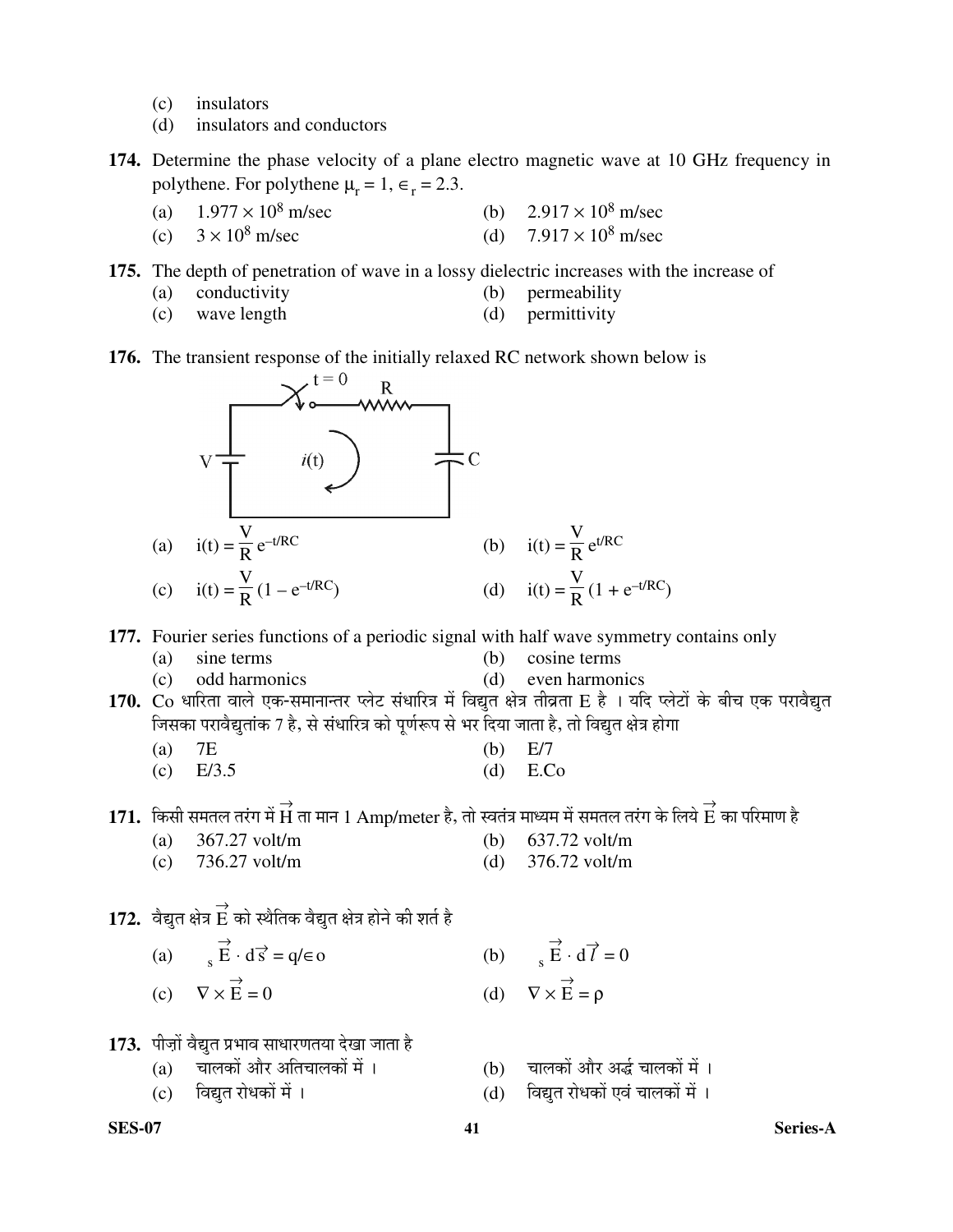(c) insulators
(d) insulators and conductors

**174.** Determine the phase velocity of a plane electro magnetic wave at 10 GHz frequency in polythene. For polythene $\mu_r = 1$, $\in_r = 2.3$.

(a) $1.977 \times 10^8$ m/sec
(b) $2.917 \times 10^8$ m/sec
(c) $3 \times 10^8$ m/sec
(d) $7.917 \times 10^8$ m/sec

**175.** The depth of penetration of wave in a lossy dielectric increases with the increase of

(a) conductivity
(b) permeability
(c) wave length
(d) permittivity

**176.** The transient response of the initially relaxed RC network shown below is

(Circuit: battery V, switch closing at t = 0, resistor R, capacitor C in series; current $i(t)$ shown circulating.)

(a) $i(t) = \frac{V}{R} e^{-t/RC}$
(b) $i(t) = \frac{V}{R} e^{t/RC}$
(c) $i(t) = \frac{V}{R} (1 - e^{-t/RC})$
(d) $i(t) = \frac{V}{R} (1 + e^{-t/RC})$

**177.** Fourier series functions of a periodic signal with half wave symmetry contains only

(a) sine terms
(b) cosine terms
(c) odd harmonics
(d) even harmonics

**170.** Co धारिता वाले एक-समानान्तर प्लेट संधारित्र में विद्युत क्षेत्र तीव्रता E है । यदि प्लेटों के बीच एक परावैद्युत जिसका परावैद्युतांक 7 है, से संधारित्र को पूर्णरूप से भर दिया जाता है, तो विद्युत क्षेत्र होगा

(a) 7E
(b) E/7
(c) E/3.5
(d) E.Co

**171.** किसी समतल तरंग में $\vec{H}$ ता मान 1 Amp/meter है, तो स्वतंत्र माध्यम में समतल तरंग के लिये $\vec{E}$ का परिमाण है

(a) 367.27 volt/m
(b) 637.72 volt/m
(c) 736.27 volt/m
(d) 376.72 volt/m

**172.** वैद्युत क्षेत्र $\vec{E}$ को स्थैतिक वैद्युत क्षेत्र होने की शर्त है

(a) $\oint_s \vec{E} \cdot d\vec{s} = q/\in o$
(b) $\oint_s \vec{E} \cdot d\vec{l} = 0$
(c) $\nabla \times \vec{E} = 0$
(d) $\nabla \times \vec{E} = \rho$

**173.** पीज़ो वैद्युत प्रभाव साधारणतया देखा जाता है

(a) चालकों और अतिचालकों में ।
(b) चालकों और अर्द्ध चालकों में ।
(c) विद्युत रोधकों में ।
(d) विद्युत रोधकों एवं चालकों में ।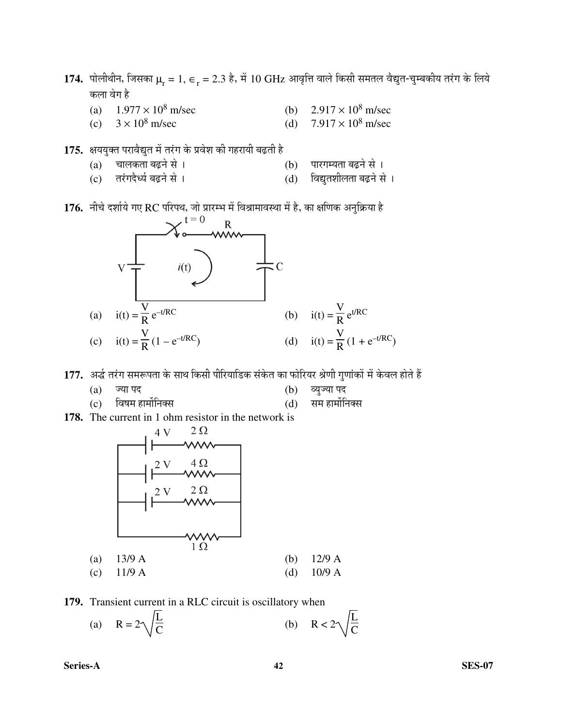**174.** पोलीथीन, जिसका $\mu_r = 1$, $\epsilon_r = 2.3$ है, में 10 GHz आवृत्ति वाले किसी समतल वैद्युत-चुम्बकीय तरंग के लिये कला वेग है

(a) $1.977 \times 10^8$ m/sec
(b) $2.917 \times 10^8$ m/sec
(c) $3 \times 10^8$ m/sec
(d) $7.917 \times 10^8$ m/sec

**175.** क्षययुक्त परावैद्युत में तरंग के प्रवेश की गहरायी बढ़ती है

(a) चालकता बढ़ने से ।
(b) पारगम्यता बढ़ने से ।
(c) तरंगदैर्ध्य बढ़ने से ।
(d) विद्युतशीलता बढ़ने से ।

**176.** नीचे दर्शाये गए RC परिपथ, जो प्रारम्भ में विश्रामावस्था में है, का क्षणिक अनुक्रिया है

(a) $i(t) = \frac{V}{R} e^{-t/RC}$
(b) $i(t) = \frac{V}{R} e^{t/RC}$
(c) $i(t) = \frac{V}{R} (1 - e^{-t/RC})$
(d) $i(t) = \frac{V}{R} (1 + e^{-t/RC})$

**177.** अर्द्ध तरंग समरूपता के साथ किसी पीरियाडिक संकेत का फोरियर श्रेणी गुणांकों में केवल होते हैं

(a) ज्या पद
(b) व्युज्या पद
(c) विषम हार्मोनिक्स
(d) सम हार्मोनिक्स

**178.** The current in 1 ohm resistor in the network is

(a) 13/9 A
(b) 12/9 A
(c) 11/9 A
(d) 10/9 A

**179.** Transient current in a RLC circuit is oscillatory when

(a) $R = 2\sqrt{\frac{L}{C}}$
(b) $R < 2\sqrt{\frac{L}{C}}$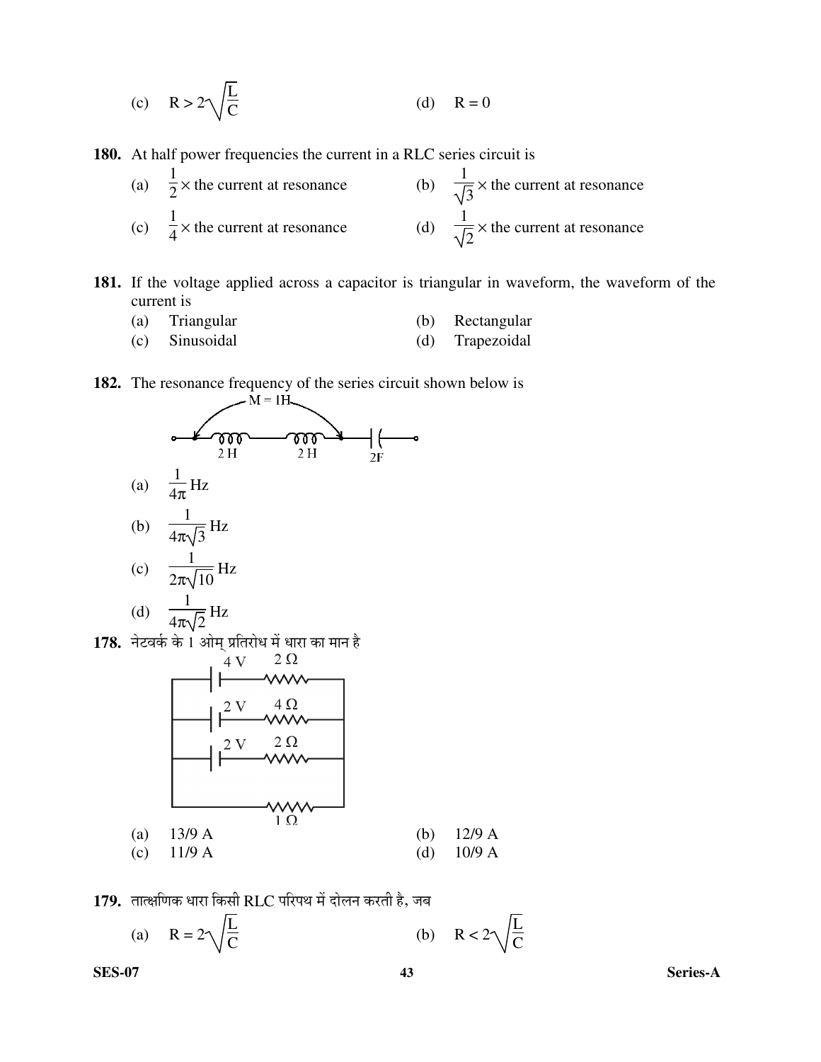(c) $R > 2\sqrt{\frac{L}{C}}$ (d) $R = 0$

**180.** At half power frequencies the current in a RLC series circuit is

(a) $\frac{1}{2} \times$ the current at resonance (b) $\frac{1}{\sqrt{3}} \times$ the current at resonance

(c) $\frac{1}{4} \times$ the current at resonance (d) $\frac{1}{\sqrt{2}} \times$ the current at resonance

**181.** If the voltage applied across a capacitor is triangular in waveform, the waveform of the current is

(a) Triangular (b) Rectangular

(c) Sinusoidal (d) Trapezoidal

**182.** The resonance frequency of the series circuit shown below is

M = 1H; 2 H; 2 H; 2F

(a) $\frac{1}{4\pi}$ Hz

(b) $\frac{1}{4\pi\sqrt{3}}$ Hz

(c) $\frac{1}{2\pi\sqrt{10}}$ Hz

(d) $\frac{1}{4\pi\sqrt{2}}$ Hz

**178.** नेटवर्क के 1 ओम् प्रतिरोध में धारा का मान है

4 V, 2 Ω; 2 V, 4 Ω; 2 V, 2 Ω; 1 Ω

(a) 13/9 A (b) 12/9 A

(c) 11/9 A (d) 10/9 A

**179.** तात्क्षणिक धारा किसी RLC परिपथ में दोलन करती है, जब

(a) $R = 2\sqrt{\frac{L}{C}}$ (b) $R < 2\sqrt{\frac{L}{C}}$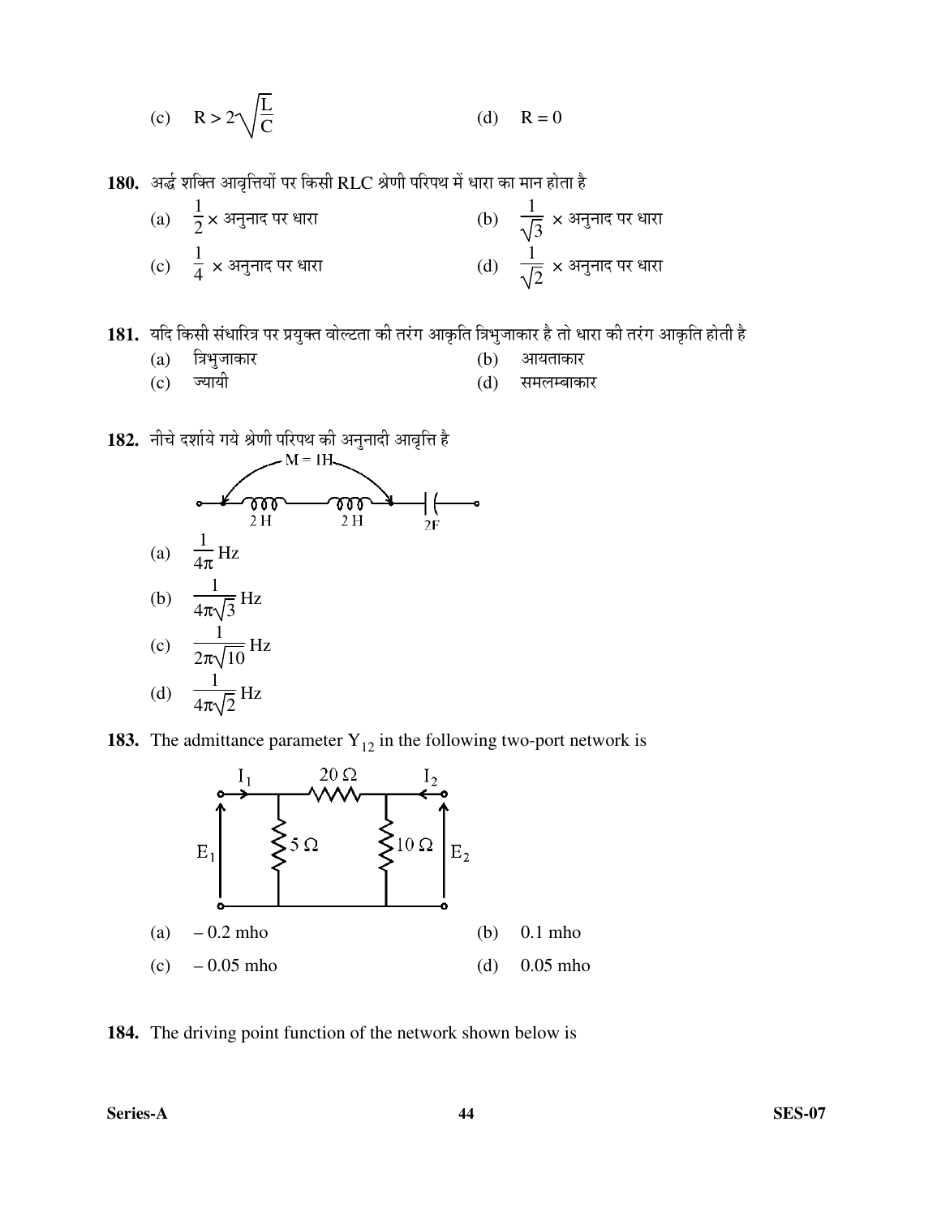(c) $R > 2\sqrt{\frac{L}{C}}$ (d) $R = 0$

**180.** अर्द्ध शक्ति आवृत्तियों पर किसी RLC श्रेणी परिपथ में धारा का मान होता है

(a) $\frac{1}{2} \times$ अनुनाद पर धारा (b) $\frac{1}{\sqrt{3}} \times$ अनुनाद पर धारा

(c) $\frac{1}{4} \times$ अनुनाद पर धारा (d) $\frac{1}{\sqrt{2}} \times$ अनुनाद पर धारा

**181.** यदि किसी संधारित्र पर प्रयुक्त वोल्टता की तरंग आकृति त्रिभुजाकार है तो धारा की तरंग आकृति होती है

(a) त्रिभुजाकार (b) आयताकार

(c) ज्यायी (d) समलम्बाकार

**182.** नीचे दर्शाये गये श्रेणी परिपथ की अनुनादी आवृत्ति है

M = 1H; 2 H, 2 H, 2F

(a) $\frac{1}{4\pi}$ Hz

(b) $\frac{1}{4\pi\sqrt{3}}$ Hz

(c) $\frac{1}{2\pi\sqrt{10}}$ Hz

(d) $\frac{1}{4\pi\sqrt{2}}$ Hz

**183.** The admittance parameter $Y_{12}$ in the following two-port network is

$I_1$, $20\ \Omega$, $I_2$, $E_1$, $5\ \Omega$, $10\ \Omega$, $E_2$

(a) – 0.2 mho (b) 0.1 mho

(c) – 0.05 mho (d) 0.05 mho

**184.** The driving point function of the network shown below is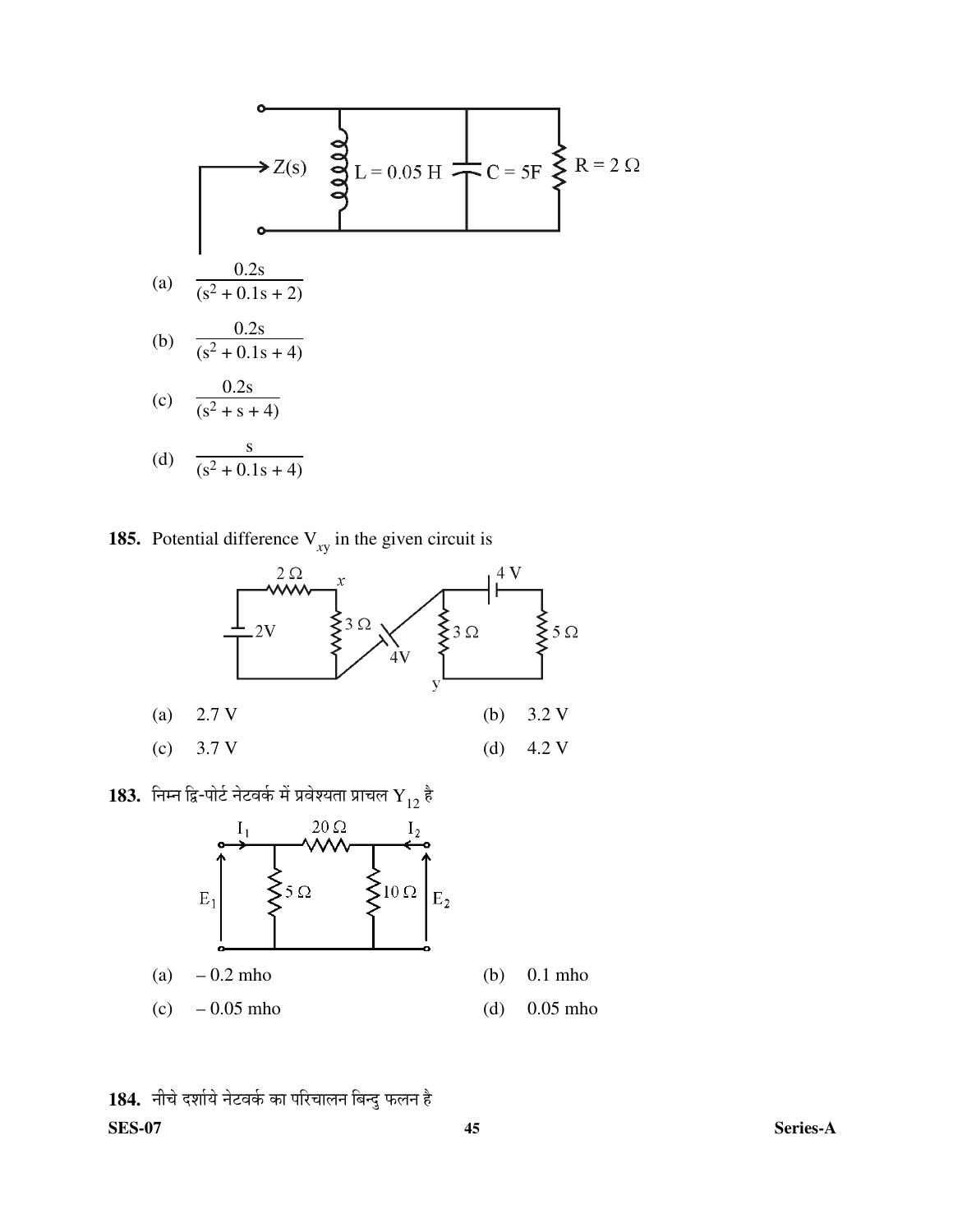$Z(s)$ — $L = 0.05$ H, $C = 5$F, $R = 2\ \Omega$

(a) $\dfrac{0.2s}{(s^2 + 0.1s + 2)}$

(b) $\dfrac{0.2s}{(s^2 + 0.1s + 4)}$

(c) $\dfrac{0.2s}{(s^2 + s + 4)}$

(d) $\dfrac{s}{(s^2 + 0.1s + 4)}$

**185.** Potential difference $V_{xy}$ in the given circuit is

(a) 2.7 V  (b) 3.2 V

(c) 3.7 V  (d) 4.2 V

**183.** निम्न द्वि-पोर्ट नेटवर्क में प्रवेश्यता प्राचल $Y_{12}$ है

(a) – 0.2 mho  (b) 0.1 mho

(c) – 0.05 mho  (d) 0.05 mho

**184.** नीचे दर्शाये नेटवर्क का परिचालन बिन्दु फलन है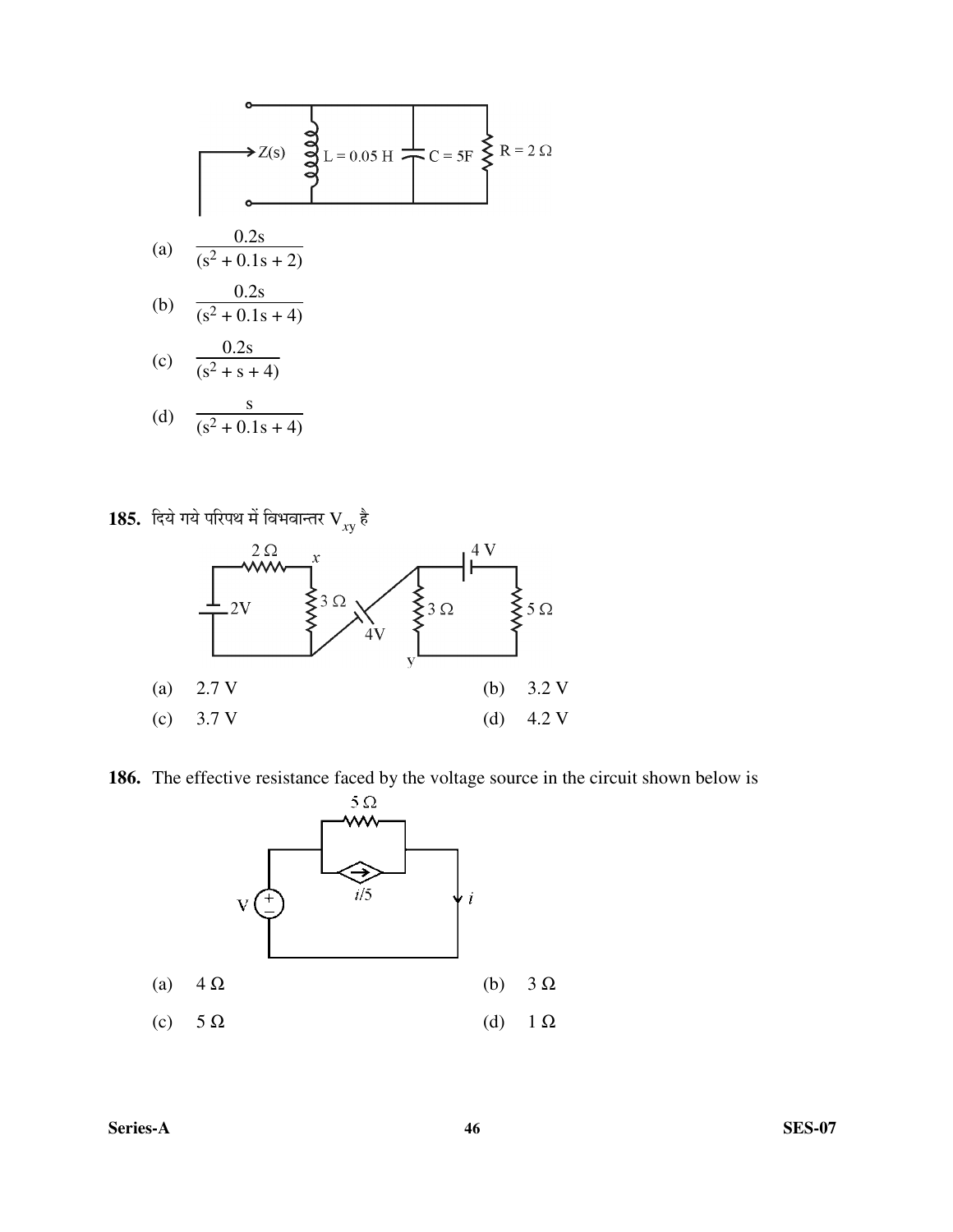Z(s) L = 0.05 H C = 5F R = 2 Ω

(a) $\frac{0.2s}{(s^2 + 0.1s + 2)}$

(b) $\frac{0.2s}{(s^2 + 0.1s + 4)}$

(c) $\frac{0.2s}{(s^2 + s + 4)}$

(d) $\frac{s}{(s^2 + 0.1s + 4)}$

**185.** दिये गये परिपथ में विभवान्तर $V_{xy}$ है

2 Ω x 4 V 2V 3 Ω 4V 3 Ω 5 Ω y

(a) 2.7 V
(b) 3.2 V
(c) 3.7 V
(d) 4.2 V

**186.** The effective resistance faced by the voltage source in the circuit shown below is

5 Ω V $i/5$ $i$

(a) 4 Ω
(b) 3 Ω
(c) 5 Ω
(d) 1 Ω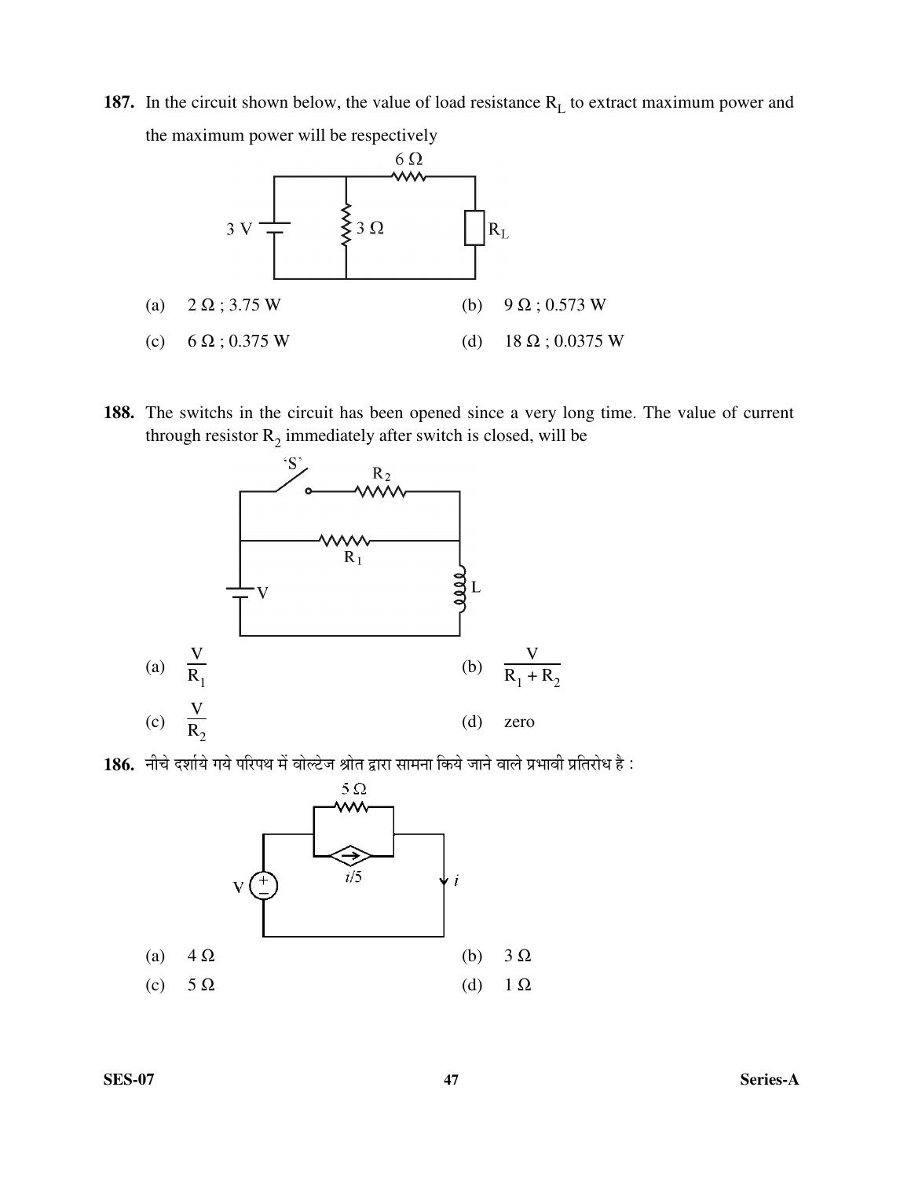**187.** In the circuit shown below, the value of load resistance $R_L$ to extract maximum power and the maximum power will be respectively

(a) $2\ \Omega$ ; 3.75 W

(b) $9\ \Omega$ ; 0.573 W

(c) $6\ \Omega$ ; 0.375 W

(d) $18\ \Omega$ ; 0.0375 W

**188.** The switchs in the circuit has been opened since a very long time. The value of current through resistor $R_2$ immediately after switch is closed, will be

(a) $\frac{V}{R_1}$

(b) $\frac{V}{R_1 + R_2}$

(c) $\frac{V}{R_2}$

(d) zero

**186.** नीचे दर्शाये गये परिपथ में वोल्टेज श्रोत द्वारा सामना किये जाने वाले प्रभावी प्रतिरोध है :

(a) $4\ \Omega$

(b) $3\ \Omega$

(c) $5\ \Omega$

(d) $1\ \Omega$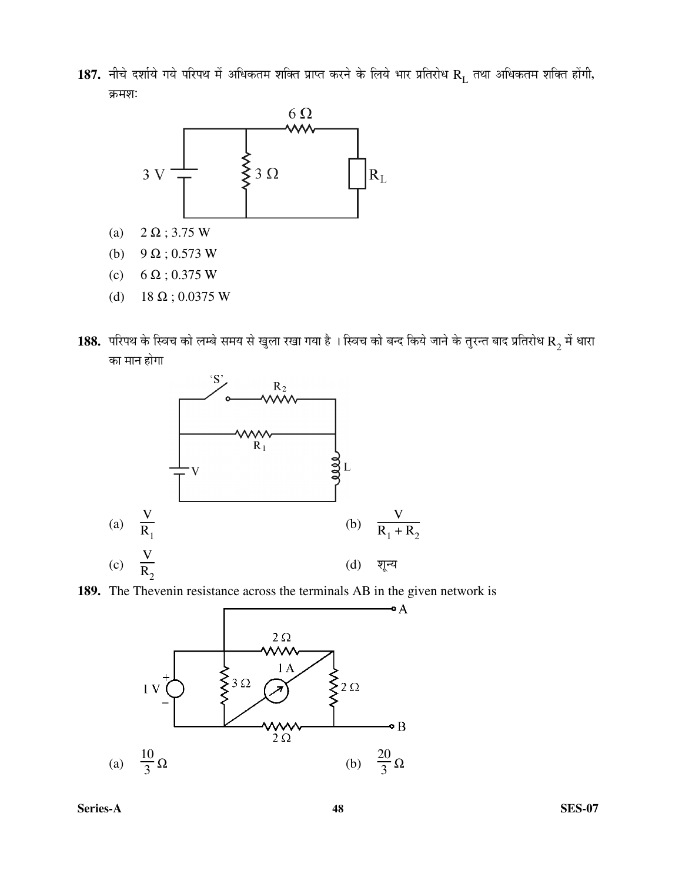**187.** नीचे दर्शाये गये परिपथ में अधिकतम शक्ति प्राप्त करने के लिये भार प्रतिरोध $R_L$ तथा अधिकतम शक्ति होंगी, क्रमशः

(a) $2\ \Omega$ ; 3.75 W

(b) $9\ \Omega$ ; 0.573 W

(c) $6\ \Omega$ ; 0.375 W

(d) $18\ \Omega$ ; 0.0375 W

**188.** परिपथ के स्विच को लम्बे समय से खुला रखा गया है । स्विच को बन्द किये जाने के तुरन्त बाद प्रतिरोध $R_2$ में धारा का मान होगा

(a) $\dfrac{V}{R_1}$

(b) $\dfrac{V}{R_1 + R_2}$

(c) $\dfrac{V}{R_2}$

(d) शून्य

**189.** The Thevenin resistance across the terminals AB in the given network is

(a) $\dfrac{10}{3}\ \Omega$

(b) $\dfrac{20}{3}\ \Omega$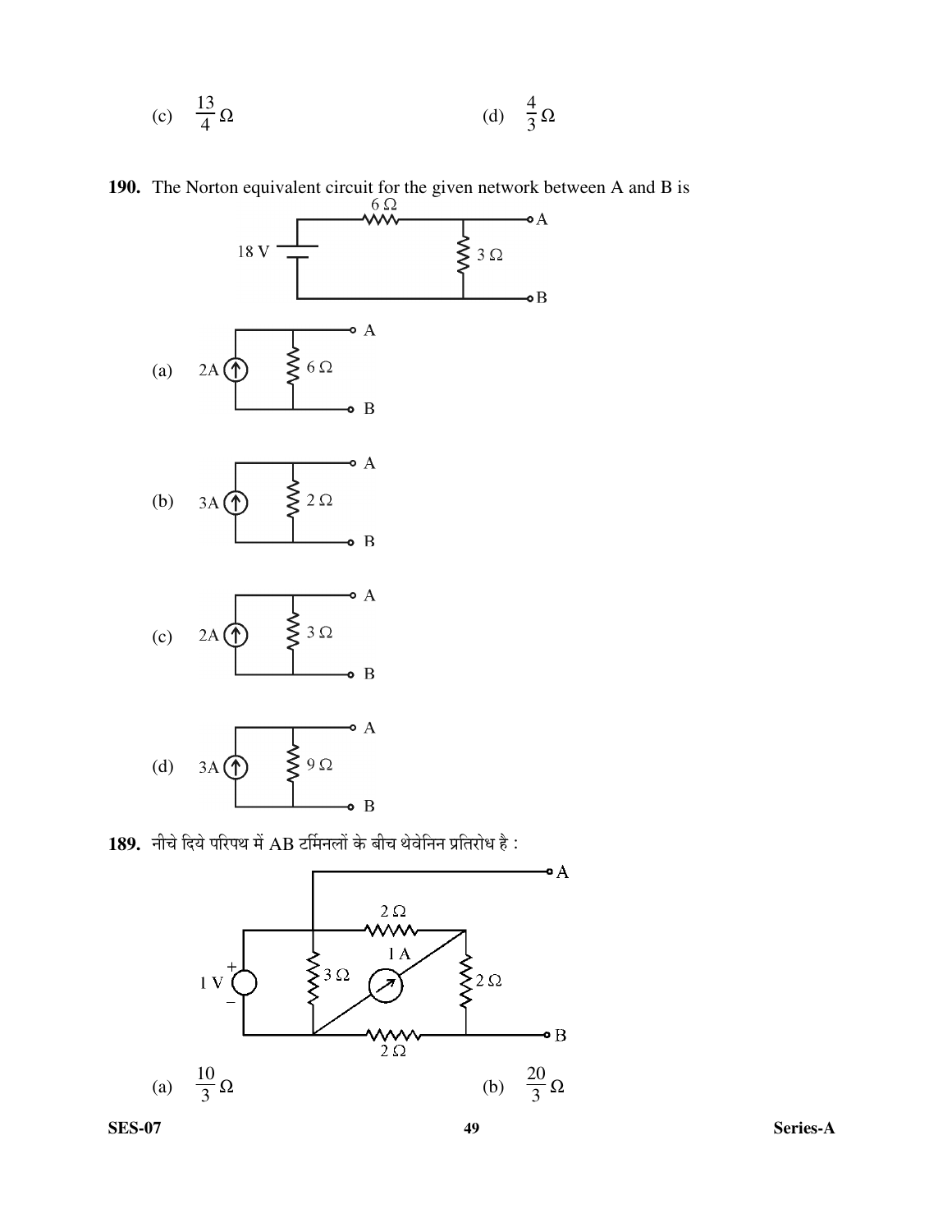(c) $\frac{13}{4}\,\Omega$ (d) $\frac{4}{3}\,\Omega$

**190.** The Norton equivalent circuit for the given network between A and B is

(a) 2A, 6 Ω

(b) 3A, 2 Ω

(c) 2A, 3 Ω

(d) 3A, 9 Ω

**189.** नीचे दिये परिपथ में AB टर्मिनलों के बीच थेवेनिन प्रतिरोध है :

(a) $\frac{10}{3}\,\Omega$ (b) $\frac{20}{3}\,\Omega$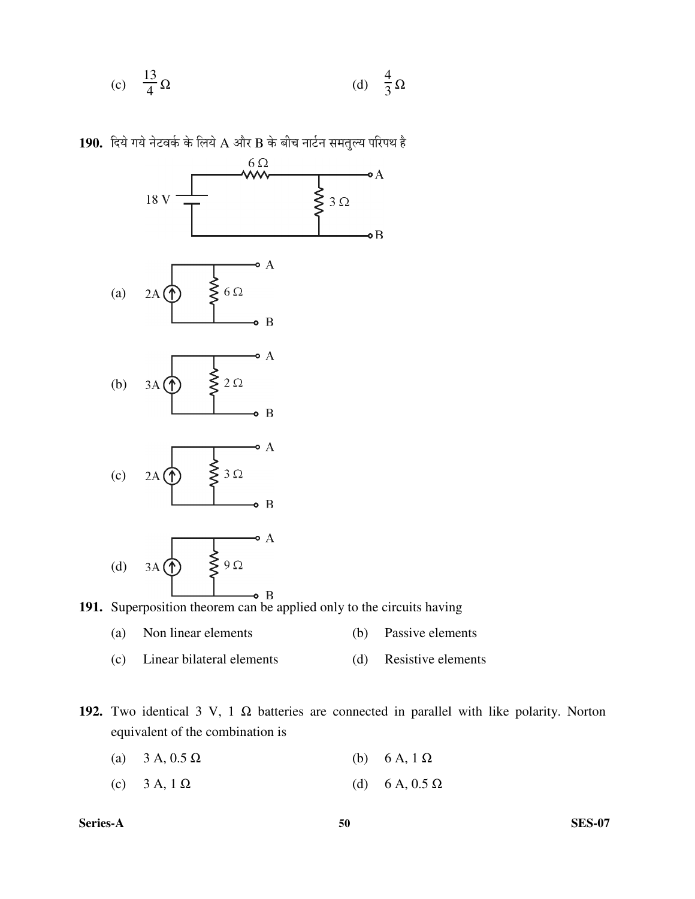(c) $\frac{13}{4}\,\Omega$ (d) $\frac{4}{3}\,\Omega$

**190.** दिये गये नेटवर्क के लिये A और B के बीच नार्टन समतुल्य परिपथ है

(a) 2A, 6 Ω

(b) 3A, 2 Ω

(c) 2A, 3 Ω

(d) 3A, 9 Ω

**191.** Superposition theorem can be applied only to the circuits having

(a) Non linear elements (b) Passive elements

(c) Linear bilateral elements (d) Resistive elements

**192.** Two identical 3 V, 1 Ω batteries are connected in parallel with like polarity. Norton equivalent of the combination is

(a) 3 A, 0.5 Ω (b) 6 A, 1 Ω

(c) 3 A, 1 Ω (d) 6 A, 0.5 Ω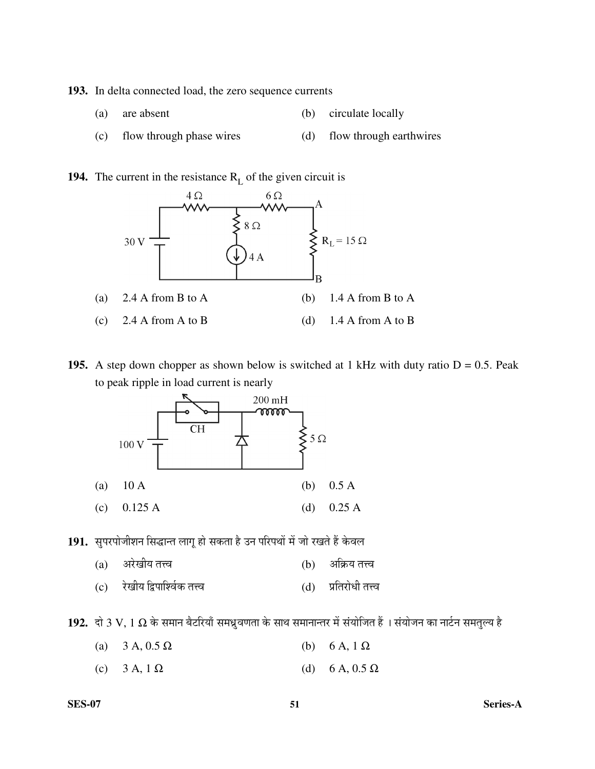**193.** In delta connected load, the zero sequence currents

(a) are absent

(b) circulate locally

(c) flow through phase wires

(d) flow through earthwires

**194.** The current in the resistance $R_L$ of the given circuit is

(a) 2.4 A from B to A

(b) 1.4 A from B to A

(c) 2.4 A from A to B

(d) 1.4 A from A to B

**195.** A step down chopper as shown below is switched at 1 kHz with duty ratio D = 0.5. Peak to peak ripple in load current is nearly

(a) 10 A

(b) 0.5 A

(c) 0.125 A

(d) 0.25 A

**191.** सुपरपोजीशन सिद्धान्त लागू हो सकता है उन परिपथों में जो रखते हैं केवल

(a) अरेखीय तत्त्व

(b) अक्रिय तत्त्व

(c) रेखीय द्विपार्श्विक तत्त्व

(d) प्रतिरोधी तत्त्व

**192.** दो 3 V, 1 Ω के समान बैटरियाँ समध्रुवणता के साथ समानान्तर में संयोजित हैं । संयोजन का नार्टन समतुल्य है

(a) 3 A, 0.5 Ω

(b) 6 A, 1 Ω

(c) 3 A, 1 Ω

(d) 6 A, 0.5 Ω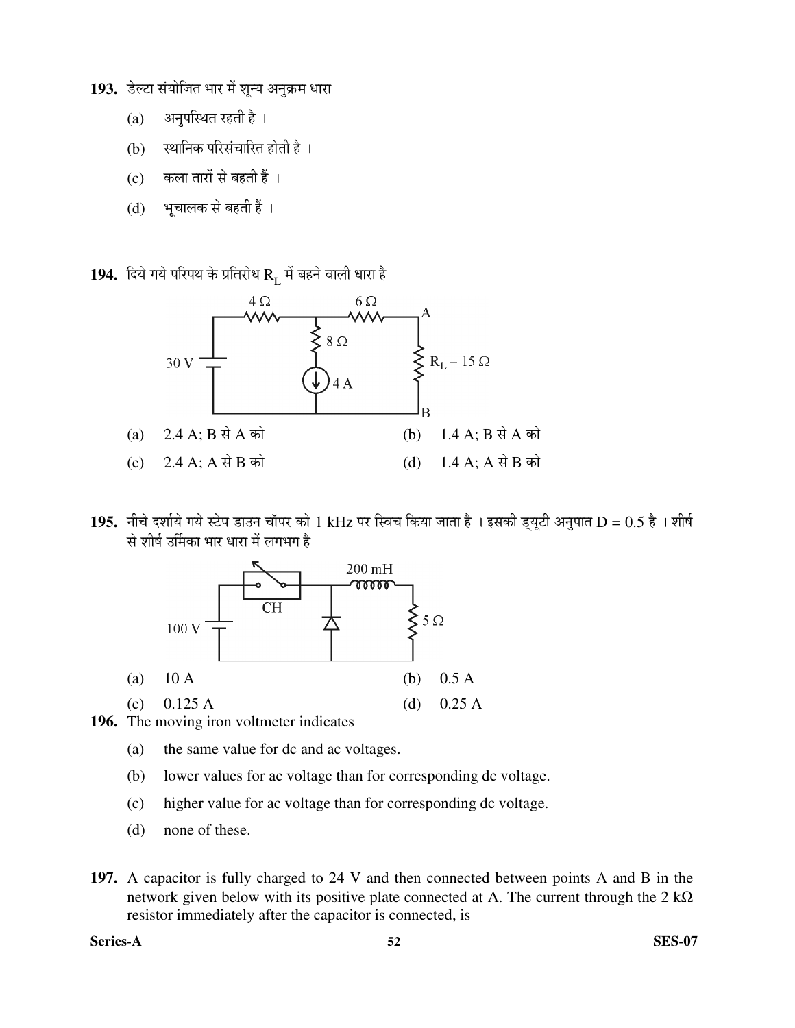**193.** डेल्टा संयोजित भार में शून्य अनुक्रम धारा

(a) अनुपस्थित रहती है ।

(b) स्थानिक परिसंचारित होती है ।

(c) कला तारों से बहती हैं ।

(d) भूचालक से बहती हैं ।

**194.** दिये गये परिपथ के प्रतिरोध $R_L$ में बहने वाली धारा है

(a) 2.4 A; B से A को (b) 1.4 A; B से A को

(c) 2.4 A; A से B को (d) 1.4 A; A से B को

**195.** नीचे दर्शाये गये स्टेप डाउन चॉपर को 1 kHz पर स्विच किया जाता है । इसकी ड्यूटी अनुपात D = 0.5 है । शीर्ष से शीर्ष उर्मिका भार धारा में लगभग है

(a) 10 A (b) 0.5 A

(c) 0.125 A (d) 0.25 A

**196.** The moving iron voltmeter indicates

(a) the same value for dc and ac voltages.

(b) lower values for ac voltage than for corresponding dc voltage.

(c) higher value for ac voltage than for corresponding dc voltage.

(d) none of these.

**197.** A capacitor is fully charged to 24 V and then connected between points A and B in the network given below with its positive plate connected at A. The current through the 2 kΩ resistor immediately after the capacitor is connected, is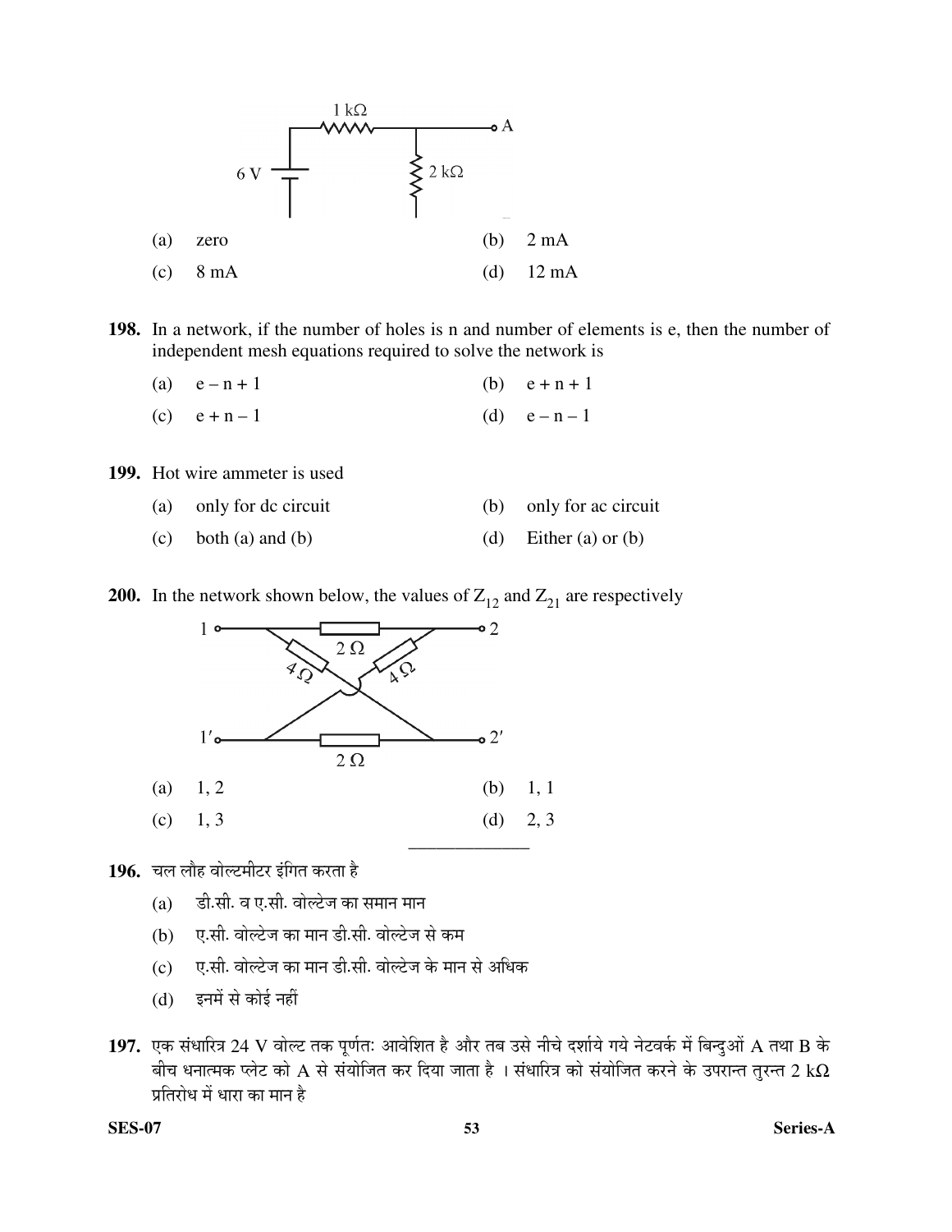(a) zero
(b) 2 mA
(c) 8 mA
(d) 12 mA

**198.** In a network, if the number of holes is n and number of elements is e, then the number of independent mesh equations required to solve the network is

(a) e – n + 1
(b) e + n + 1
(c) e + n – 1
(d) e – n – 1

**199.** Hot wire ammeter is used

(a) only for dc circuit
(b) only for ac circuit
(c) both (a) and (b)
(d) Either (a) or (b)

**200.** In the network shown below, the values of $Z_{12}$ and $Z_{21}$ are respectively

(a) 1, 2
(b) 1, 1
(c) 1, 3
(d) 2, 3

---

**196.** चल लौह वोल्टमीटर इंगित करता है

(a) डी.सी. व ए.सी. वोल्टेज का समान मान
(b) ए.सी. वोल्टेज का मान डी.सी. वोल्टेज से कम
(c) ए.सी. वोल्टेज का मान डी.सी. वोल्टेज के मान से अधिक
(d) इनमें से कोई नहीं

**197.** एक संधारित्र 24 V वोल्ट तक पूर्णतः आवेशित है और तब उसे नीचे दर्शाये गये नेटवर्क में बिन्दुओं A तथा B के बीच धनात्मक प्लेट को A से संयोजित कर दिया जाता है । संधारित्र को संयोजित करने के उपरान्त तुरन्त 2 kΩ प्रतिरोध में धारा का मान है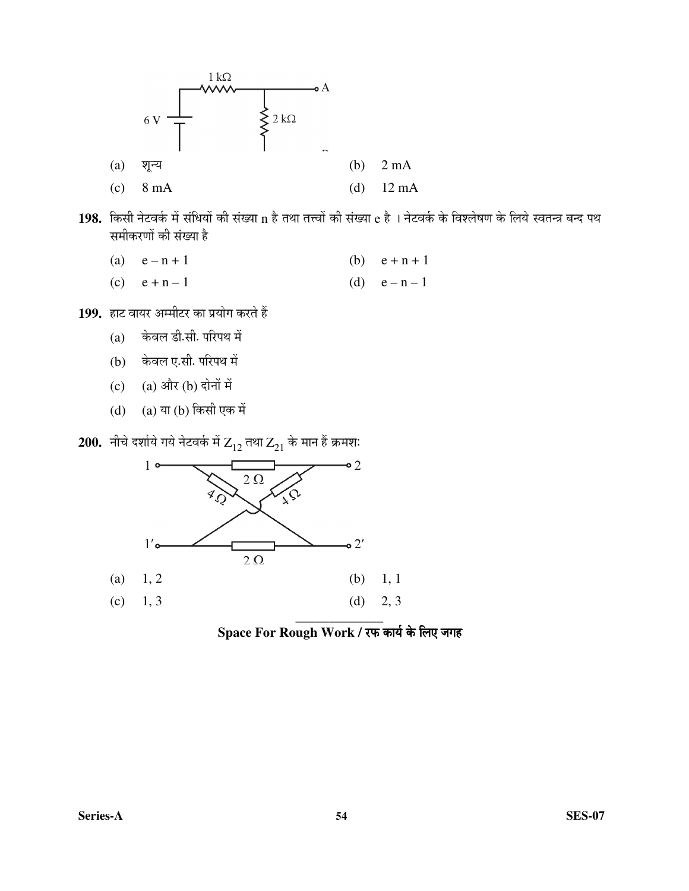(a) शून्य

(b) 2 mA

(c) 8 mA

(d) 12 mA

**198.** किसी नेटवर्क में संधियों की संख्या n है तथा तत्त्वों की संख्या e है । नेटवर्क के विश्लेषण के लिये स्वतन्त्र बन्द पथ समीकरणों की संख्या है

(a) $e - n + 1$

(b) $e + n + 1$

(c) $e + n - 1$

(d) $e - n - 1$

**199.** हाट वायर अम्मीटर का प्रयोग करते हैं

(a) केवल डी.सी. परिपथ में

(b) केवल ए.सी. परिपथ में

(c) (a) और (b) दोनों में

(d) (a) या (b) किसी एक में

**200.** नीचे दर्शाये गये नेटवर्क में $Z_{12}$ तथा $Z_{21}$ के मान हैं क्रमशः

(a) 1, 2

(b) 1, 1

(c) 1, 3

(d) 2, 3

**Space For Rough Work / रफ कार्य के लिए जगह**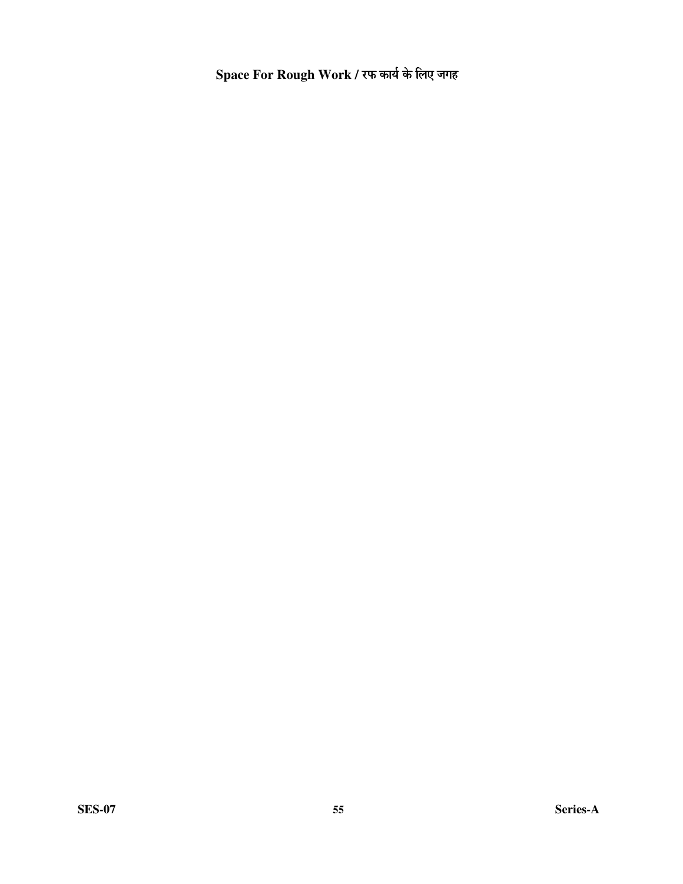**Space For Rough Work / रफ कार्य के लिए जगह**